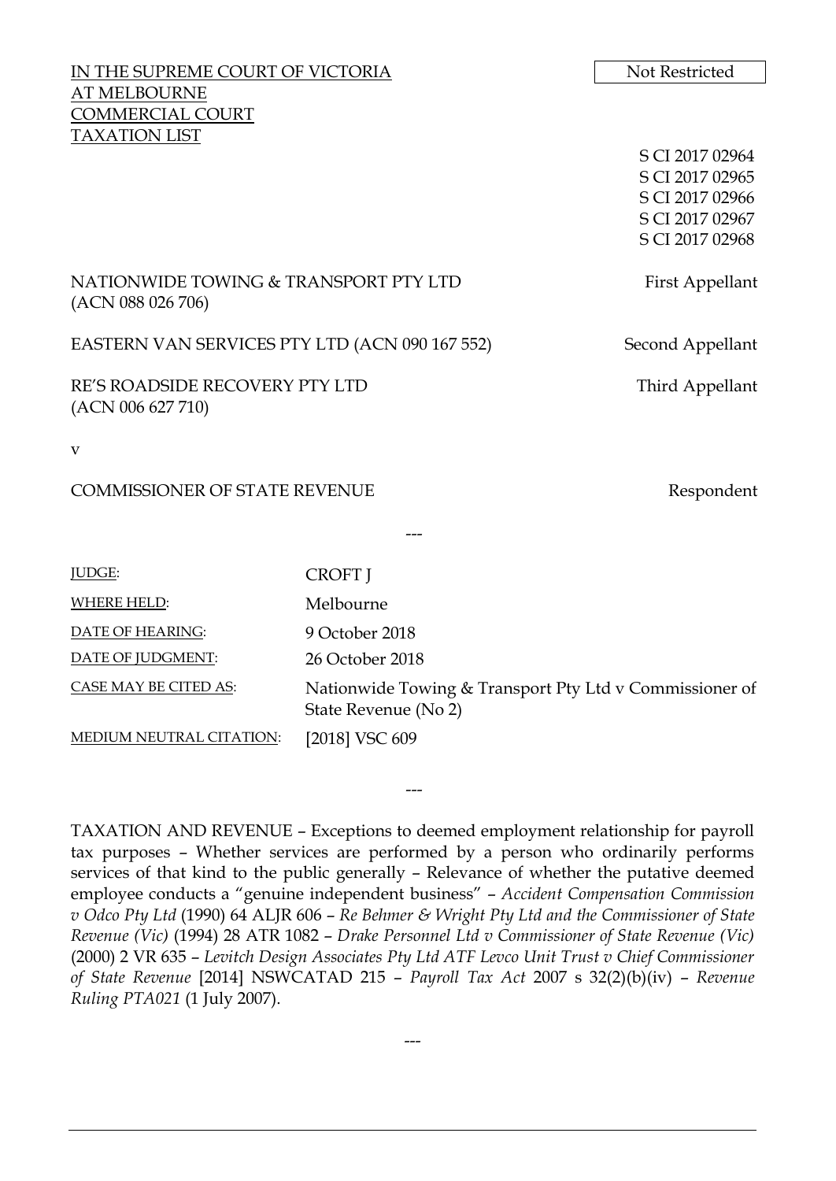IN THE SUPREME COURT OF VICTORIA
AT MELBOURNE
COMMERCIAL COURT
TAXATION LIST

Not Restricted

S CI 2017 02964
S CI 2017 02965
S CI 2017 02966
S CI 2017 02967
S CI 2017 02968

| | |
|---|---|
| NATIONWIDE TOWING & TRANSPORT PTY LTD (ACN 088 026 706) | First Appellant |
| EASTERN VAN SERVICES PTY LTD (ACN 090 167 552) | Second Appellant |
| RE'S ROADSIDE RECOVERY PTY LTD (ACN 006 627 710) | Third Appellant |

v

| | |
|---|---|
| COMMISSIONER OF STATE REVENUE | Respondent |

---

| | |
|---|---|
| JUDGE: | CROFT J |
| WHERE HELD: | Melbourne |
| DATE OF HEARING: | 9 October 2018 |
| DATE OF JUDGMENT: | 26 October 2018 |
| CASE MAY BE CITED AS: | Nationwide Towing & Transport Pty Ltd v Commissioner of State Revenue (No 2) |
| MEDIUM NEUTRAL CITATION: | [2018] VSC 609 |

---

TAXATION AND REVENUE – Exceptions to deemed employment relationship for payroll tax purposes – Whether services are performed by a person who ordinarily performs services of that kind to the public generally – Relevance of whether the putative deemed employee conducts a "genuine independent business" – *Accident Compensation Commission v Odco Pty Ltd* (1990) 64 ALJR 606 – *Re Behmer & Wright Pty Ltd and the Commissioner of State Revenue (Vic)* (1994) 28 ATR 1082 – *Drake Personnel Ltd v Commissioner of State Revenue (Vic)* (2000) 2 VR 635 – *Levitch Design Associates Pty Ltd ATF Levco Unit Trust v Chief Commissioner of State Revenue* [2014] NSWCATAD 215 – *Payroll Tax Act* 2007 s 32(2)(b)(iv) – *Revenue Ruling PTA021* (1 July 2007).

---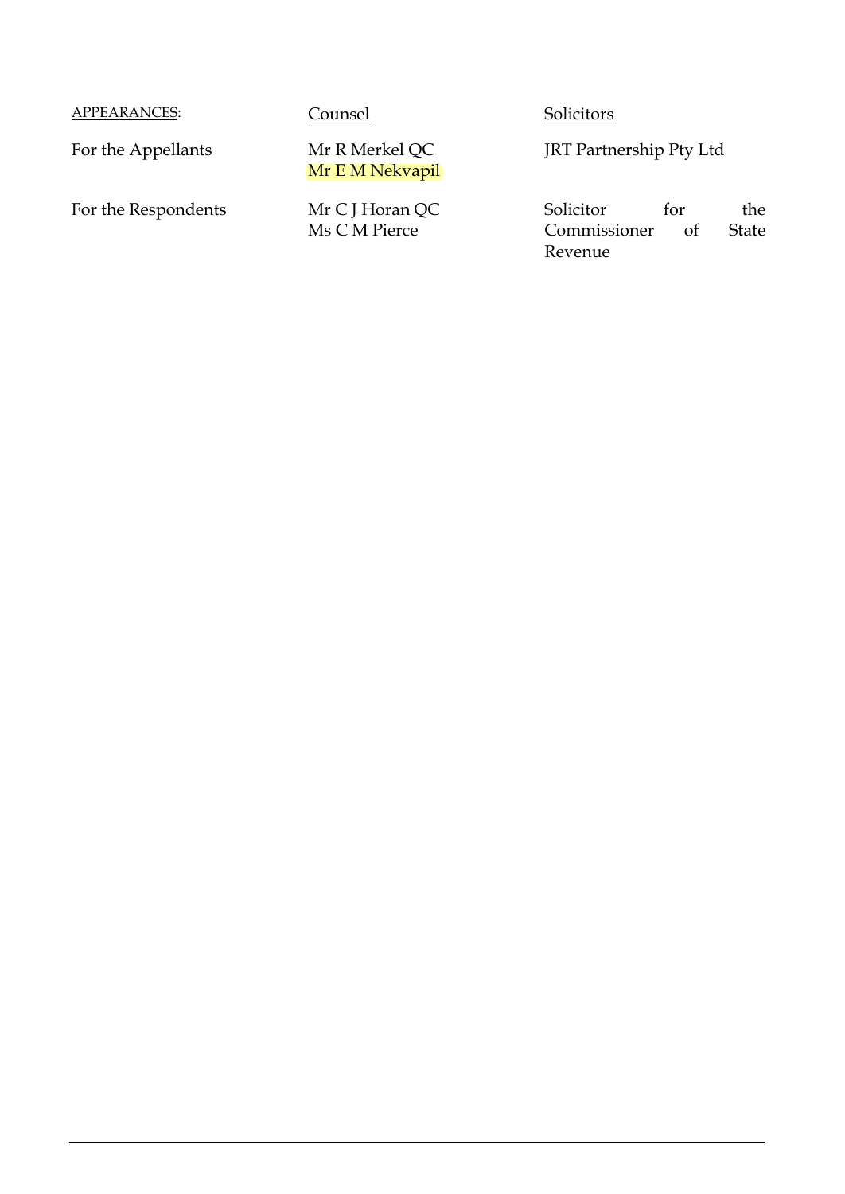| APPEARANCES: | Counsel | Solicitors |
|---|---|---|
| For the Appellants | Mr R Merkel QC<br>Mr E M Nekvapil | JRT Partnership Pty Ltd |
| For the Respondents | Mr C J Horan QC<br>Ms C M Pierce | Solicitor for the Commissioner of State Revenue |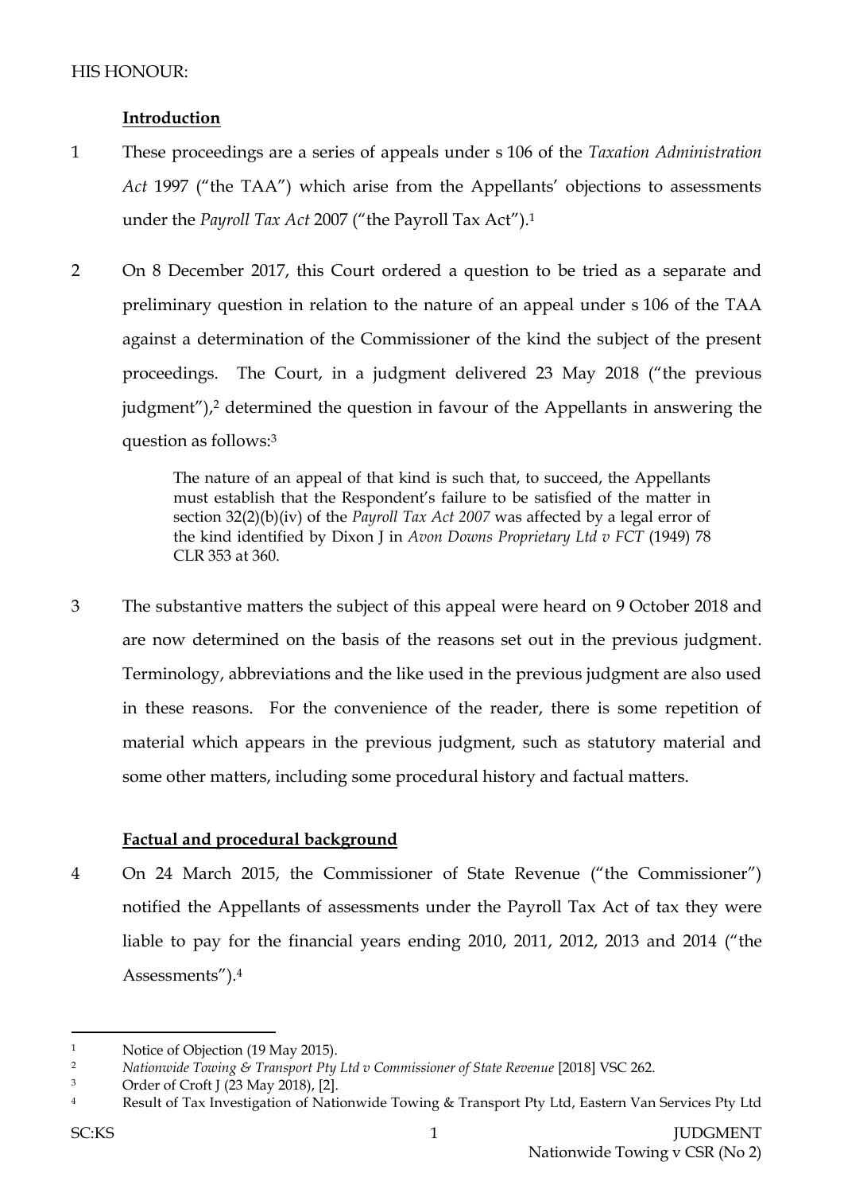HIS HONOUR:

**Introduction**

1 These proceedings are a series of appeals under s 106 of the *Taxation Administration Act* 1997 ("the TAA") which arise from the Appellants' objections to assessments under the *Payroll Tax Act* 2007 ("the Payroll Tax Act").[1]

2 On 8 December 2017, this Court ordered a question to be tried as a separate and preliminary question in relation to the nature of an appeal under s 106 of the TAA against a determination of the Commissioner of the kind the subject of the present proceedings. The Court, in a judgment delivered 23 May 2018 ("the previous judgment"),[2] determined the question in favour of the Appellants in answering the question as follows:[3]

> The nature of an appeal of that kind is such that, to succeed, the Appellants must establish that the Respondent's failure to be satisfied of the matter in section 32(2)(b)(iv) of the *Payroll Tax Act 2007* was affected by a legal error of the kind identified by Dixon J in *Avon Downs Proprietary Ltd v FCT* (1949) 78 CLR 353 at 360.

3 The substantive matters the subject of this appeal were heard on 9 October 2018 and are now determined on the basis of the reasons set out in the previous judgment. Terminology, abbreviations and the like used in the previous judgment are also used in these reasons. For the convenience of the reader, there is some repetition of material which appears in the previous judgment, such as statutory material and some other matters, including some procedural history and factual matters.

**Factual and procedural background**

4 On 24 March 2015, the Commissioner of State Revenue ("the Commissioner") notified the Appellants of assessments under the Payroll Tax Act of tax they were liable to pay for the financial years ending 2010, 2011, 2012, 2013 and 2014 ("the Assessments").[4]

---

[1] Notice of Objection (19 May 2015).

[2] *Nationwide Towing & Transport Pty Ltd v Commissioner of State Revenue* [2018] VSC 262.

[3] Order of Croft J (23 May 2018), [2].

[4] Result of Tax Investigation of Nationwide Towing & Transport Pty Ltd, Eastern Van Services Pty Ltd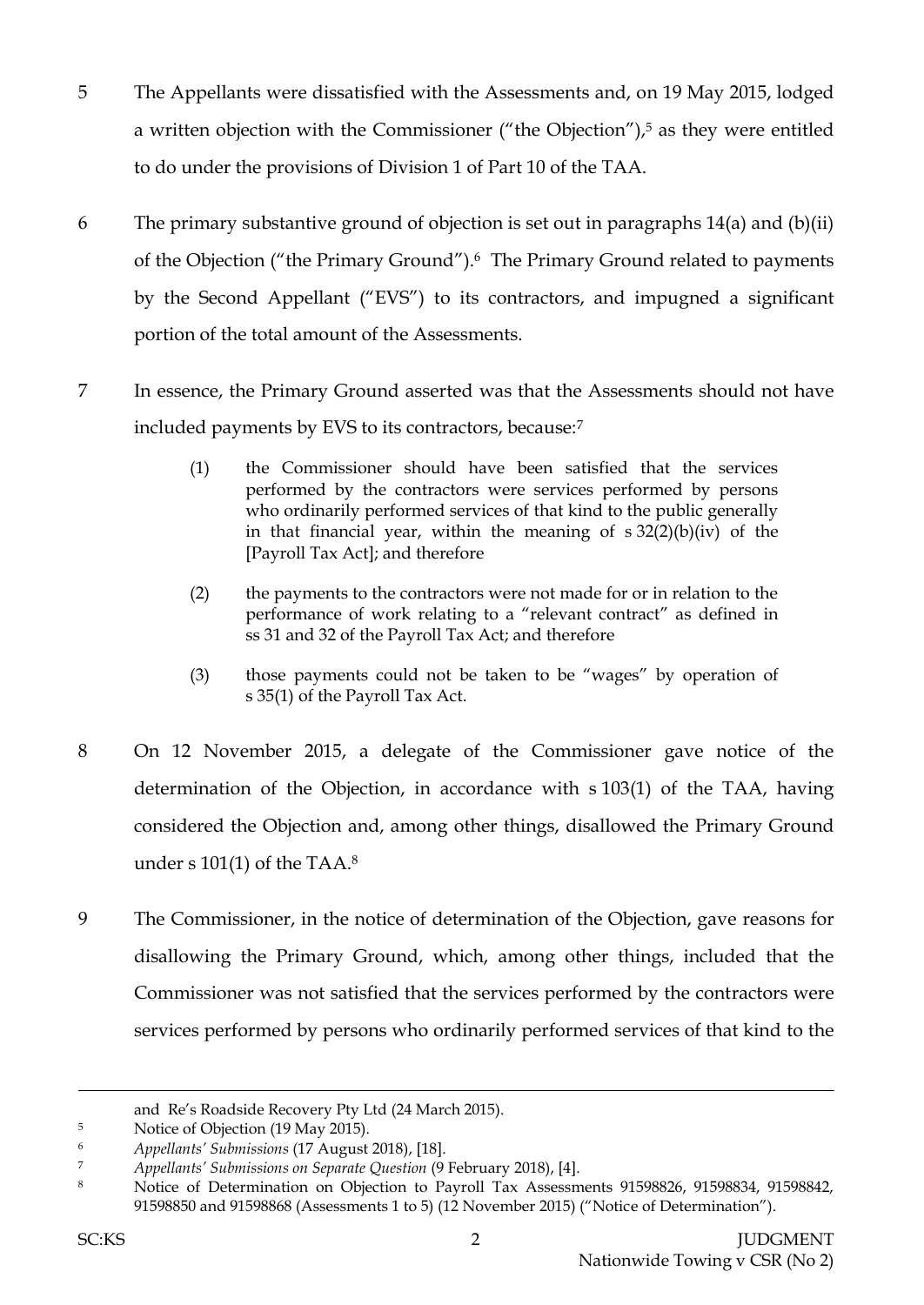5 The Appellants were dissatisfied with the Assessments and, on 19 May 2015, lodged a written objection with the Commissioner ("the Objection"),[5] as they were entitled to do under the provisions of Division 1 of Part 10 of the TAA.

6 The primary substantive ground of objection is set out in paragraphs 14(a) and (b)(ii) of the Objection ("the Primary Ground").[6] The Primary Ground related to payments by the Second Appellant ("EVS") to its contractors, and impugned a significant portion of the total amount of the Assessments.

7 In essence, the Primary Ground asserted was that the Assessments should not have included payments by EVS to its contractors, because:[7]

> (1) the Commissioner should have been satisfied that the services performed by the contractors were services performed by persons who ordinarily performed services of that kind to the public generally in that financial year, within the meaning of s 32(2)(b)(iv) of the [Payroll Tax Act]; and therefore
>
> (2) the payments to the contractors were not made for or in relation to the performance of work relating to a "relevant contract" as defined in ss 31 and 32 of the Payroll Tax Act; and therefore
>
> (3) those payments could not be taken to be "wages" by operation of s 35(1) of the Payroll Tax Act.

8 On 12 November 2015, a delegate of the Commissioner gave notice of the determination of the Objection, in accordance with s 103(1) of the TAA, having considered the Objection and, among other things, disallowed the Primary Ground under s 101(1) of the TAA.[8]

9 The Commissioner, in the notice of determination of the Objection, gave reasons for disallowing the Primary Ground, which, among other things, included that the Commissioner was not satisfied that the services performed by the contractors were services performed by persons who ordinarily performed services of that kind to the

---

and Re's Roadside Recovery Pty Ltd (24 March 2015).

[5] Notice of Objection (19 May 2015).

[6] *Appellants' Submissions* (17 August 2018), [18].

[7] *Appellants' Submissions on Separate Question* (9 February 2018), [4].

[8] Notice of Determination on Objection to Payroll Tax Assessments 91598826, 91598834, 91598842, 91598850 and 91598868 (Assessments 1 to 5) (12 November 2015) ("Notice of Determination").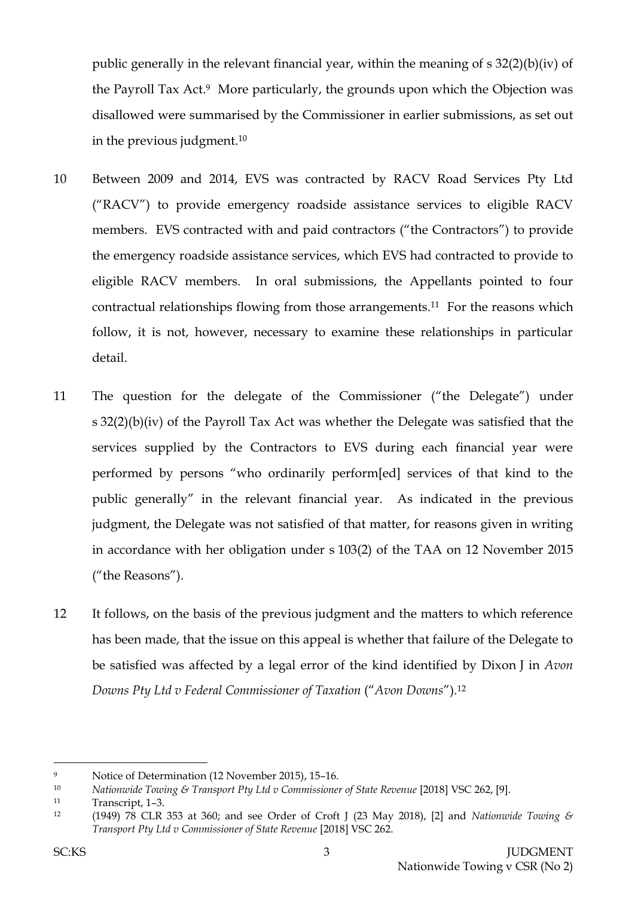public generally in the relevant financial year, within the meaning of s 32(2)(b)(iv) of the Payroll Tax Act.[9] More particularly, the grounds upon which the Objection was disallowed were summarised by the Commissioner in earlier submissions, as set out in the previous judgment.[10]

10 Between 2009 and 2014, EVS was contracted by RACV Road Services Pty Ltd ("RACV") to provide emergency roadside assistance services to eligible RACV members. EVS contracted with and paid contractors ("the Contractors") to provide the emergency roadside assistance services, which EVS had contracted to provide to eligible RACV members. In oral submissions, the Appellants pointed to four contractual relationships flowing from those arrangements.[11] For the reasons which follow, it is not, however, necessary to examine these relationships in particular detail.

11 The question for the delegate of the Commissioner ("the Delegate") under s 32(2)(b)(iv) of the Payroll Tax Act was whether the Delegate was satisfied that the services supplied by the Contractors to EVS during each financial year were performed by persons "who ordinarily perform[ed] services of that kind to the public generally" in the relevant financial year. As indicated in the previous judgment, the Delegate was not satisfied of that matter, for reasons given in writing in accordance with her obligation under s 103(2) of the TAA on 12 November 2015 ("the Reasons").

12 It follows, on the basis of the previous judgment and the matters to which reference has been made, that the issue on this appeal is whether that failure of the Delegate to be satisfied was affected by a legal error of the kind identified by Dixon J in *Avon Downs Pty Ltd v Federal Commissioner of Taxation* ("*Avon Downs*").[12]

---

[9] Notice of Determination (12 November 2015), 15–16.

[10] *Nationwide Towing & Transport Pty Ltd v Commissioner of State Revenue* [2018] VSC 262, [9].

[11] Transcript, 1–3.

[12] (1949) 78 CLR 353 at 360; and see Order of Croft J (23 May 2018), [2] and *Nationwide Towing & Transport Pty Ltd v Commissioner of State Revenue* [2018] VSC 262.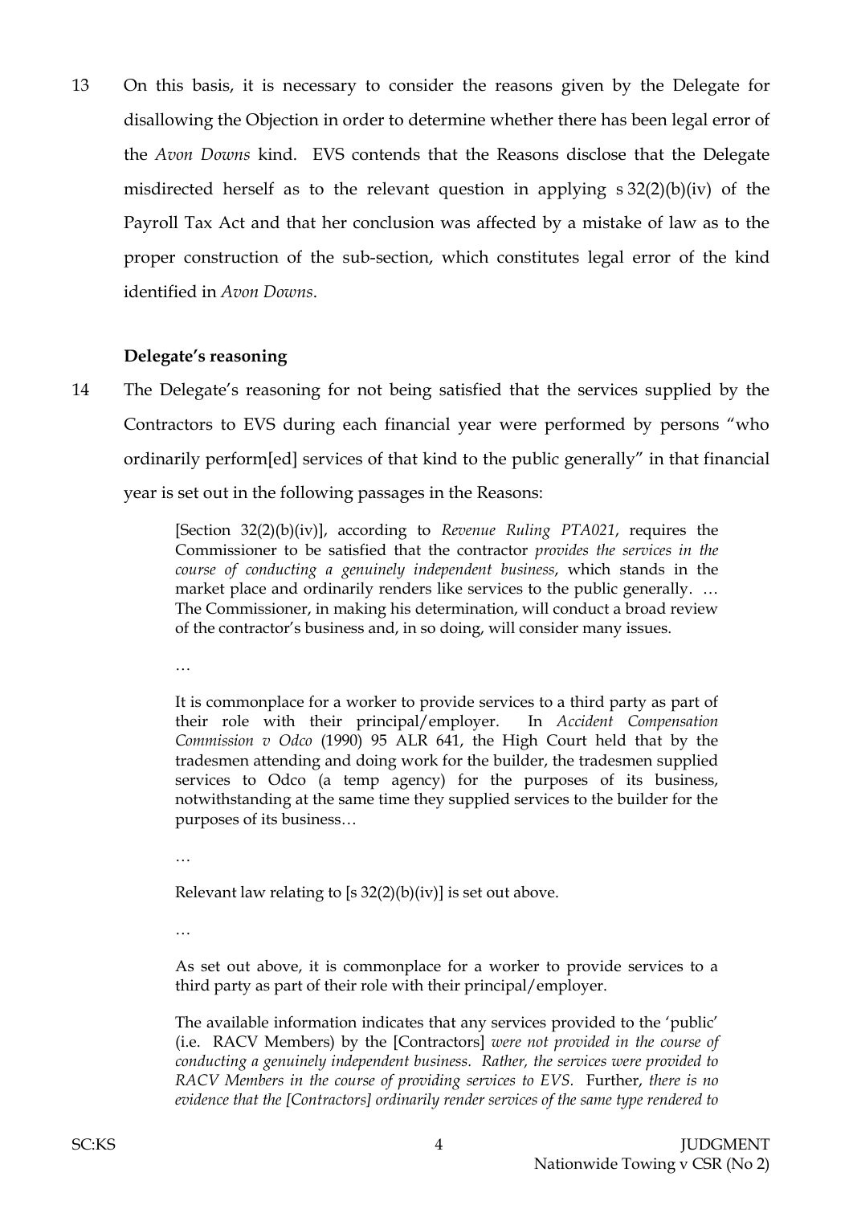13 On this basis, it is necessary to consider the reasons given by the Delegate for disallowing the Objection in order to determine whether there has been legal error of the *Avon Downs* kind. EVS contends that the Reasons disclose that the Delegate misdirected herself as to the relevant question in applying s 32(2)(b)(iv) of the Payroll Tax Act and that her conclusion was affected by a mistake of law as to the proper construction of the sub-section, which constitutes legal error of the kind identified in *Avon Downs*.

**Delegate's reasoning**

14 The Delegate's reasoning for not being satisfied that the services supplied by the Contractors to EVS during each financial year were performed by persons "who ordinarily perform[ed] services of that kind to the public generally" in that financial year is set out in the following passages in the Reasons:

> [Section 32(2)(b)(iv)], according to *Revenue Ruling PTA021*, requires the Commissioner to be satisfied that the contractor *provides the services in the course of conducting a genuinely independent business*, which stands in the market place and ordinarily renders like services to the public generally. … The Commissioner, in making his determination, will conduct a broad review of the contractor's business and, in so doing, will consider many issues.
>
> …
>
> It is commonplace for a worker to provide services to a third party as part of their role with their principal/employer. In *Accident Compensation Commission v Odco* (1990) 95 ALR 641, the High Court held that by the tradesmen attending and doing work for the builder, the tradesmen supplied services to Odco (a temp agency) for the purposes of its business, notwithstanding at the same time they supplied services to the builder for the purposes of its business…
>
> …
>
> Relevant law relating to [s 32(2)(b)(iv)] is set out above.
>
> …
>
> As set out above, it is commonplace for a worker to provide services to a third party as part of their role with their principal/employer.
>
> The available information indicates that any services provided to the 'public' (i.e. RACV Members) by the [Contractors] *were not provided in the course of conducting a genuinely independent business. Rather, the services were provided to RACV Members in the course of providing services to EVS.* Further, *there is no evidence that the [Contractors] ordinarily render services of the same type rendered to*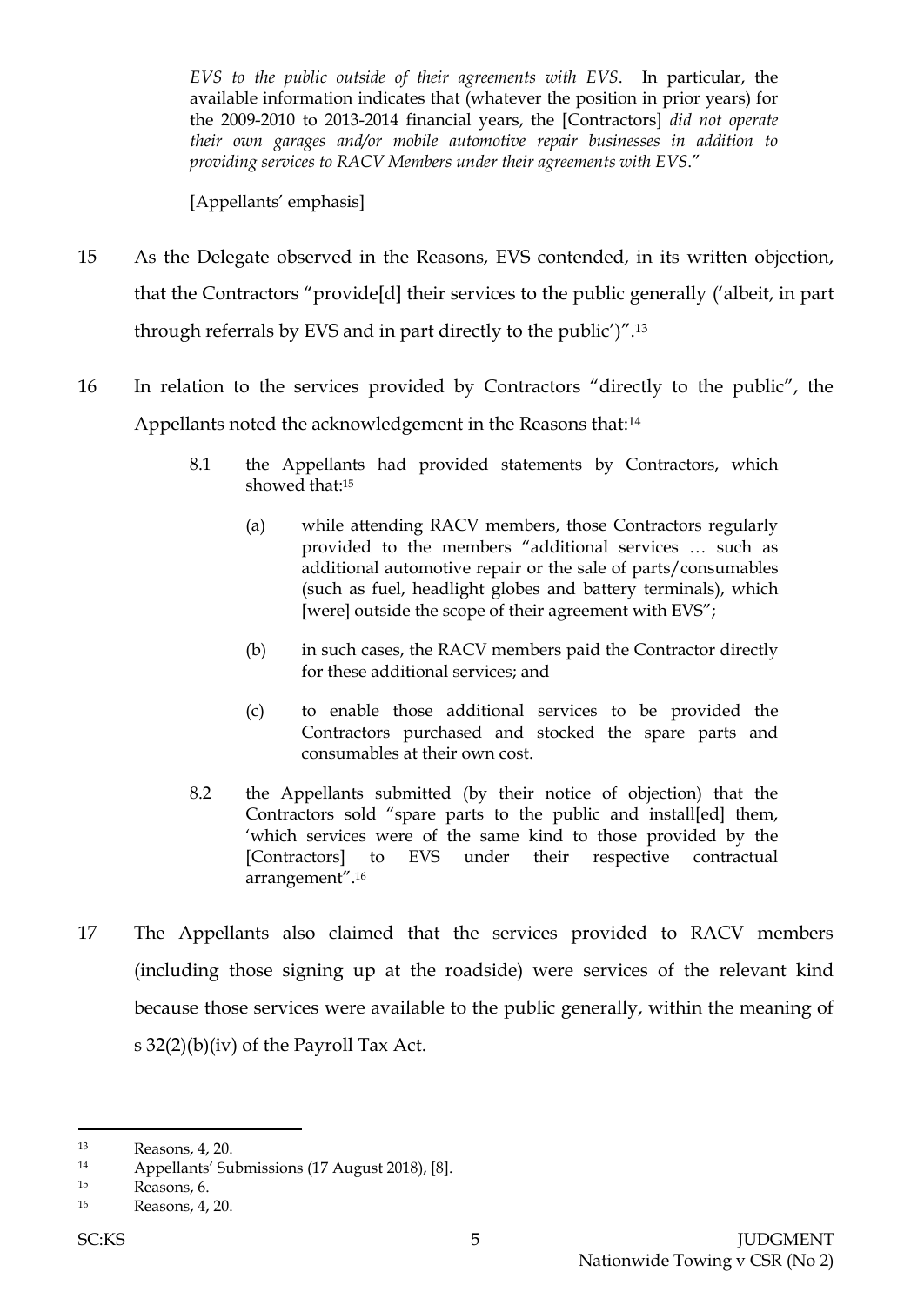*EVS to the public outside of their agreements with EVS*. In particular, the available information indicates that (whatever the position in prior years) for the 2009-2010 to 2013-2014 financial years, the [Contractors] *did not operate their own garages and/or mobile automotive repair businesses in addition to providing services to RACV Members under their agreements with EVS*."

[Appellants' emphasis]

15 As the Delegate observed in the Reasons, EVS contended, in its written objection, that the Contractors "provide[d] their services to the public generally ('albeit, in part through referrals by EVS and in part directly to the public')".[13]

16 In relation to the services provided by Contractors "directly to the public", the Appellants noted the acknowledgement in the Reasons that:[14]

> 8.1 the Appellants had provided statements by Contractors, which showed that:[15]
>
> > (a) while attending RACV members, those Contractors regularly provided to the members "additional services … such as additional automotive repair or the sale of parts/consumables (such as fuel, headlight globes and battery terminals), which [were] outside the scope of their agreement with EVS";
> >
> > (b) in such cases, the RACV members paid the Contractor directly for these additional services; and
> >
> > (c) to enable those additional services to be provided the Contractors purchased and stocked the spare parts and consumables at their own cost.
>
> 8.2 the Appellants submitted (by their notice of objection) that the Contractors sold "spare parts to the public and install[ed] them, 'which services were of the same kind to those provided by the [Contractors] to EVS under their respective contractual arrangement".[16]

17 The Appellants also claimed that the services provided to RACV members (including those signing up at the roadside) were services of the relevant kind because those services were available to the public generally, within the meaning of s 32(2)(b)(iv) of the Payroll Tax Act.

---

[13] Reasons, 4, 20.

[14] Appellants' Submissions (17 August 2018), [8].

[15] Reasons, 6.

[16] Reasons, 4, 20.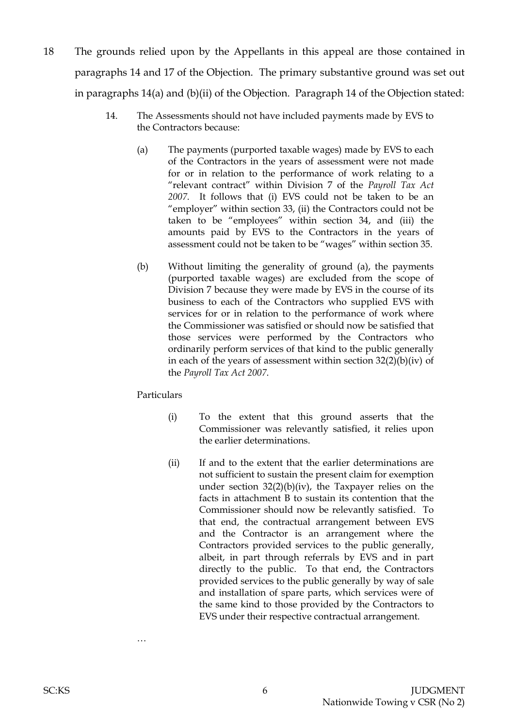18 The grounds relied upon by the Appellants in this appeal are those contained in paragraphs 14 and 17 of the Objection. The primary substantive ground was set out in paragraphs 14(a) and (b)(ii) of the Objection. Paragraph 14 of the Objection stated:

> 14. The Assessments should not have included payments made by EVS to the Contractors because:
>
> (a) The payments (purported taxable wages) made by EVS to each of the Contractors in the years of assessment were not made for or in relation to the performance of work relating to a "relevant contract" within Division 7 of the *Payroll Tax Act 2007*. It follows that (i) EVS could not be taken to be an "employer" within section 33, (ii) the Contractors could not be taken to be "employees" within section 34, and (iii) the amounts paid by EVS to the Contractors in the years of assessment could not be taken to be "wages" within section 35.
>
> (b) Without limiting the generality of ground (a), the payments (purported taxable wages) are excluded from the scope of Division 7 because they were made by EVS in the course of its business to each of the Contractors who supplied EVS with services for or in relation to the performance of work where the Commissioner was satisfied or should now be satisfied that those services were performed by the Contractors who ordinarily perform services of that kind to the public generally in each of the years of assessment within section 32(2)(b)(iv) of the *Payroll Tax Act 2007*.
>
> Particulars
>
> (i) To the extent that this ground asserts that the Commissioner was relevantly satisfied, it relies upon the earlier determinations.
>
> (ii) If and to the extent that the earlier determinations are not sufficient to sustain the present claim for exemption under section 32(2)(b)(iv), the Taxpayer relies on the facts in attachment B to sustain its contention that the Commissioner should now be relevantly satisfied. To that end, the contractual arrangement between EVS and the Contractor is an arrangement where the Contractors provided services to the public generally, albeit, in part through referrals by EVS and in part directly to the public. To that end, the Contractors provided services to the public generally by way of sale and installation of spare parts, which services were of the same kind to those provided by the Contractors to EVS under their respective contractual arrangement.
>
> …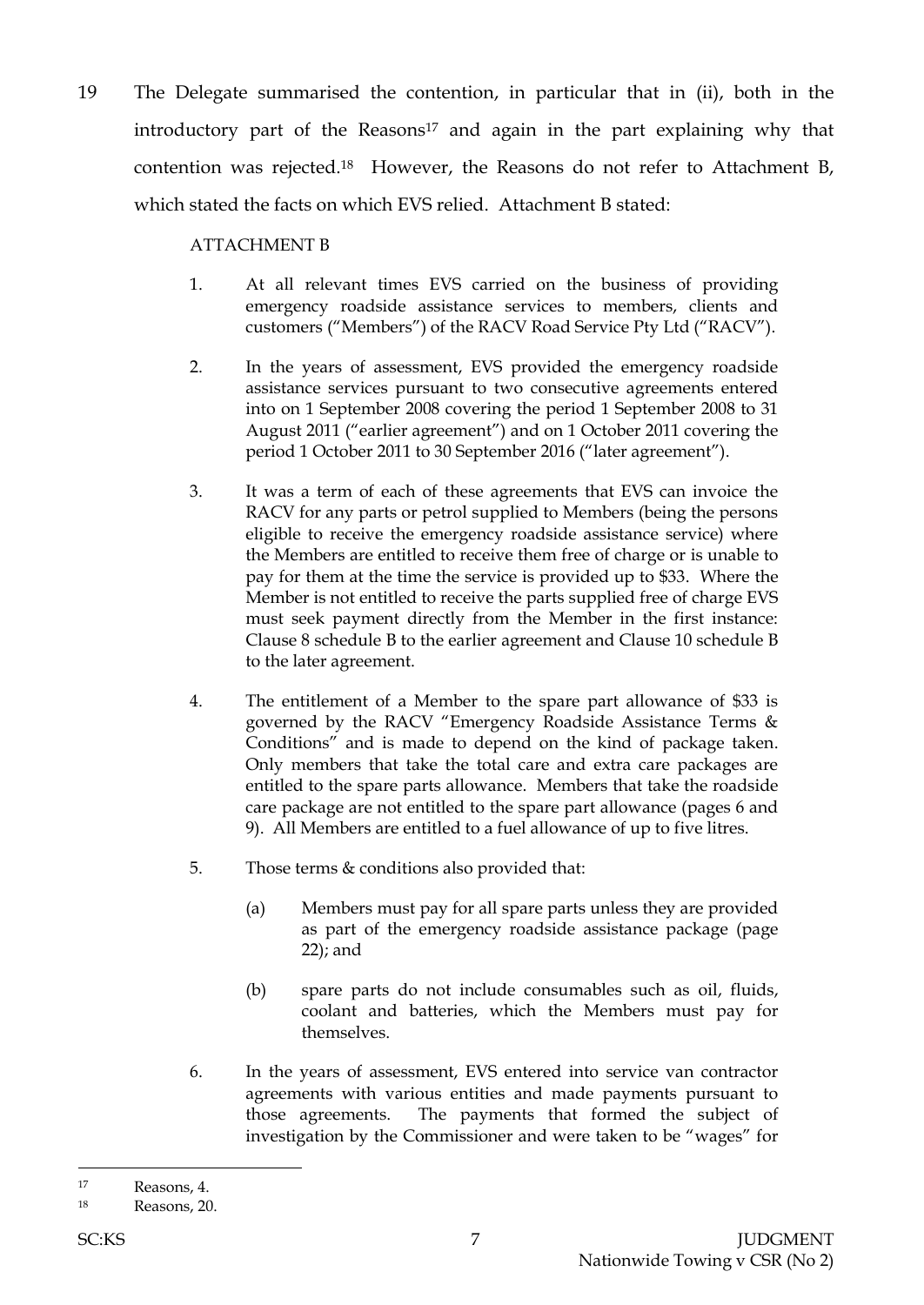19 The Delegate summarised the contention, in particular that in (ii), both in the introductory part of the Reasons[17] and again in the part explaining why that contention was rejected.[18] However, the Reasons do not refer to Attachment B, which stated the facts on which EVS relied. Attachment B stated:

> ATTACHMENT B
>
> 1. At all relevant times EVS carried on the business of providing emergency roadside assistance services to members, clients and customers ("Members") of the RACV Road Service Pty Ltd ("RACV").
>
> 2. In the years of assessment, EVS provided the emergency roadside assistance services pursuant to two consecutive agreements entered into on 1 September 2008 covering the period 1 September 2008 to 31 August 2011 ("earlier agreement") and on 1 October 2011 covering the period 1 October 2011 to 30 September 2016 ("later agreement").
>
> 3. It was a term of each of these agreements that EVS can invoice the RACV for any parts or petrol supplied to Members (being the persons eligible to receive the emergency roadside assistance service) where the Members are entitled to receive them free of charge or is unable to pay for them at the time the service is provided up to $33. Where the Member is not entitled to receive the parts supplied free of charge EVS must seek payment directly from the Member in the first instance: Clause 8 schedule B to the earlier agreement and Clause 10 schedule B to the later agreement.
>
> 4. The entitlement of a Member to the spare part allowance of $33 is governed by the RACV "Emergency Roadside Assistance Terms & Conditions" and is made to depend on the kind of package taken. Only members that take the total care and extra care packages are entitled to the spare parts allowance. Members that take the roadside care package are not entitled to the spare part allowance (pages 6 and 9). All Members are entitled to a fuel allowance of up to five litres.
>
> 5. Those terms & conditions also provided that:
>
>    (a) Members must pay for all spare parts unless they are provided as part of the emergency roadside assistance package (page 22); and
>
>    (b) spare parts do not include consumables such as oil, fluids, coolant and batteries, which the Members must pay for themselves.
>
> 6. In the years of assessment, EVS entered into service van contractor agreements with various entities and made payments pursuant to those agreements. The payments that formed the subject of investigation by the Commissioner and were taken to be "wages" for

---

[17] Reasons, 4.

[18] Reasons, 20.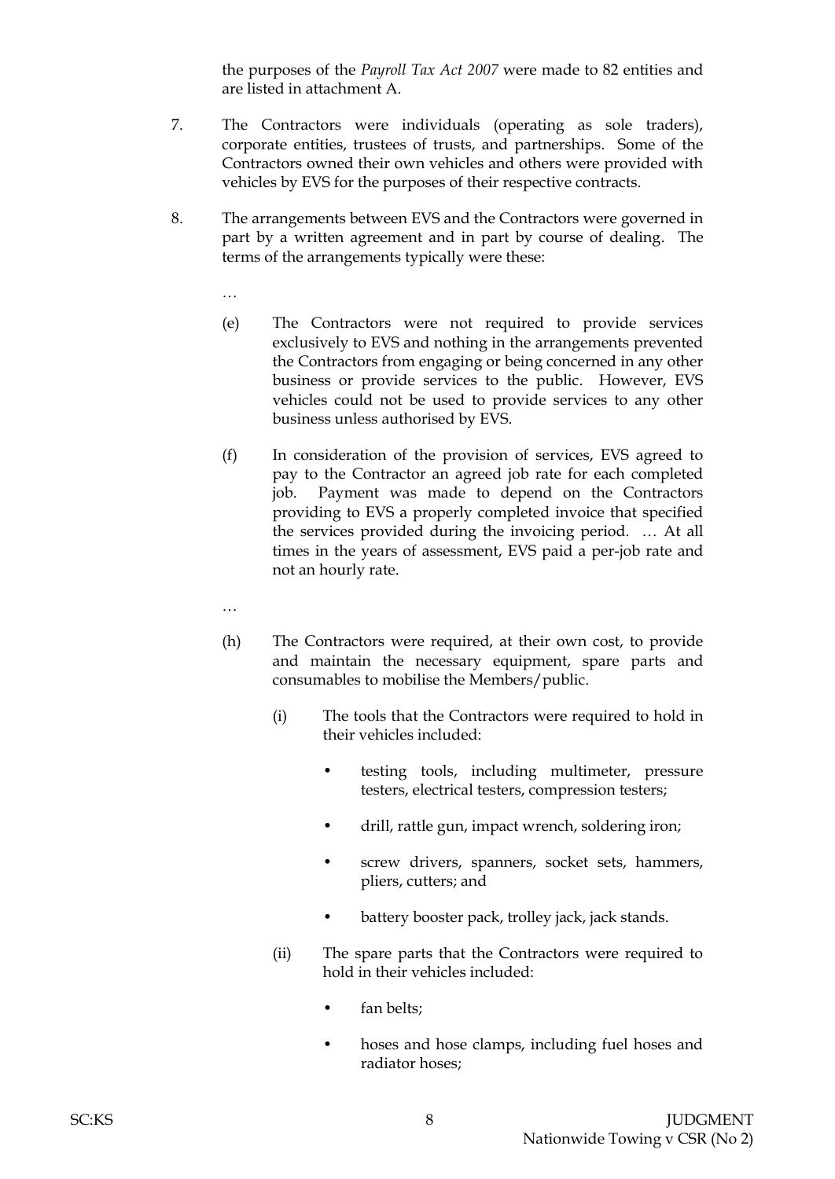the purposes of the *Payroll Tax Act 2007* were made to 82 entities and are listed in attachment A.

7. The Contractors were individuals (operating as sole traders), corporate entities, trustees of trusts, and partnerships. Some of the Contractors owned their own vehicles and others were provided with vehicles by EVS for the purposes of their respective contracts.

8. The arrangements between EVS and the Contractors were governed in part by a written agreement and in part by course of dealing. The terms of the arrangements typically were these:

   …

   (e) The Contractors were not required to provide services exclusively to EVS and nothing in the arrangements prevented the Contractors from engaging or being concerned in any other business or provide services to the public. However, EVS vehicles could not be used to provide services to any other business unless authorised by EVS.

   (f) In consideration of the provision of services, EVS agreed to pay to the Contractor an agreed job rate for each completed job. Payment was made to depend on the Contractors providing to EVS a properly completed invoice that specified the services provided during the invoicing period. … At all times in the years of assessment, EVS paid a per-job rate and not an hourly rate.

   …

   (h) The Contractors were required, at their own cost, to provide and maintain the necessary equipment, spare parts and consumables to mobilise the Members/public.

      (i) The tools that the Contractors were required to hold in their vehicles included:

         - testing tools, including multimeter, pressure testers, electrical testers, compression testers;
         - drill, rattle gun, impact wrench, soldering iron;
         - screw drivers, spanners, socket sets, hammers, pliers, cutters; and
         - battery booster pack, trolley jack, jack stands.

      (ii) The spare parts that the Contractors were required to hold in their vehicles included:

         - fan belts;
         - hoses and hose clamps, including fuel hoses and radiator hoses;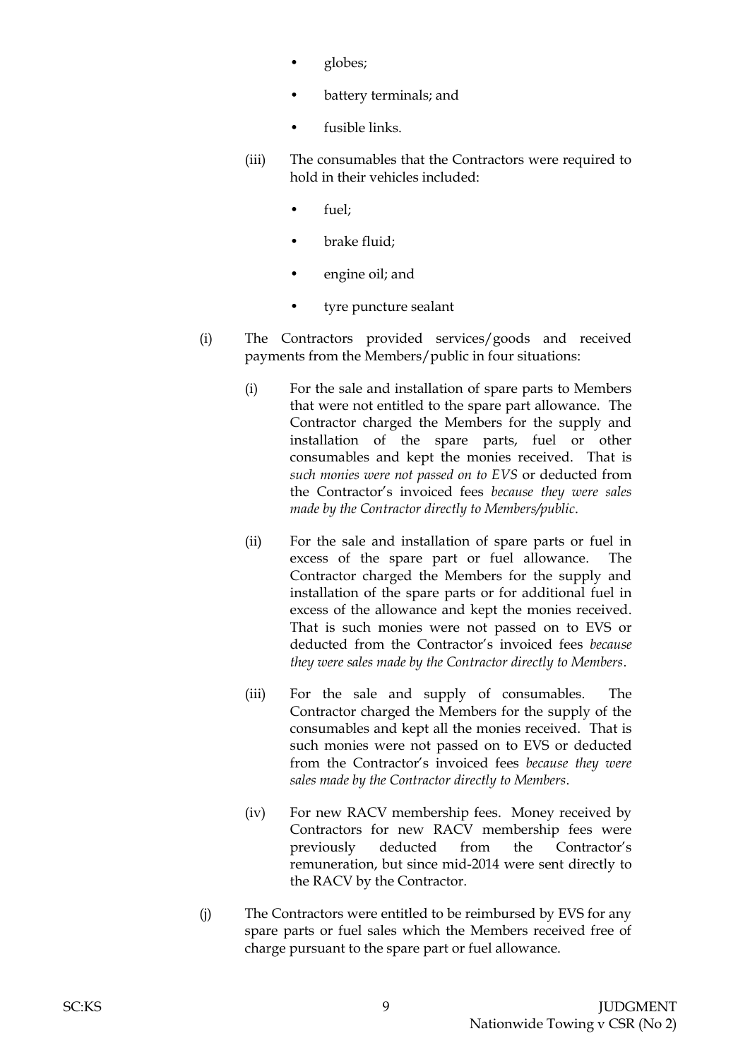- globes;
- battery terminals; and
- fusible links.

(iii) The consumables that the Contractors were required to hold in their vehicles included:

- fuel;
- brake fluid;
- engine oil; and
- tyre puncture sealant

(i) The Contractors provided services/goods and received payments from the Members/public in four situations:

(i) For the sale and installation of spare parts to Members that were not entitled to the spare part allowance. The Contractor charged the Members for the supply and installation of the spare parts, fuel or other consumables and kept the monies received. That is *such monies were not passed on to EVS* or deducted from the Contractor's invoiced fees *because they were sales made by the Contractor directly to Members/public*.

(ii) For the sale and installation of spare parts or fuel in excess of the spare part or fuel allowance. The Contractor charged the Members for the supply and installation of the spare parts or for additional fuel in excess of the allowance and kept the monies received. That is such monies were not passed on to EVS or deducted from the Contractor's invoiced fees *because they were sales made by the Contractor directly to Members*.

(iii) For the sale and supply of consumables. The Contractor charged the Members for the supply of the consumables and kept all the monies received. That is such monies were not passed on to EVS or deducted from the Contractor's invoiced fees *because they were sales made by the Contractor directly to Members*.

(iv) For new RACV membership fees. Money received by Contractors for new RACV membership fees were previously deducted from the Contractor's remuneration, but since mid-2014 were sent directly to the RACV by the Contractor.

(j) The Contractors were entitled to be reimbursed by EVS for any spare parts or fuel sales which the Members received free of charge pursuant to the spare part or fuel allowance.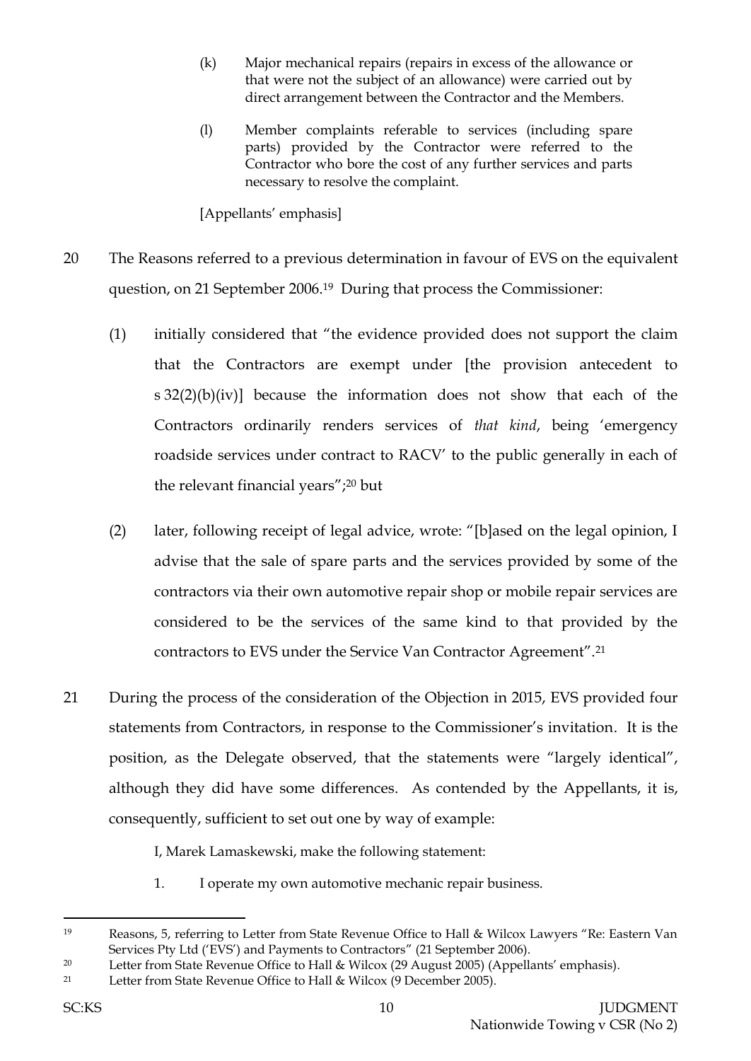(k) Major mechanical repairs (repairs in excess of the allowance or that were not the subject of an allowance) were carried out by direct arrangement between the Contractor and the Members.

(l) Member complaints referable to services (including spare parts) provided by the Contractor were referred to the Contractor who bore the cost of any further services and parts necessary to resolve the complaint.

[Appellants' emphasis]

20 The Reasons referred to a previous determination in favour of EVS on the equivalent question, on 21 September 2006.[19] During that process the Commissioner:

(1) initially considered that "the evidence provided does not support the claim that the Contractors are exempt under [the provision antecedent to s 32(2)(b)(iv)] because the information does not show that each of the Contractors ordinarily renders services of *that kind*, being 'emergency roadside services under contract to RACV' to the public generally in each of the relevant financial years";[20] but

(2) later, following receipt of legal advice, wrote: "[b]ased on the legal opinion, I advise that the sale of spare parts and the services provided by some of the contractors via their own automotive repair shop or mobile repair services are considered to be the services of the same kind to that provided by the contractors to EVS under the Service Van Contractor Agreement".[21]

21 During the process of the consideration of the Objection in 2015, EVS provided four statements from Contractors, in response to the Commissioner's invitation. It is the position, as the Delegate observed, that the statements were "largely identical", although they did have some differences. As contended by the Appellants, it is, consequently, sufficient to set out one by way of example:

I, Marek Lamaskewski, make the following statement:

1. I operate my own automotive mechanic repair business.

---

[19] Reasons, 5, referring to Letter from State Revenue Office to Hall & Wilcox Lawyers "Re: Eastern Van Services Pty Ltd ('EVS') and Payments to Contractors" (21 September 2006).

[20] Letter from State Revenue Office to Hall & Wilcox (29 August 2005) (Appellants' emphasis).

[21] Letter from State Revenue Office to Hall & Wilcox (9 December 2005).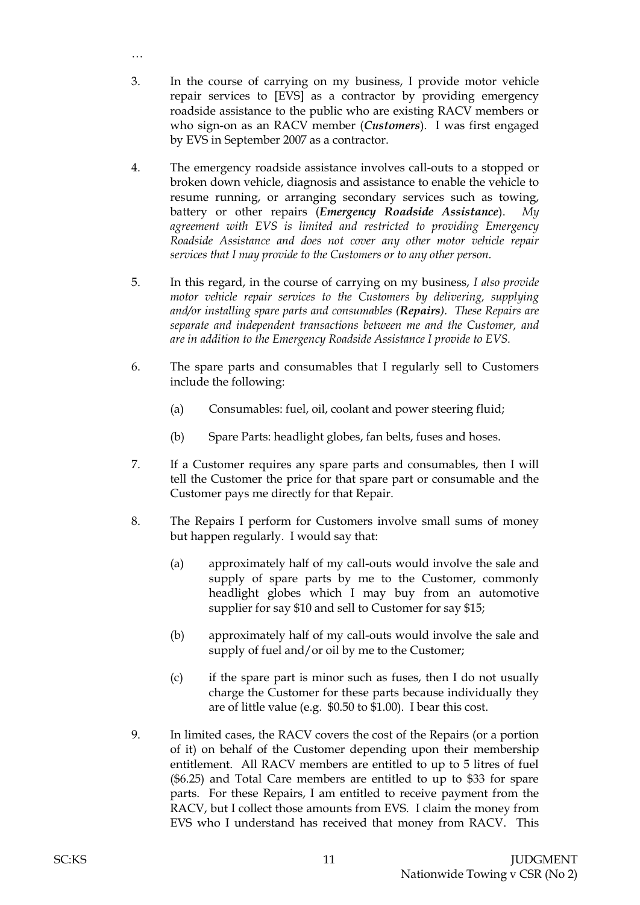…

3. In the course of carrying on my business, I provide motor vehicle repair services to [EVS] as a contractor by providing emergency roadside assistance to the public who are existing RACV members or who sign-on as an RACV member (***Customers***). I was first engaged by EVS in September 2007 as a contractor.

4. The emergency roadside assistance involves call-outs to a stopped or broken down vehicle, diagnosis and assistance to enable the vehicle to resume running, or arranging secondary services such as towing, battery or other repairs (***Emergency Roadside Assistance***). *My agreement with EVS is limited and restricted to providing Emergency Roadside Assistance and does not cover any other motor vehicle repair services that I may provide to the Customers or to any other person.*

5. In this regard, in the course of carrying on my business, *I also provide motor vehicle repair services to the Customers by delivering, supplying and/or installing spare parts and consumables (**Repairs**). These Repairs are separate and independent transactions between me and the Customer, and are in addition to the Emergency Roadside Assistance I provide to EVS.*

6. The spare parts and consumables that I regularly sell to Customers include the following:

   (a) Consumables: fuel, oil, coolant and power steering fluid;

   (b) Spare Parts: headlight globes, fan belts, fuses and hoses.

7. If a Customer requires any spare parts and consumables, then I will tell the Customer the price for that spare part or consumable and the Customer pays me directly for that Repair.

8. The Repairs I perform for Customers involve small sums of money but happen regularly. I would say that:

   (a) approximately half of my call-outs would involve the sale and supply of spare parts by me to the Customer, commonly headlight globes which I may buy from an automotive supplier for say $10 and sell to Customer for say $15;

   (b) approximately half of my call-outs would involve the sale and supply of fuel and/or oil by me to the Customer;

   (c) if the spare part is minor such as fuses, then I do not usually charge the Customer for these parts because individually they are of little value (e.g. $0.50 to $1.00). I bear this cost.

9. In limited cases, the RACV covers the cost of the Repairs (or a portion of it) on behalf of the Customer depending upon their membership entitlement. All RACV members are entitled to up to 5 litres of fuel ($6.25) and Total Care members are entitled to up to $33 for spare parts. For these Repairs, I am entitled to receive payment from the RACV, but I collect those amounts from EVS. I claim the money from EVS who I understand has received that money from RACV. This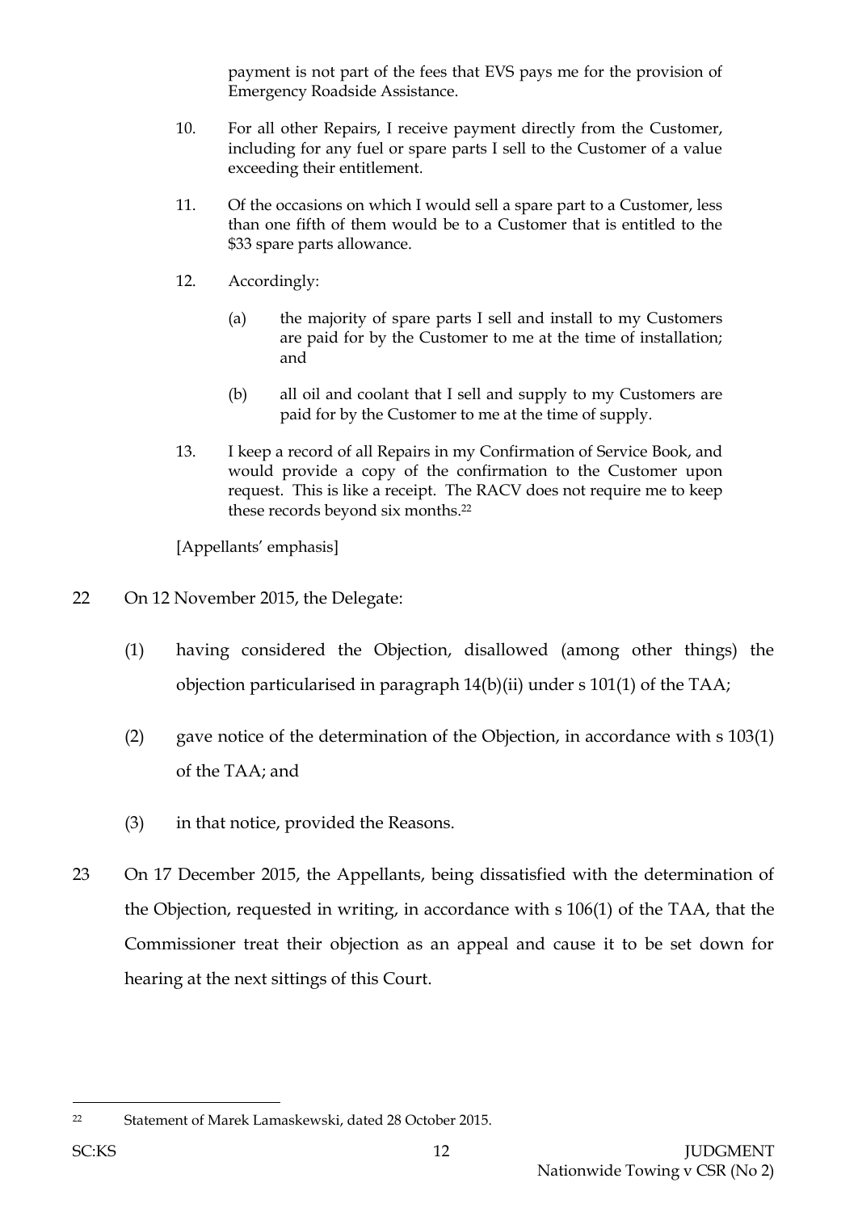payment is not part of the fees that EVS pays me for the provision of Emergency Roadside Assistance.

10. For all other Repairs, I receive payment directly from the Customer, including for any fuel or spare parts I sell to the Customer of a value exceeding their entitlement.

11. Of the occasions on which I would sell a spare part to a Customer, less than one fifth of them would be to a Customer that is entitled to the $33 spare parts allowance.

12. Accordingly:

    (a) the majority of spare parts I sell and install to my Customers are paid for by the Customer to me at the time of installation; and

    (b) all oil and coolant that I sell and supply to my Customers are paid for by the Customer to me at the time of supply.

13. I keep a record of all Repairs in my Confirmation of Service Book, and would provide a copy of the confirmation to the Customer upon request. This is like a receipt. The RACV does not require me to keep these records beyond six months.[22]

[Appellants' emphasis]

22 On 12 November 2015, the Delegate:

(1) having considered the Objection, disallowed (among other things) the objection particularised in paragraph 14(b)(ii) under s 101(1) of the TAA;

(2) gave notice of the determination of the Objection, in accordance with s 103(1) of the TAA; and

(3) in that notice, provided the Reasons.

23 On 17 December 2015, the Appellants, being dissatisfied with the determination of the Objection, requested in writing, in accordance with s 106(1) of the TAA, that the Commissioner treat their objection as an appeal and cause it to be set down for hearing at the next sittings of this Court.

---

[22] Statement of Marek Lamaskewski, dated 28 October 2015.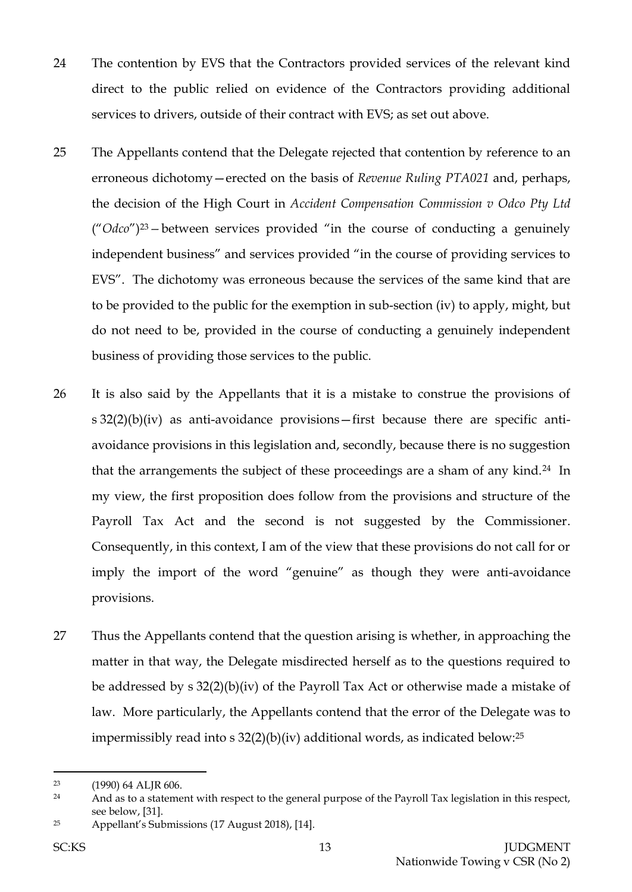24 The contention by EVS that the Contractors provided services of the relevant kind direct to the public relied on evidence of the Contractors providing additional services to drivers, outside of their contract with EVS; as set out above.

25 The Appellants contend that the Delegate rejected that contention by reference to an erroneous dichotomy—erected on the basis of *Revenue Ruling PTA021* and, perhaps, the decision of the High Court in *Accident Compensation Commission v Odco Pty Ltd* ("*Odco*")[23]—between services provided "in the course of conducting a genuinely independent business" and services provided "in the course of providing services to EVS". The dichotomy was erroneous because the services of the same kind that are to be provided to the public for the exemption in sub-section (iv) to apply, might, but do not need to be, provided in the course of conducting a genuinely independent business of providing those services to the public.

26 It is also said by the Appellants that it is a mistake to construe the provisions of s 32(2)(b)(iv) as anti-avoidance provisions—first because there are specific anti-avoidance provisions in this legislation and, secondly, because there is no suggestion that the arrangements the subject of these proceedings are a sham of any kind.[24] In my view, the first proposition does follow from the provisions and structure of the Payroll Tax Act and the second is not suggested by the Commissioner. Consequently, in this context, I am of the view that these provisions do not call for or imply the import of the word "genuine" as though they were anti-avoidance provisions.

27 Thus the Appellants contend that the question arising is whether, in approaching the matter in that way, the Delegate misdirected herself as to the questions required to be addressed by s 32(2)(b)(iv) of the Payroll Tax Act or otherwise made a mistake of law. More particularly, the Appellants contend that the error of the Delegate was to impermissibly read into s 32(2)(b)(iv) additional words, as indicated below:[25]

---

[23] (1990) 64 ALJR 606.

[24] And as to a statement with respect to the general purpose of the Payroll Tax legislation in this respect, see below, [31].

[25] Appellant's Submissions (17 August 2018), [14].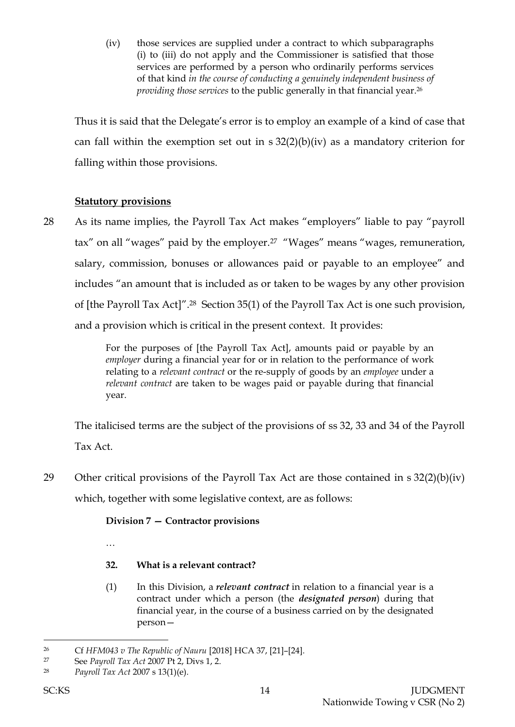> (iv) those services are supplied under a contract to which subparagraphs (i) to (iii) do not apply and the Commissioner is satisfied that those services are performed by a person who ordinarily performs services of that kind *in the course of conducting a genuinely independent business of providing those services* to the public generally in that financial year.[26]

Thus it is said that the Delegate's error is to employ an example of a kind of case that can fall within the exemption set out in s 32(2)(b)(iv) as a mandatory criterion for falling within those provisions.

**Statutory provisions**

28 As its name implies, the Payroll Tax Act makes "employers" liable to pay "payroll tax" on all "wages" paid by the employer.[27] "Wages" means "wages, remuneration, salary, commission, bonuses or allowances paid or payable to an employee" and includes "an amount that is included as or taken to be wages by any other provision of [the Payroll Tax Act]".[28] Section 35(1) of the Payroll Tax Act is one such provision, and a provision which is critical in the present context. It provides:

> For the purposes of [the Payroll Tax Act], amounts paid or payable by an *employer* during a financial year for or in relation to the performance of work relating to a *relevant contract* or the re-supply of goods by an *employee* under a *relevant contract* are taken to be wages paid or payable during that financial year.

The italicised terms are the subject of the provisions of ss 32, 33 and 34 of the Payroll Tax Act.

29 Other critical provisions of the Payroll Tax Act are those contained in s 32(2)(b)(iv) which, together with some legislative context, are as follows:

> **Division 7 — Contractor provisions**
>
> …
>
> **32. What is a relevant contract?**
>
> (1) In this Division, a ***relevant contract*** in relation to a financial year is a contract under which a person (the ***designated person***) during that financial year, in the course of a business carried on by the designated person—

---

[26] Cf *HFM043 v The Republic of Nauru* [2018] HCA 37, [21]–[24].

[27] See *Payroll Tax Act* 2007 Pt 2, Divs 1, 2.

[28] *Payroll Tax Act* 2007 s 13(1)(e).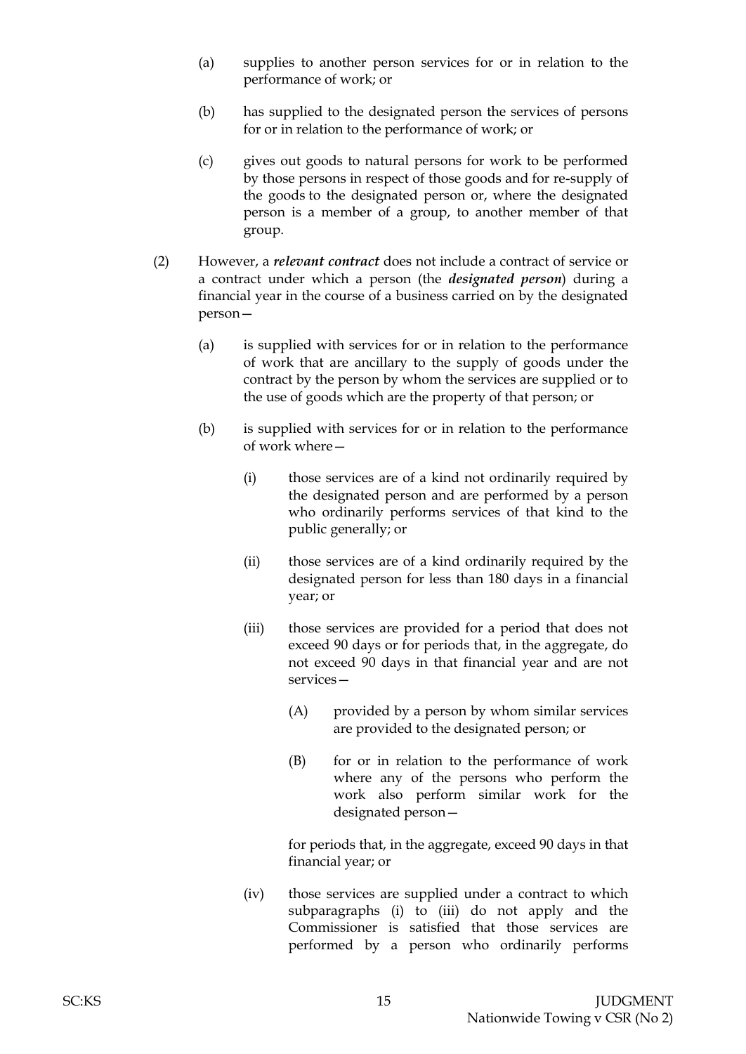(a) supplies to another person services for or in relation to the performance of work; or

(b) has supplied to the designated person the services of persons for or in relation to the performance of work; or

(c) gives out goods to natural persons for work to be performed by those persons in respect of those goods and for re-supply of the goods to the designated person or, where the designated person is a member of a group, to another member of that group.

(2) However, a ***relevant contract*** does not include a contract of service or a contract under which a person (the ***designated person***) during a financial year in the course of a business carried on by the designated person—

(a) is supplied with services for or in relation to the performance of work that are ancillary to the supply of goods under the contract by the person by whom the services are supplied or to the use of goods which are the property of that person; or

(b) is supplied with services for or in relation to the performance of work where—

(i) those services are of a kind not ordinarily required by the designated person and are performed by a person who ordinarily performs services of that kind to the public generally; or

(ii) those services are of a kind ordinarily required by the designated person for less than 180 days in a financial year; or

(iii) those services are provided for a period that does not exceed 90 days or for periods that, in the aggregate, do not exceed 90 days in that financial year and are not services—

(A) provided by a person by whom similar services are provided to the designated person; or

(B) for or in relation to the performance of work where any of the persons who perform the work also perform similar work for the designated person—

for periods that, in the aggregate, exceed 90 days in that financial year; or

(iv) those services are supplied under a contract to which subparagraphs (i) to (iii) do not apply and the Commissioner is satisfied that those services are performed by a person who ordinarily performs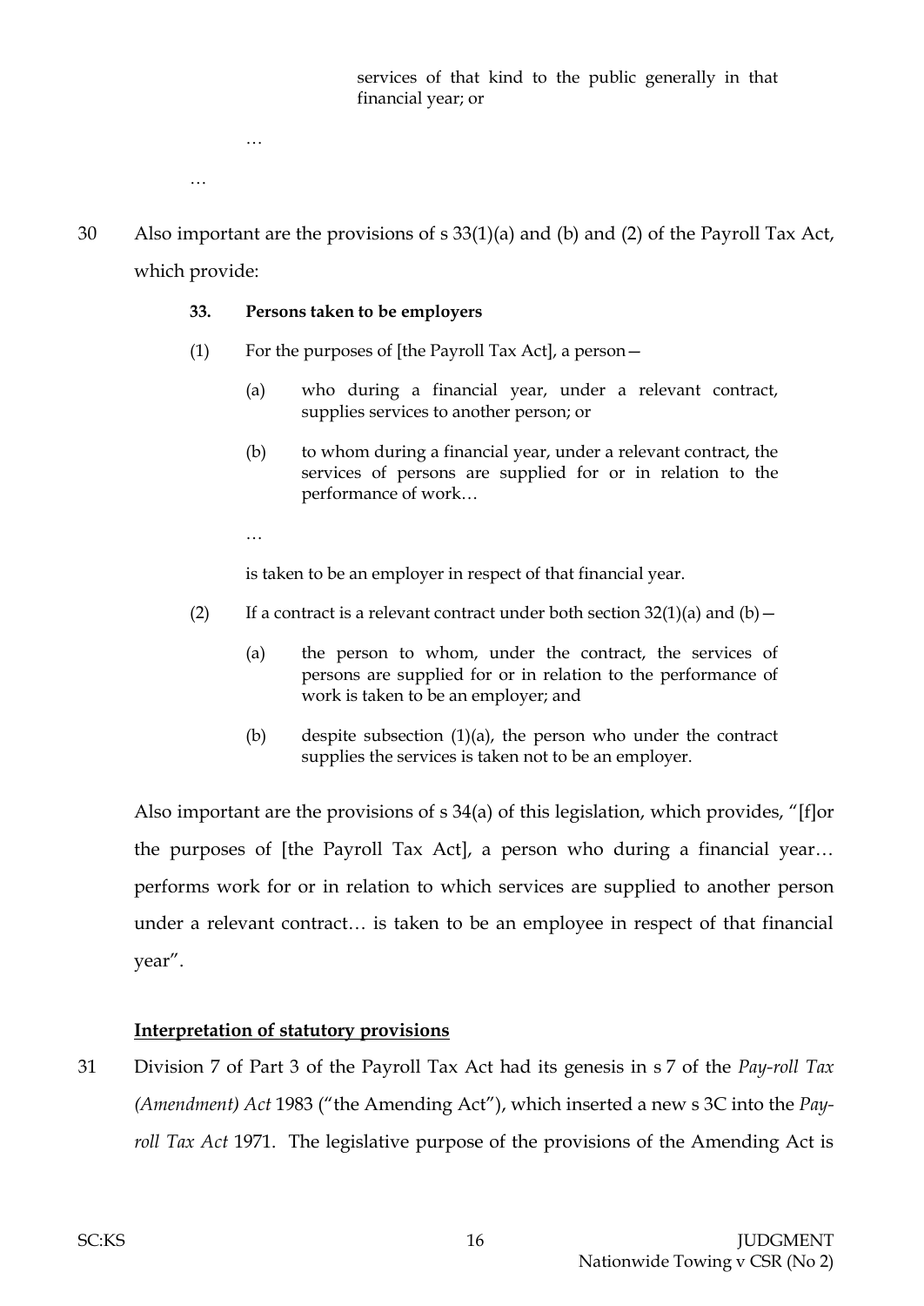> services of that kind to the public generally in that financial year; or
>
> …
>
> …

30 Also important are the provisions of s 33(1)(a) and (b) and (2) of the Payroll Tax Act, which provide:

> **33. Persons taken to be employers**
>
> (1) For the purposes of [the Payroll Tax Act], a person—
>
> (a) who during a financial year, under a relevant contract, supplies services to another person; or
>
> (b) to whom during a financial year, under a relevant contract, the services of persons are supplied for or in relation to the performance of work…
>
> …
>
> is taken to be an employer in respect of that financial year.
>
> (2) If a contract is a relevant contract under both section 32(1)(a) and (b)—
>
> (a) the person to whom, under the contract, the services of persons are supplied for or in relation to the performance of work is taken to be an employer; and
>
> (b) despite subsection (1)(a), the person who under the contract supplies the services is taken not to be an employer.

Also important are the provisions of s 34(a) of this legislation, which provides, "[f]or the purposes of [the Payroll Tax Act], a person who during a financial year… performs work for or in relation to which services are supplied to another person under a relevant contract… is taken to be an employee in respect of that financial year".

**<u>Interpretation of statutory provisions</u>**

31 Division 7 of Part 3 of the Payroll Tax Act had its genesis in s 7 of the *Pay-roll Tax (Amendment) Act* 1983 ("the Amending Act"), which inserted a new s 3C into the *Pay-roll Tax Act* 1971. The legislative purpose of the provisions of the Amending Act is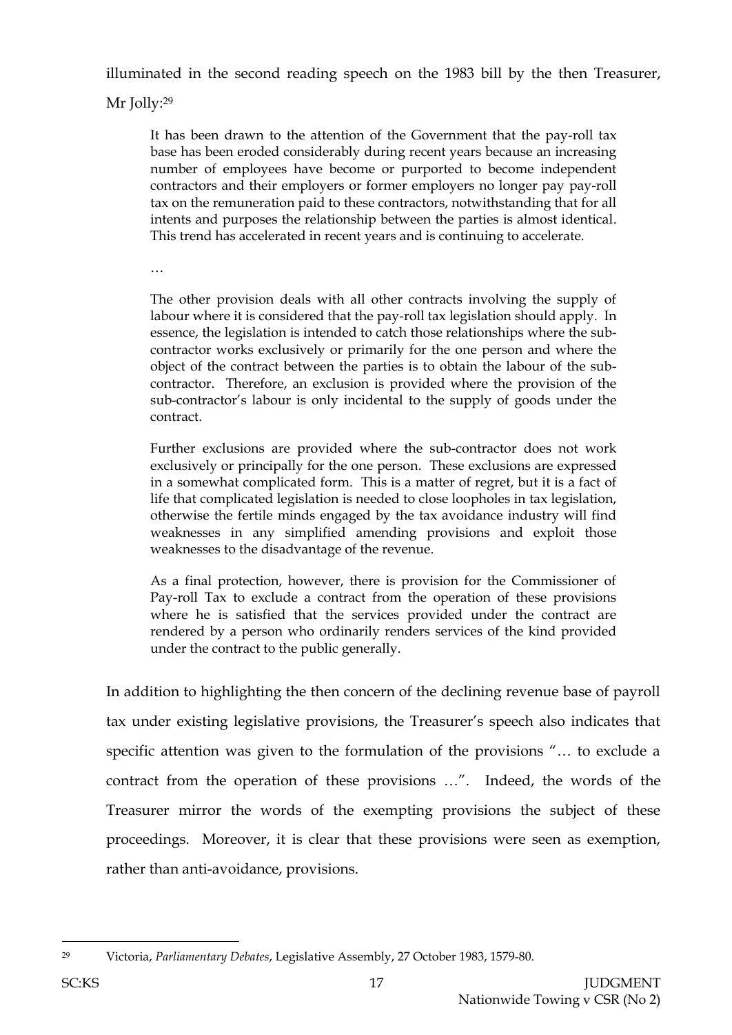illuminated in the second reading speech on the 1983 bill by the then Treasurer, Mr Jolly:[29]

> It has been drawn to the attention of the Government that the pay-roll tax base has been eroded considerably during recent years because an increasing number of employees have become or purported to become independent contractors and their employers or former employers no longer pay pay-roll tax on the remuneration paid to these contractors, notwithstanding that for all intents and purposes the relationship between the parties is almost identical. This trend has accelerated in recent years and is continuing to accelerate.
>
> …
>
> The other provision deals with all other contracts involving the supply of labour where it is considered that the pay-roll tax legislation should apply. In essence, the legislation is intended to catch those relationships where the sub-contractor works exclusively or primarily for the one person and where the object of the contract between the parties is to obtain the labour of the sub-contractor. Therefore, an exclusion is provided where the provision of the sub-contractor's labour is only incidental to the supply of goods under the contract.
>
> Further exclusions are provided where the sub-contractor does not work exclusively or principally for the one person. These exclusions are expressed in a somewhat complicated form. This is a matter of regret, but it is a fact of life that complicated legislation is needed to close loopholes in tax legislation, otherwise the fertile minds engaged by the tax avoidance industry will find weaknesses in any simplified amending provisions and exploit those weaknesses to the disadvantage of the revenue.
>
> As a final protection, however, there is provision for the Commissioner of Pay-roll Tax to exclude a contract from the operation of these provisions where he is satisfied that the services provided under the contract are rendered by a person who ordinarily renders services of the kind provided under the contract to the public generally.

In addition to highlighting the then concern of the declining revenue base of payroll tax under existing legislative provisions, the Treasurer's speech also indicates that specific attention was given to the formulation of the provisions "… to exclude a contract from the operation of these provisions …". Indeed, the words of the Treasurer mirror the words of the exempting provisions the subject of these proceedings. Moreover, it is clear that these provisions were seen as exemption, rather than anti-avoidance, provisions.

---

[29] Victoria, *Parliamentary Debates*, Legislative Assembly, 27 October 1983, 1579-80.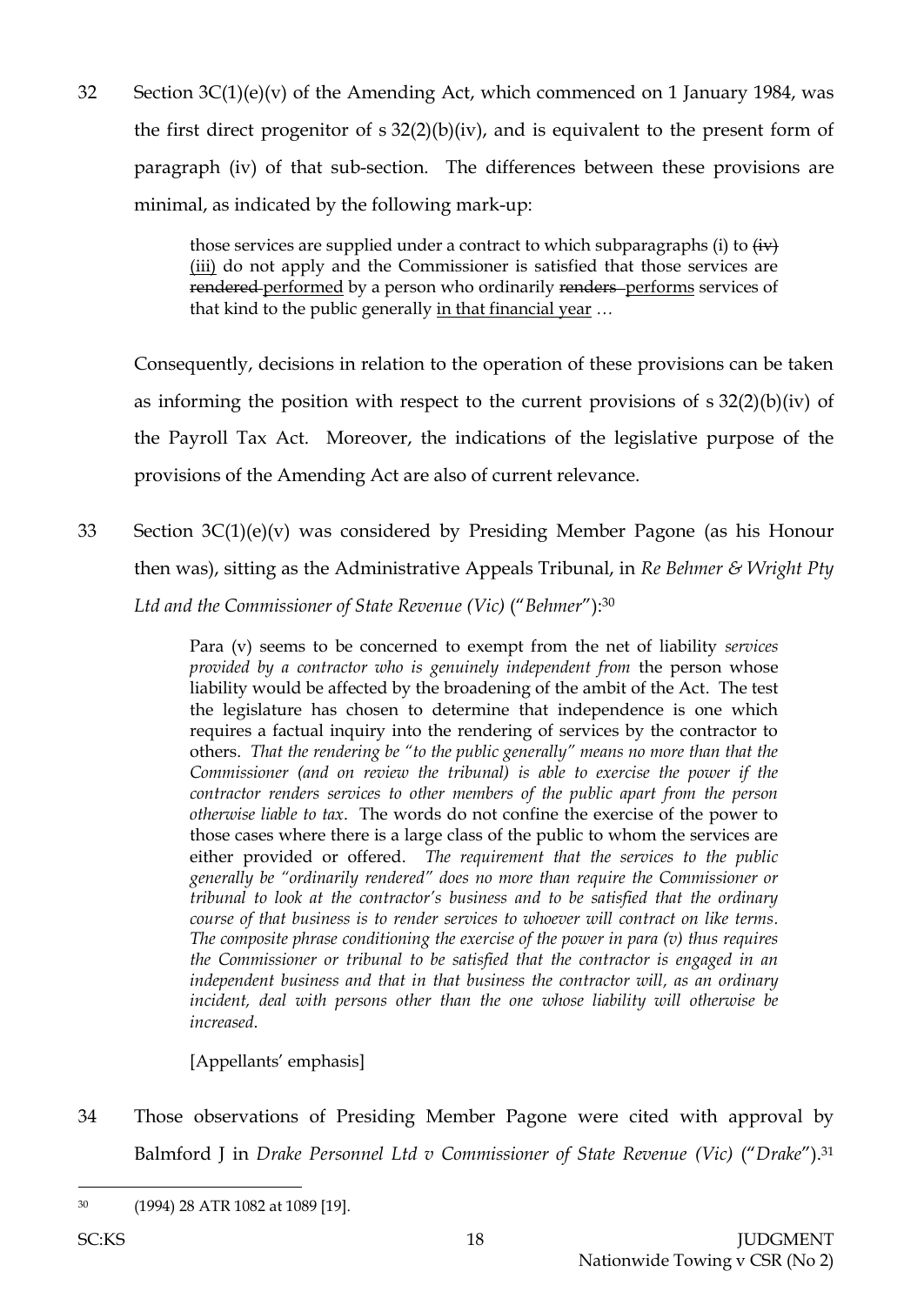32 Section 3C(1)(e)(v) of the Amending Act, which commenced on 1 January 1984, was the first direct progenitor of s 32(2)(b)(iv), and is equivalent to the present form of paragraph (iv) of that sub-section. The differences between these provisions are minimal, as indicated by the following mark-up:

> those services are supplied under a contract to which subparagraphs (i) to ~~(iv)~~ <u>(iii)</u> do not apply and the Commissioner is satisfied that those services are ~~rendered~~ <u>performed</u> by a person who ordinarily ~~renders~~ <u>performs</u> services of that kind to the public generally <u>in that financial year</u> …

Consequently, decisions in relation to the operation of these provisions can be taken as informing the position with respect to the current provisions of s 32(2)(b)(iv) of the Payroll Tax Act. Moreover, the indications of the legislative purpose of the provisions of the Amending Act are also of current relevance.

33 Section 3C(1)(e)(v) was considered by Presiding Member Pagone (as his Honour then was), sitting as the Administrative Appeals Tribunal, in *Re Behmer & Wright Pty Ltd and the Commissioner of State Revenue (Vic)* ("*Behmer*"):[30]

> Para (v) seems to be concerned to exempt from the net of liability *services provided by a contractor who is genuinely independent from* the person whose liability would be affected by the broadening of the ambit of the Act. The test the legislature has chosen to determine that independence is one which requires a factual inquiry into the rendering of services by the contractor to others. *That the rendering be "to the public generally" means no more than that the Commissioner (and on review the tribunal) is able to exercise the power if the contractor renders services to other members of the public apart from the person otherwise liable to tax*. The words do not confine the exercise of the power to those cases where there is a large class of the public to whom the services are either provided or offered. *The requirement that the services to the public generally be "ordinarily rendered" does no more than require the Commissioner or tribunal to look at the contractor's business and to be satisfied that the ordinary course of that business is to render services to whoever will contract on like terms. The composite phrase conditioning the exercise of the power in para (v) thus requires the Commissioner or tribunal to be satisfied that the contractor is engaged in an independent business and that in that business the contractor will, as an ordinary incident, deal with persons other than the one whose liability will otherwise be increased.*
>
> [Appellants' emphasis]

34 Those observations of Presiding Member Pagone were cited with approval by Balmford J in *Drake Personnel Ltd v Commissioner of State Revenue (Vic)* ("*Drake*").[31]

---

[30] (1994) 28 ATR 1082 at 1089 [19].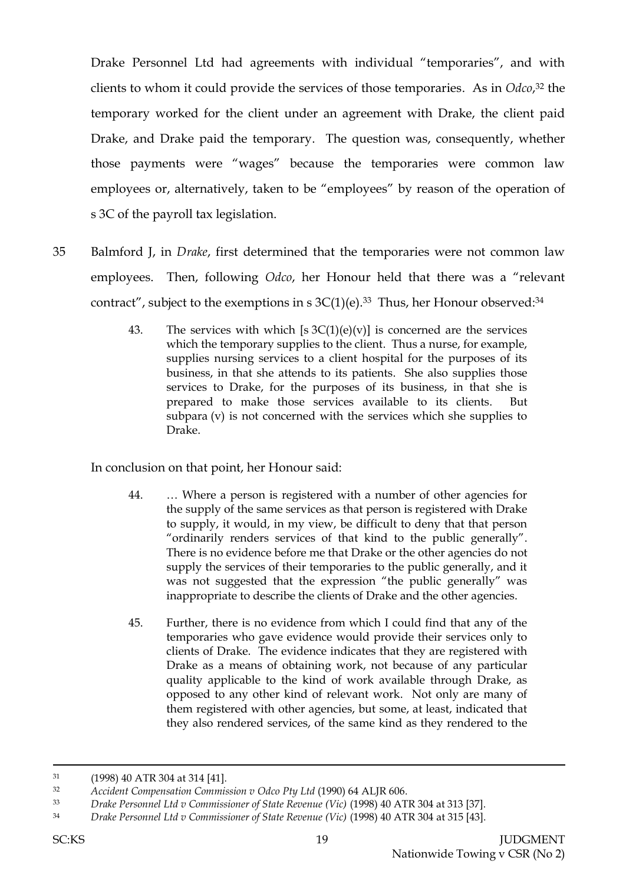Drake Personnel Ltd had agreements with individual "temporaries", and with clients to whom it could provide the services of those temporaries. As in *Odco*,[32] the temporary worked for the client under an agreement with Drake, the client paid Drake, and Drake paid the temporary. The question was, consequently, whether those payments were "wages" because the temporaries were common law employees or, alternatively, taken to be "employees" by reason of the operation of s 3C of the payroll tax legislation.

35 Balmford J, in *Drake*, first determined that the temporaries were not common law employees. Then, following *Odco*, her Honour held that there was a "relevant contract", subject to the exemptions in s 3C(1)(e).[33] Thus, her Honour observed:[34]

> 43. The services with which [s 3C(1)(e)(v)] is concerned are the services which the temporary supplies to the client. Thus a nurse, for example, supplies nursing services to a client hospital for the purposes of its business, in that she attends to its patients. She also supplies those services to Drake, for the purposes of its business, in that she is prepared to make those services available to its clients. But subpara (v) is not concerned with the services which she supplies to Drake.

In conclusion on that point, her Honour said:

> 44. … Where a person is registered with a number of other agencies for the supply of the same services as that person is registered with Drake to supply, it would, in my view, be difficult to deny that that person "ordinarily renders services of that kind to the public generally". There is no evidence before me that Drake or the other agencies do not supply the services of their temporaries to the public generally, and it was not suggested that the expression "the public generally" was inappropriate to describe the clients of Drake and the other agencies.
>
> 45. Further, there is no evidence from which I could find that any of the temporaries who gave evidence would provide their services only to clients of Drake. The evidence indicates that they are registered with Drake as a means of obtaining work, not because of any particular quality applicable to the kind of work available through Drake, as opposed to any other kind of relevant work. Not only are many of them registered with other agencies, but some, at least, indicated that they also rendered services, of the same kind as they rendered to the

---

[31] (1998) 40 ATR 304 at 314 [41].

[32] *Accident Compensation Commission v Odco Pty Ltd* (1990) 64 ALJR 606.

[33] *Drake Personnel Ltd v Commissioner of State Revenue (Vic)* (1998) 40 ATR 304 at 313 [37].

[34] *Drake Personnel Ltd v Commissioner of State Revenue (Vic)* (1998) 40 ATR 304 at 315 [43].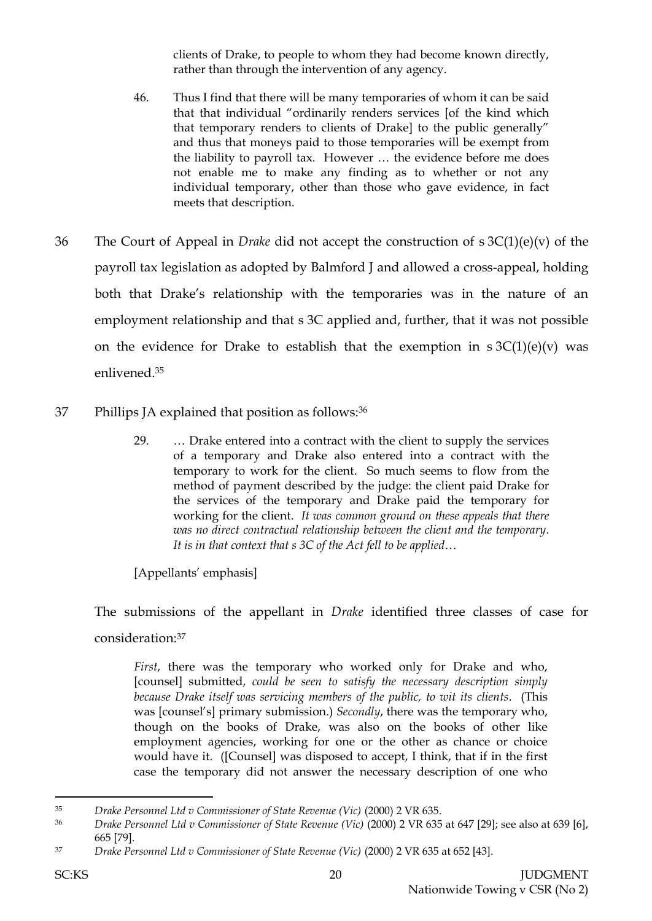> clients of Drake, to people to whom they had become known directly, rather than through the intervention of any agency.
>
> 46. Thus I find that there will be many temporaries of whom it can be said that that individual "ordinarily renders services [of the kind which that temporary renders to clients of Drake] to the public generally" and thus that moneys paid to those temporaries will be exempt from the liability to payroll tax. However … the evidence before me does not enable me to make any finding as to whether or not any individual temporary, other than those who gave evidence, in fact meets that description.

36 The Court of Appeal in *Drake* did not accept the construction of s 3C(1)(e)(v) of the payroll tax legislation as adopted by Balmford J and allowed a cross-appeal, holding both that Drake's relationship with the temporaries was in the nature of an employment relationship and that s 3C applied and, further, that it was not possible on the evidence for Drake to establish that the exemption in s 3C(1)(e)(v) was enlivened.[35]

37 Phillips JA explained that position as follows:[36]

> 29. … Drake entered into a contract with the client to supply the services of a temporary and Drake also entered into a contract with the temporary to work for the client. So much seems to flow from the method of payment described by the judge: the client paid Drake for the services of the temporary and Drake paid the temporary for working for the client. *It was common ground on these appeals that there was no direct contractual relationship between the client and the temporary. It is in that context that s 3C of the Act fell to be applied*…
>
> [Appellants' emphasis]

The submissions of the appellant in *Drake* identified three classes of case for consideration:[37]

> *First*, there was the temporary who worked only for Drake and who, [counsel] submitted, *could be seen to satisfy the necessary description simply because Drake itself was servicing members of the public, to wit its clients*. (This was [counsel's] primary submission.) *Secondly*, there was the temporary who, though on the books of Drake, was also on the books of other like employment agencies, working for one or the other as chance or choice would have it. ([Counsel] was disposed to accept, I think, that if in the first case the temporary did not answer the necessary description of one who

---

[35] *Drake Personnel Ltd v Commissioner of State Revenue (Vic)* (2000) 2 VR 635.

[36] *Drake Personnel Ltd v Commissioner of State Revenue (Vic)* (2000) 2 VR 635 at 647 [29]; see also at 639 [6], 665 [79].

[37] *Drake Personnel Ltd v Commissioner of State Revenue (Vic)* (2000) 2 VR 635 at 652 [43].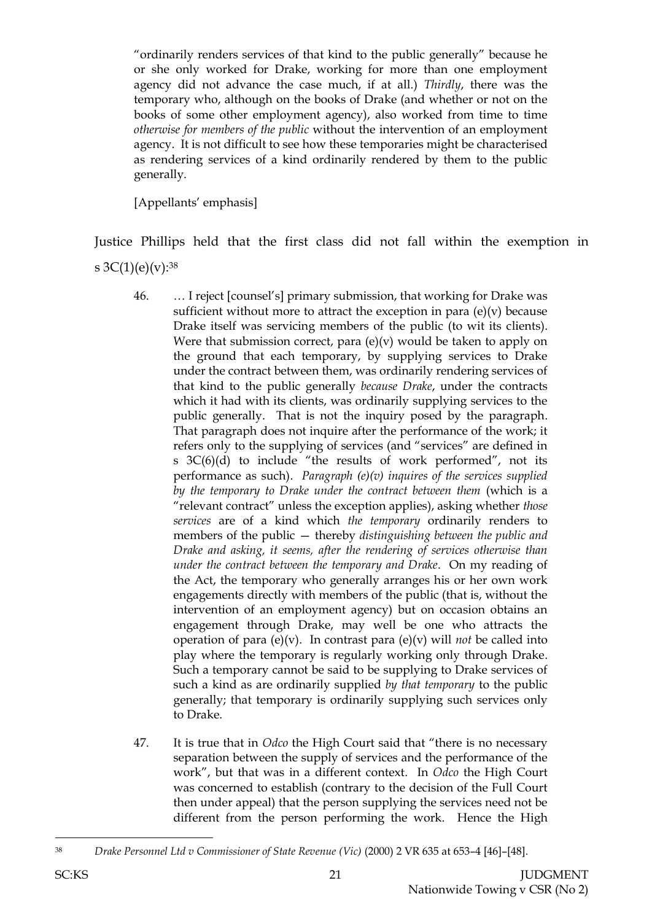> "ordinarily renders services of that kind to the public generally" because he or she only worked for Drake, working for more than one employment agency did not advance the case much, if at all.) *Thirdly*, there was the temporary who, although on the books of Drake (and whether or not on the books of some other employment agency), also worked from time to time *otherwise for members of the public* without the intervention of an employment agency. It is not difficult to see how these temporaries might be characterised as rendering services of a kind ordinarily rendered by them to the public generally.
>
> [Appellants' emphasis]

Justice Phillips held that the first class did not fall within the exemption in s 3C(1)(e)(v):[38]

> 46. … I reject [counsel's] primary submission, that working for Drake was sufficient without more to attract the exception in para (e)(v) because Drake itself was servicing members of the public (to wit its clients). Were that submission correct, para (e)(v) would be taken to apply on the ground that each temporary, by supplying services to Drake under the contract between them, was ordinarily rendering services of that kind to the public generally *because Drake*, under the contracts which it had with its clients, was ordinarily supplying services to the public generally. That is not the inquiry posed by the paragraph. That paragraph does not inquire after the performance of the work; it refers only to the supplying of services (and "services" are defined in s 3C(6)(d) to include "the results of work performed", not its performance as such). *Paragraph (e)(v) inquires of the services supplied by the temporary to Drake under the contract between them* (which is a "relevant contract" unless the exception applies), asking whether *those services* are of a kind which *the temporary* ordinarily renders to members of the public — thereby *distinguishing between the public and Drake and asking, it seems, after the rendering of services otherwise than under the contract between the temporary and Drake*. On my reading of the Act, the temporary who generally arranges his or her own work engagements directly with members of the public (that is, without the intervention of an employment agency) but on occasion obtains an engagement through Drake, may well be one who attracts the operation of para (e)(v). In contrast para (e)(v) will *not* be called into play where the temporary is regularly working only through Drake. Such a temporary cannot be said to be supplying to Drake services of such a kind as are ordinarily supplied *by that temporary* to the public generally; that temporary is ordinarily supplying such services only to Drake.
>
> 47. It is true that in *Odco* the High Court said that "there is no necessary separation between the supply of services and the performance of the work", but that was in a different context. In *Odco* the High Court was concerned to establish (contrary to the decision of the Full Court then under appeal) that the person supplying the services need not be different from the person performing the work. Hence the High

---

[38] *Drake Personnel Ltd v Commissioner of State Revenue (Vic)* (2000) 2 VR 635 at 653–4 [46]–[48].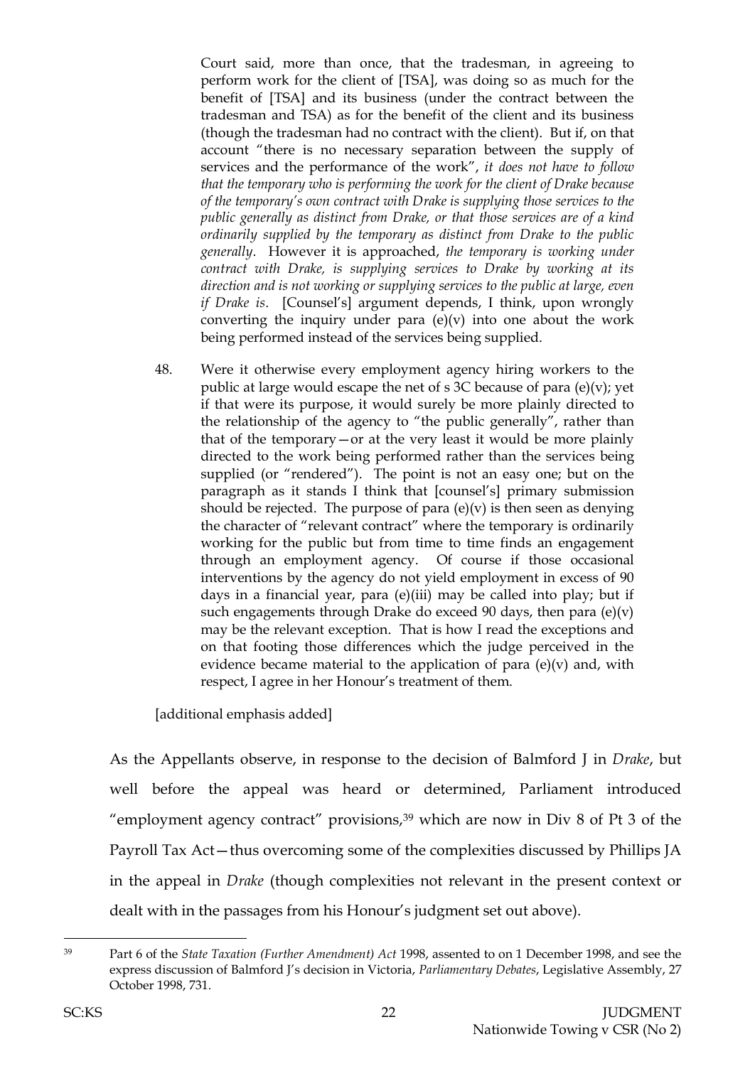> Court said, more than once, that the tradesman, in agreeing to perform work for the client of [TSA], was doing so as much for the benefit of [TSA] and its business (under the contract between the tradesman and TSA) as for the benefit of the client and its business (though the tradesman had no contract with the client). But if, on that account "there is no necessary separation between the supply of services and the performance of the work", *it does not have to follow that the temporary who is performing the work for the client of Drake because of the temporary's own contract with Drake is supplying those services to the public generally as distinct from Drake, or that those services are of a kind ordinarily supplied by the temporary as distinct from Drake to the public generally*. However it is approached, *the temporary is working under contract with Drake, is supplying services to Drake by working at its direction and is not working or supplying services to the public at large, even if Drake is*. [Counsel's] argument depends, I think, upon wrongly converting the inquiry under para (e)(v) into one about the work being performed instead of the services being supplied.
>
> 48. Were it otherwise every employment agency hiring workers to the public at large would escape the net of s 3C because of para (e)(v); yet if that were its purpose, it would surely be more plainly directed to the relationship of the agency to "the public generally", rather than that of the temporary—or at the very least it would be more plainly directed to the work being performed rather than the services being supplied (or "rendered"). The point is not an easy one; but on the paragraph as it stands I think that [counsel's] primary submission should be rejected. The purpose of para (e)(v) is then seen as denying the character of "relevant contract" where the temporary is ordinarily working for the public but from time to time finds an engagement through an employment agency. Of course if those occasional interventions by the agency do not yield employment in excess of 90 days in a financial year, para (e)(iii) may be called into play; but if such engagements through Drake do exceed 90 days, then para (e)(v) may be the relevant exception. That is how I read the exceptions and on that footing those differences which the judge perceived in the evidence became material to the application of para (e)(v) and, with respect, I agree in her Honour's treatment of them.
>
> [additional emphasis added]

As the Appellants observe, in response to the decision of Balmford J in *Drake*, but well before the appeal was heard or determined, Parliament introduced "employment agency contract" provisions,[39] which are now in Div 8 of Pt 3 of the Payroll Tax Act—thus overcoming some of the complexities discussed by Phillips JA in the appeal in *Drake* (though complexities not relevant in the present context or dealt with in the passages from his Honour's judgment set out above).

---

[39] Part 6 of the *State Taxation (Further Amendment) Act* 1998, assented to on 1 December 1998, and see the express discussion of Balmford J's decision in Victoria, *Parliamentary Debates*, Legislative Assembly, 27 October 1998, 731.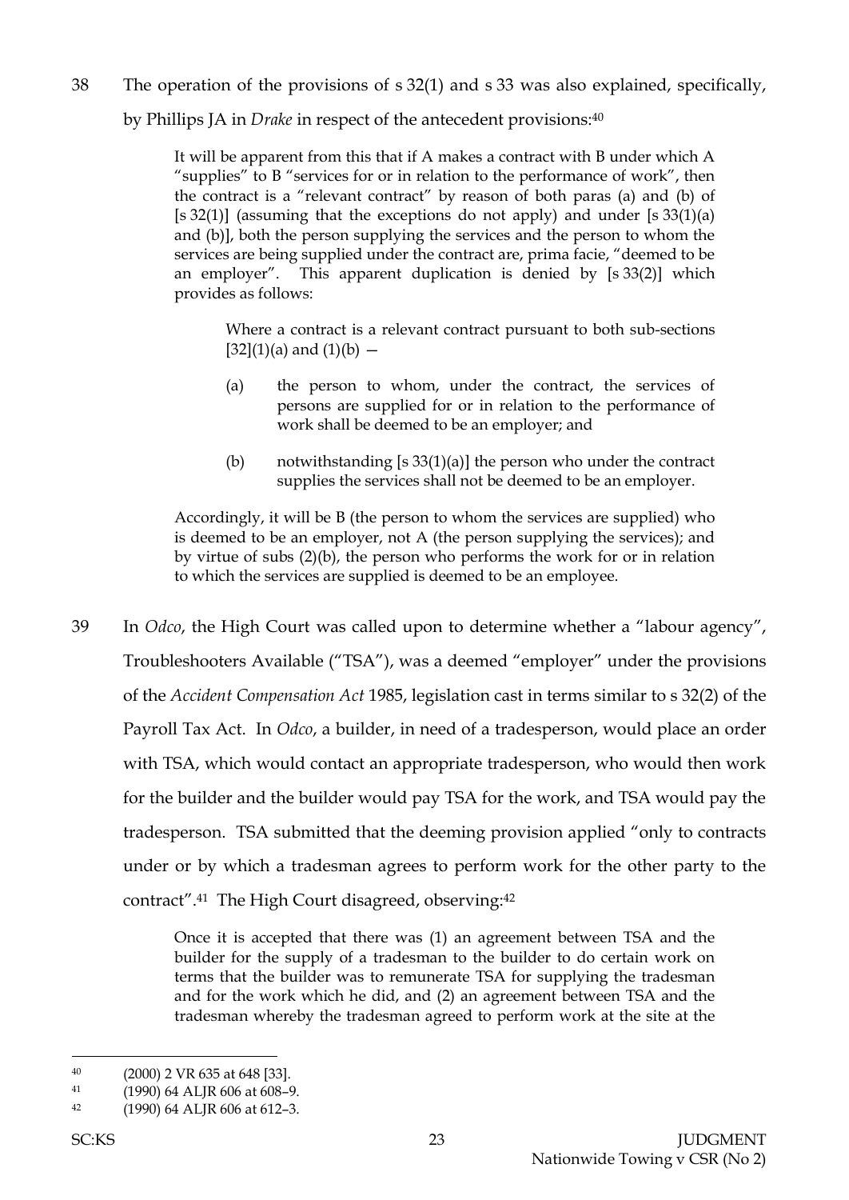38 The operation of the provisions of s 32(1) and s 33 was also explained, specifically, by Phillips JA in *Drake* in respect of the antecedent provisions:[40]

> It will be apparent from this that if A makes a contract with B under which A "supplies" to B "services for or in relation to the performance of work", then the contract is a "relevant contract" by reason of both paras (a) and (b) of [s 32(1)] (assuming that the exceptions do not apply) and under [s 33(1)(a) and (b)], both the person supplying the services and the person to whom the services are being supplied under the contract are, prima facie, "deemed to be an employer". This apparent duplication is denied by [s 33(2)] which provides as follows:
>
> > Where a contract is a relevant contract pursuant to both sub-sections [32](1)(a) and (1)(b) —
> >
> > (a) the person to whom, under the contract, the services of persons are supplied for or in relation to the performance of work shall be deemed to be an employer; and
> >
> > (b) notwithstanding [s 33(1)(a)] the person who under the contract supplies the services shall not be deemed to be an employer.
>
> Accordingly, it will be B (the person to whom the services are supplied) who is deemed to be an employer, not A (the person supplying the services); and by virtue of subs (2)(b), the person who performs the work for or in relation to which the services are supplied is deemed to be an employee.

39 In *Odco*, the High Court was called upon to determine whether a "labour agency", Troubleshooters Available ("TSA"), was a deemed "employer" under the provisions of the *Accident Compensation Act* 1985, legislation cast in terms similar to s 32(2) of the Payroll Tax Act. In *Odco*, a builder, in need of a tradesperson, would place an order with TSA, which would contact an appropriate tradesperson, who would then work for the builder and the builder would pay TSA for the work, and TSA would pay the tradesperson. TSA submitted that the deeming provision applied "only to contracts under or by which a tradesman agrees to perform work for the other party to the contract".[41] The High Court disagreed, observing:[42]

> Once it is accepted that there was (1) an agreement between TSA and the builder for the supply of a tradesman to the builder to do certain work on terms that the builder was to remunerate TSA for supplying the tradesman and for the work which he did, and (2) an agreement between TSA and the tradesman whereby the tradesman agreed to perform work at the site at the

---

[40] (2000) 2 VR 635 at 648 [33].

[41] (1990) 64 ALJR 606 at 608–9.

[42] (1990) 64 ALJR 606 at 612–3.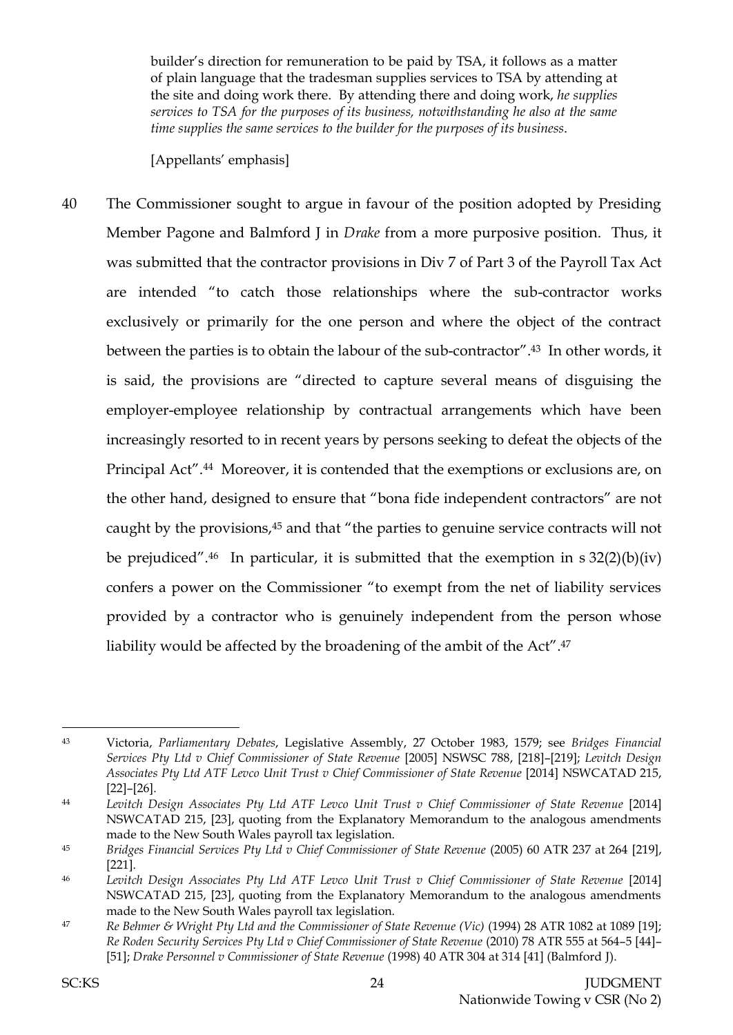builder's direction for remuneration to be paid by TSA, it follows as a matter of plain language that the tradesman supplies services to TSA by attending at the site and doing work there. By attending there and doing work, *he supplies services to TSA for the purposes of its business, notwithstanding he also at the same time supplies the same services to the builder for the purposes of its business*.

[Appellants' emphasis]

40 The Commissioner sought to argue in favour of the position adopted by Presiding Member Pagone and Balmford J in *Drake* from a more purposive position. Thus, it was submitted that the contractor provisions in Div 7 of Part 3 of the Payroll Tax Act are intended "to catch those relationships where the sub-contractor works exclusively or primarily for the one person and where the object of the contract between the parties is to obtain the labour of the sub-contractor".[43] In other words, it is said, the provisions are "directed to capture several means of disguising the employer-employee relationship by contractual arrangements which have been increasingly resorted to in recent years by persons seeking to defeat the objects of the Principal Act".[44] Moreover, it is contended that the exemptions or exclusions are, on the other hand, designed to ensure that "bona fide independent contractors" are not caught by the provisions,[45] and that "the parties to genuine service contracts will not be prejudiced".[46] In particular, it is submitted that the exemption in s 32(2)(b)(iv) confers a power on the Commissioner "to exempt from the net of liability services provided by a contractor who is genuinely independent from the person whose liability would be affected by the broadening of the ambit of the Act".[47]

---

[43] Victoria, *Parliamentary Debates*, Legislative Assembly, 27 October 1983, 1579; see *Bridges Financial Services Pty Ltd v Chief Commissioner of State Revenue* [2005] NSWSC 788, [218]–[219]; *Levitch Design Associates Pty Ltd ATF Levco Unit Trust v Chief Commissioner of State Revenue* [2014] NSWCATAD 215, [22]–[26].

[44] *Levitch Design Associates Pty Ltd ATF Levco Unit Trust v Chief Commissioner of State Revenue* [2014] NSWCATAD 215, [23], quoting from the Explanatory Memorandum to the analogous amendments made to the New South Wales payroll tax legislation.

[45] *Bridges Financial Services Pty Ltd v Chief Commissioner of State Revenue* (2005) 60 ATR 237 at 264 [219], [221].

[46] *Levitch Design Associates Pty Ltd ATF Levco Unit Trust v Chief Commissioner of State Revenue* [2014] NSWCATAD 215, [23], quoting from the Explanatory Memorandum to the analogous amendments made to the New South Wales payroll tax legislation.

[47] *Re Behmer & Wright Pty Ltd and the Commissioner of State Revenue (Vic)* (1994) 28 ATR 1082 at 1089 [19]; *Re Roden Security Services Pty Ltd v Chief Commissioner of State Revenue* (2010) 78 ATR 555 at 564–5 [44]–[51]; *Drake Personnel v Commissioner of State Revenue* (1998) 40 ATR 304 at 314 [41] (Balmford J).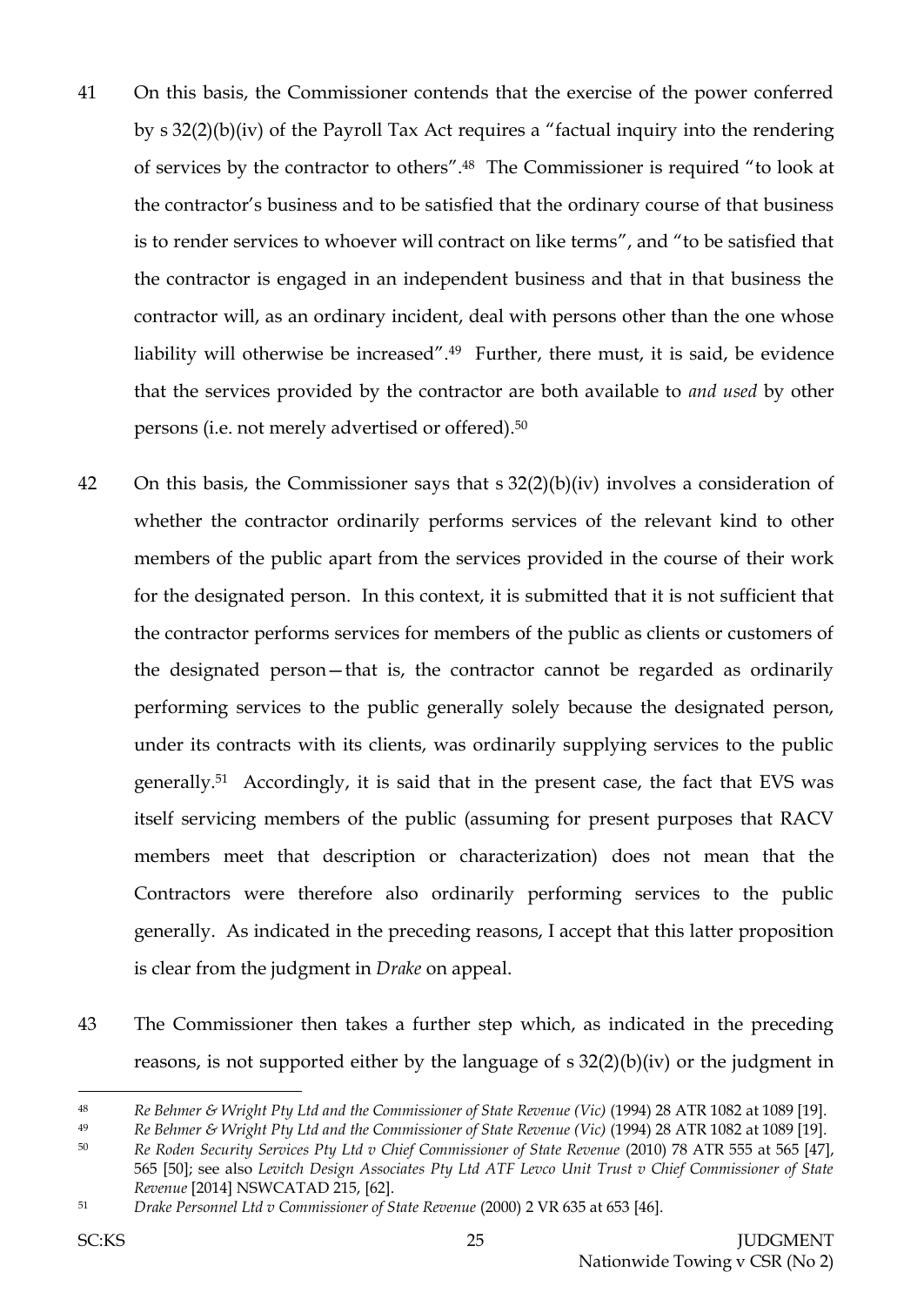41 On this basis, the Commissioner contends that the exercise of the power conferred by s 32(2)(b)(iv) of the Payroll Tax Act requires a "factual inquiry into the rendering of services by the contractor to others".[48] The Commissioner is required "to look at the contractor's business and to be satisfied that the ordinary course of that business is to render services to whoever will contract on like terms", and "to be satisfied that the contractor is engaged in an independent business and that in that business the contractor will, as an ordinary incident, deal with persons other than the one whose liability will otherwise be increased".[49] Further, there must, it is said, be evidence that the services provided by the contractor are both available to *and used* by other persons (i.e. not merely advertised or offered).[50]

42 On this basis, the Commissioner says that s 32(2)(b)(iv) involves a consideration of whether the contractor ordinarily performs services of the relevant kind to other members of the public apart from the services provided in the course of their work for the designated person. In this context, it is submitted that it is not sufficient that the contractor performs services for members of the public as clients or customers of the designated person—that is, the contractor cannot be regarded as ordinarily performing services to the public generally solely because the designated person, under its contracts with its clients, was ordinarily supplying services to the public generally.[51] Accordingly, it is said that in the present case, the fact that EVS was itself servicing members of the public (assuming for present purposes that RACV members meet that description or characterization) does not mean that the Contractors were therefore also ordinarily performing services to the public generally. As indicated in the preceding reasons, I accept that this latter proposition is clear from the judgment in *Drake* on appeal.

43 The Commissioner then takes a further step which, as indicated in the preceding reasons, is not supported either by the language of s 32(2)(b)(iv) or the judgment in

---

[48] *Re Behmer & Wright Pty Ltd and the Commissioner of State Revenue (Vic)* (1994) 28 ATR 1082 at 1089 [19].

[49] *Re Behmer & Wright Pty Ltd and the Commissioner of State Revenue (Vic)* (1994) 28 ATR 1082 at 1089 [19].

[50] *Re Roden Security Services Pty Ltd v Chief Commissioner of State Revenue* (2010) 78 ATR 555 at 565 [47], 565 [50]; see also *Levitch Design Associates Pty Ltd ATF Levco Unit Trust v Chief Commissioner of State Revenue* [2014] NSWCATAD 215, [62].

[51] *Drake Personnel Ltd v Commissioner of State Revenue* (2000) 2 VR 635 at 653 [46].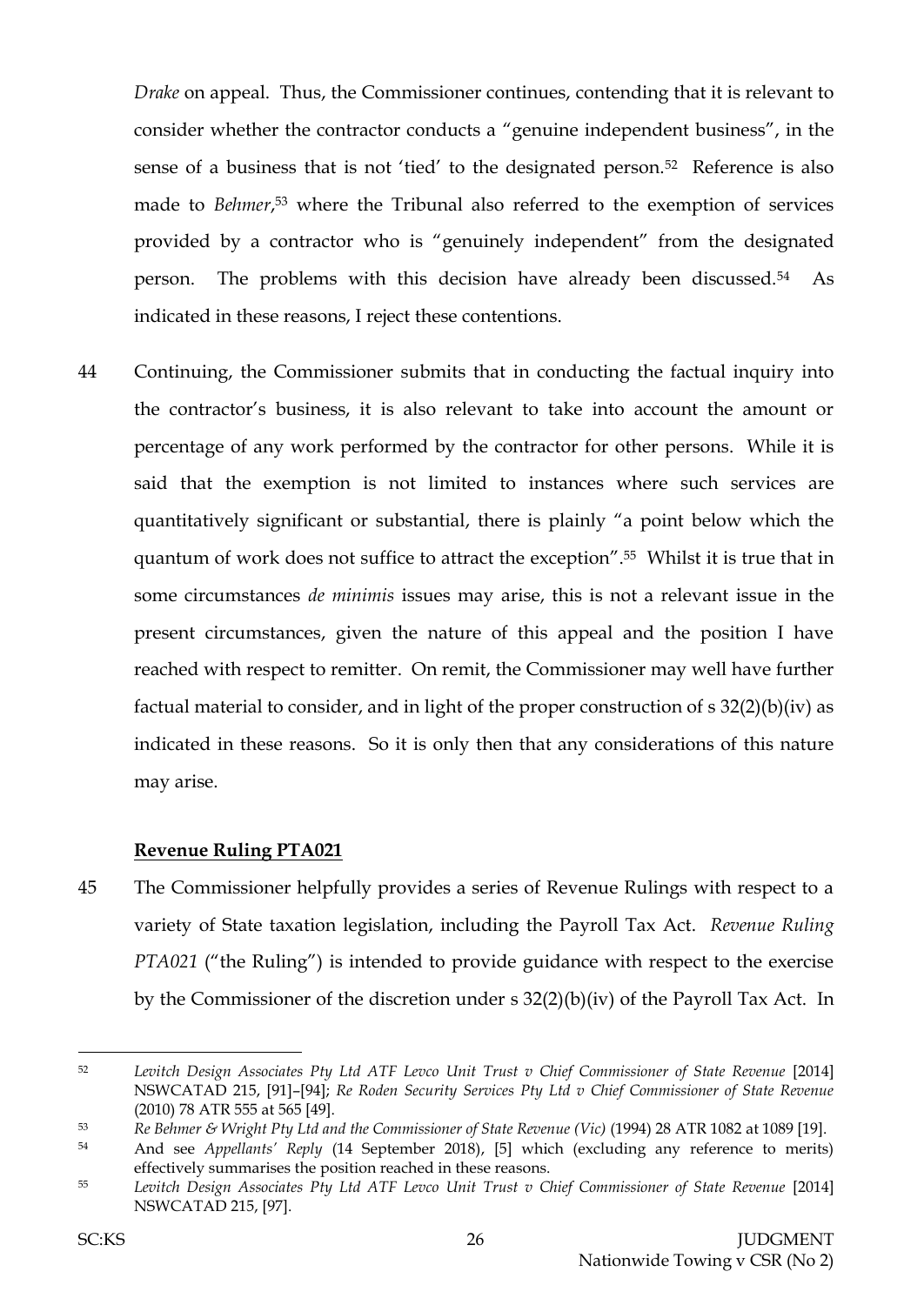*Drake* on appeal. Thus, the Commissioner continues, contending that it is relevant to consider whether the contractor conducts a "genuine independent business", in the sense of a business that is not 'tied' to the designated person.[52] Reference is also made to *Behmer*,[53] where the Tribunal also referred to the exemption of services provided by a contractor who is "genuinely independent" from the designated person. The problems with this decision have already been discussed.[54] As indicated in these reasons, I reject these contentions.

44 Continuing, the Commissioner submits that in conducting the factual inquiry into the contractor's business, it is also relevant to take into account the amount or percentage of any work performed by the contractor for other persons. While it is said that the exemption is not limited to instances where such services are quantitatively significant or substantial, there is plainly "a point below which the quantum of work does not suffice to attract the exception".[55] Whilst it is true that in some circumstances *de minimis* issues may arise, this is not a relevant issue in the present circumstances, given the nature of this appeal and the position I have reached with respect to remitter. On remit, the Commissioner may well have further factual material to consider, and in light of the proper construction of s 32(2)(b)(iv) as indicated in these reasons. So it is only then that any considerations of this nature may arise.

**Revenue Ruling PTA021**

45 The Commissioner helpfully provides a series of Revenue Rulings with respect to a variety of State taxation legislation, including the Payroll Tax Act. *Revenue Ruling PTA021* ("the Ruling") is intended to provide guidance with respect to the exercise by the Commissioner of the discretion under s 32(2)(b)(iv) of the Payroll Tax Act. In

---

[52] *Levitch Design Associates Pty Ltd ATF Levco Unit Trust v Chief Commissioner of State Revenue* [2014] NSWCATAD 215, [91]–[94]; *Re Roden Security Services Pty Ltd v Chief Commissioner of State Revenue* (2010) 78 ATR 555 at 565 [49].

[53] *Re Behmer & Wright Pty Ltd and the Commissioner of State Revenue (Vic)* (1994) 28 ATR 1082 at 1089 [19].

[54] And see *Appellants' Reply* (14 September 2018), [5] which (excluding any reference to merits) effectively summarises the position reached in these reasons.

[55] *Levitch Design Associates Pty Ltd ATF Levco Unit Trust v Chief Commissioner of State Revenue* [2014] NSWCATAD 215, [97].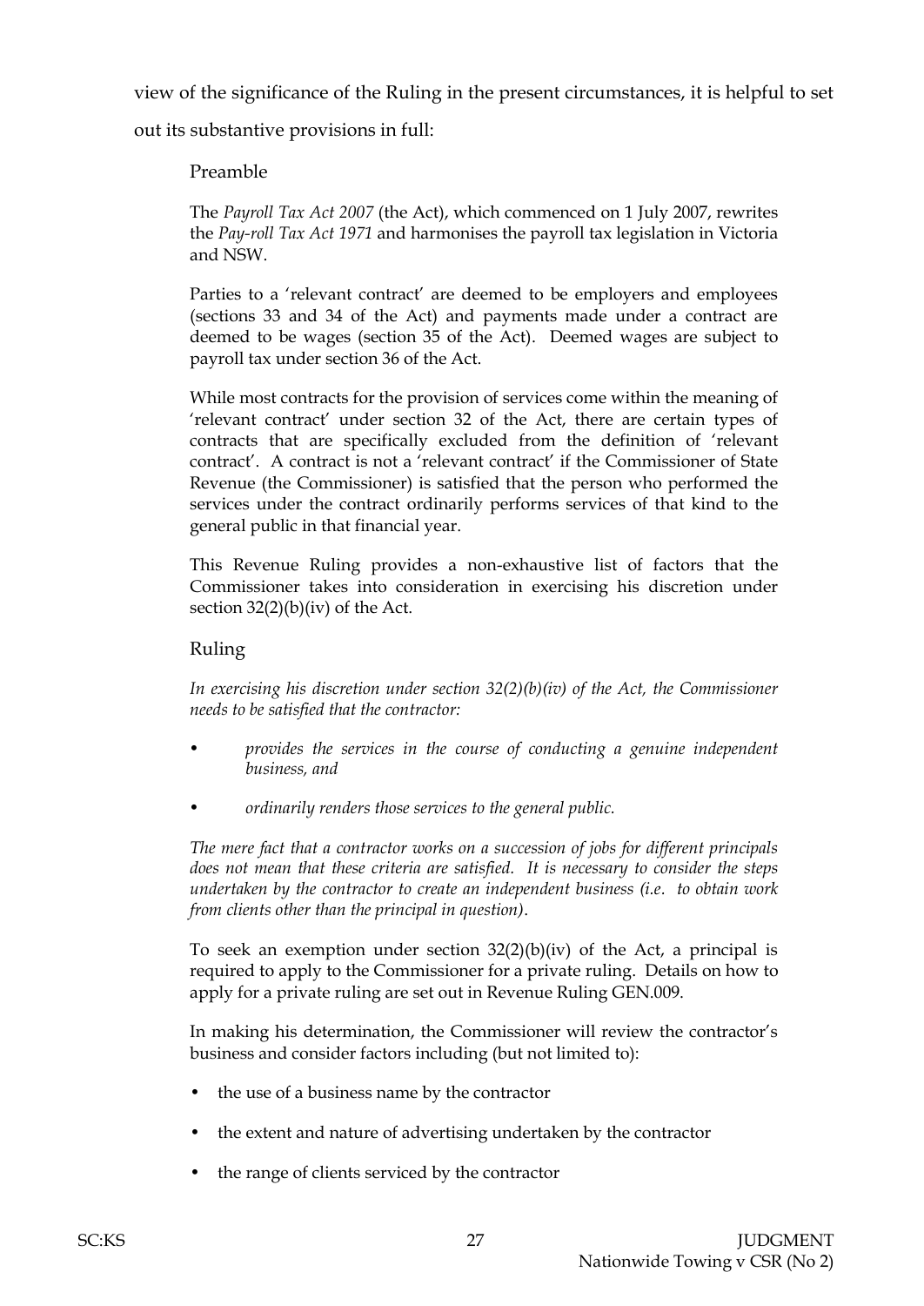view of the significance of the Ruling in the present circumstances, it is helpful to set out its substantive provisions in full:

> Preamble
>
> The *Payroll Tax Act 2007* (the Act), which commenced on 1 July 2007, rewrites the *Pay-roll Tax Act 1971* and harmonises the payroll tax legislation in Victoria and NSW.
>
> Parties to a 'relevant contract' are deemed to be employers and employees (sections 33 and 34 of the Act) and payments made under a contract are deemed to be wages (section 35 of the Act). Deemed wages are subject to payroll tax under section 36 of the Act.
>
> While most contracts for the provision of services come within the meaning of 'relevant contract' under section 32 of the Act, there are certain types of contracts that are specifically excluded from the definition of 'relevant contract'. A contract is not a 'relevant contract' if the Commissioner of State Revenue (the Commissioner) is satisfied that the person who performed the services under the contract ordinarily performs services of that kind to the general public in that financial year.
>
> This Revenue Ruling provides a non-exhaustive list of factors that the Commissioner takes into consideration in exercising his discretion under section 32(2)(b)(iv) of the Act.
>
> Ruling
>
> *In exercising his discretion under section 32(2)(b)(iv) of the Act, the Commissioner needs to be satisfied that the contractor:*
>
> - *provides the services in the course of conducting a genuine independent business, and*
> - *ordinarily renders those services to the general public.*
>
> *The mere fact that a contractor works on a succession of jobs for different principals does not mean that these criteria are satisfied. It is necessary to consider the steps undertaken by the contractor to create an independent business (i.e. to obtain work from clients other than the principal in question).*
>
> To seek an exemption under section 32(2)(b)(iv) of the Act, a principal is required to apply to the Commissioner for a private ruling. Details on how to apply for a private ruling are set out in Revenue Ruling GEN.009.
>
> In making his determination, the Commissioner will review the contractor's business and consider factors including (but not limited to):
>
> - the use of a business name by the contractor
> - the extent and nature of advertising undertaken by the contractor
> - the range of clients serviced by the contractor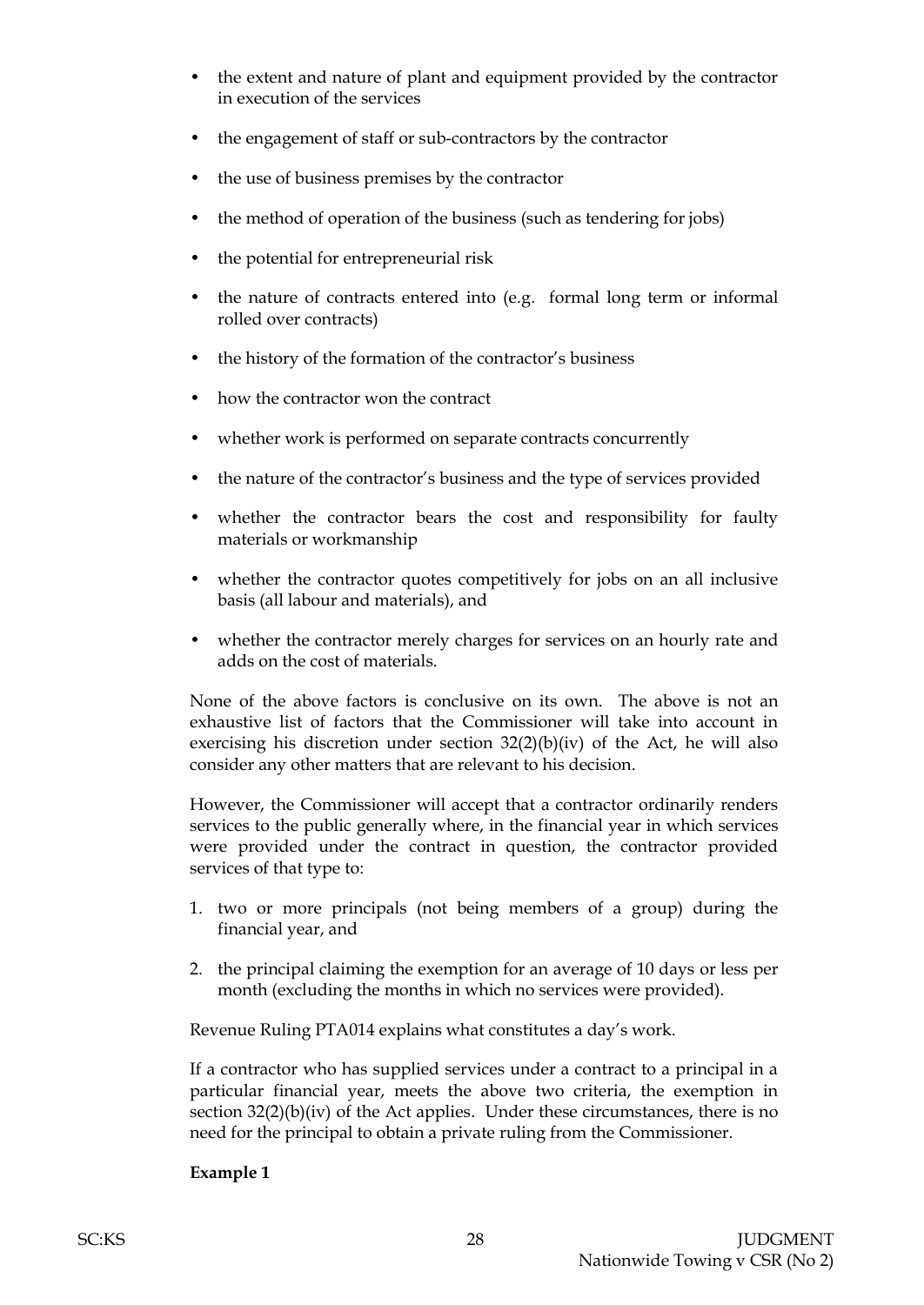- the extent and nature of plant and equipment provided by the contractor in execution of the services
- the engagement of staff or sub-contractors by the contractor
- the use of business premises by the contractor
- the method of operation of the business (such as tendering for jobs)
- the potential for entrepreneurial risk
- the nature of contracts entered into (e.g. formal long term or informal rolled over contracts)
- the history of the formation of the contractor's business
- how the contractor won the contract
- whether work is performed on separate contracts concurrently
- the nature of the contractor's business and the type of services provided
- whether the contractor bears the cost and responsibility for faulty materials or workmanship
- whether the contractor quotes competitively for jobs on an all inclusive basis (all labour and materials), and
- whether the contractor merely charges for services on an hourly rate and adds on the cost of materials.

None of the above factors is conclusive on its own. The above is not an exhaustive list of factors that the Commissioner will take into account in exercising his discretion under section 32(2)(b)(iv) of the Act, he will also consider any other matters that are relevant to his decision.

However, the Commissioner will accept that a contractor ordinarily renders services to the public generally where, in the financial year in which services were provided under the contract in question, the contractor provided services of that type to:

1. two or more principals (not being members of a group) during the financial year, and
2. the principal claiming the exemption for an average of 10 days or less per month (excluding the months in which no services were provided).

Revenue Ruling PTA014 explains what constitutes a day's work.

If a contractor who has supplied services under a contract to a principal in a particular financial year, meets the above two criteria, the exemption in section 32(2)(b)(iv) of the Act applies. Under these circumstances, there is no need for the principal to obtain a private ruling from the Commissioner.

**Example 1**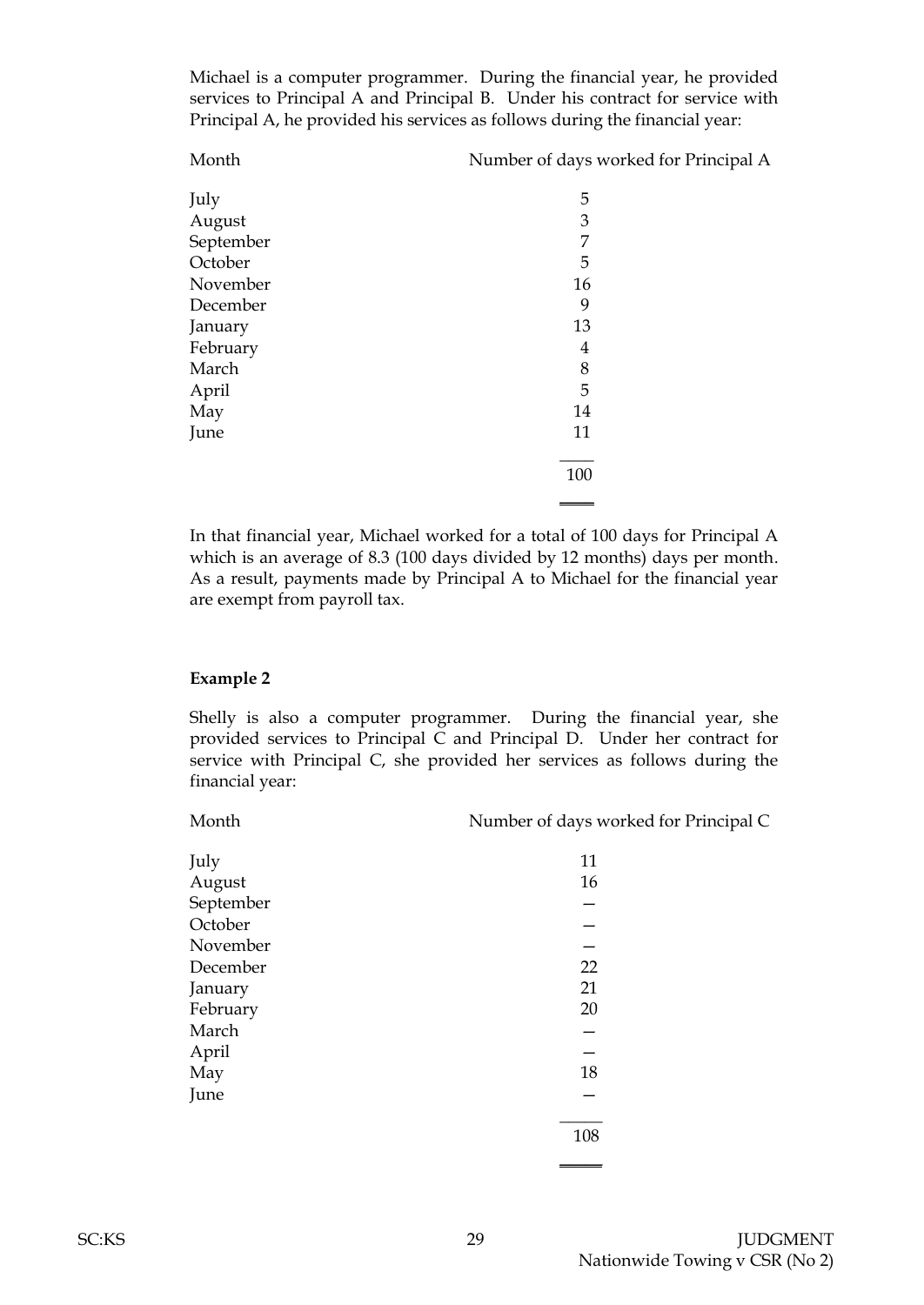Michael is a computer programmer. During the financial year, he provided services to Principal A and Principal B. Under his contract for service with Principal A, he provided his services as follows during the financial year:

| Month | Number of days worked for Principal A |
|---|---|
| July | 5 |
| August | 3 |
| September | 7 |
| October | 5 |
| November | 16 |
| December | 9 |
| January | 13 |
| February | 4 |
| March | 8 |
| April | 5 |
| May | 14 |
| June | 11 |
| | 100 |

In that financial year, Michael worked for a total of 100 days for Principal A which is an average of 8.3 (100 days divided by 12 months) days per month. As a result, payments made by Principal A to Michael for the financial year are exempt from payroll tax.

**Example 2**

Shelly is also a computer programmer. During the financial year, she provided services to Principal C and Principal D. Under her contract for service with Principal C, she provided her services as follows during the financial year:

| Month | Number of days worked for Principal C |
|---|---|
| July | 11 |
| August | 16 |
| September | – |
| October | – |
| November | – |
| December | 22 |
| January | 21 |
| February | 20 |
| March | – |
| April | – |
| May | 18 |
| June | – |
| | 108 |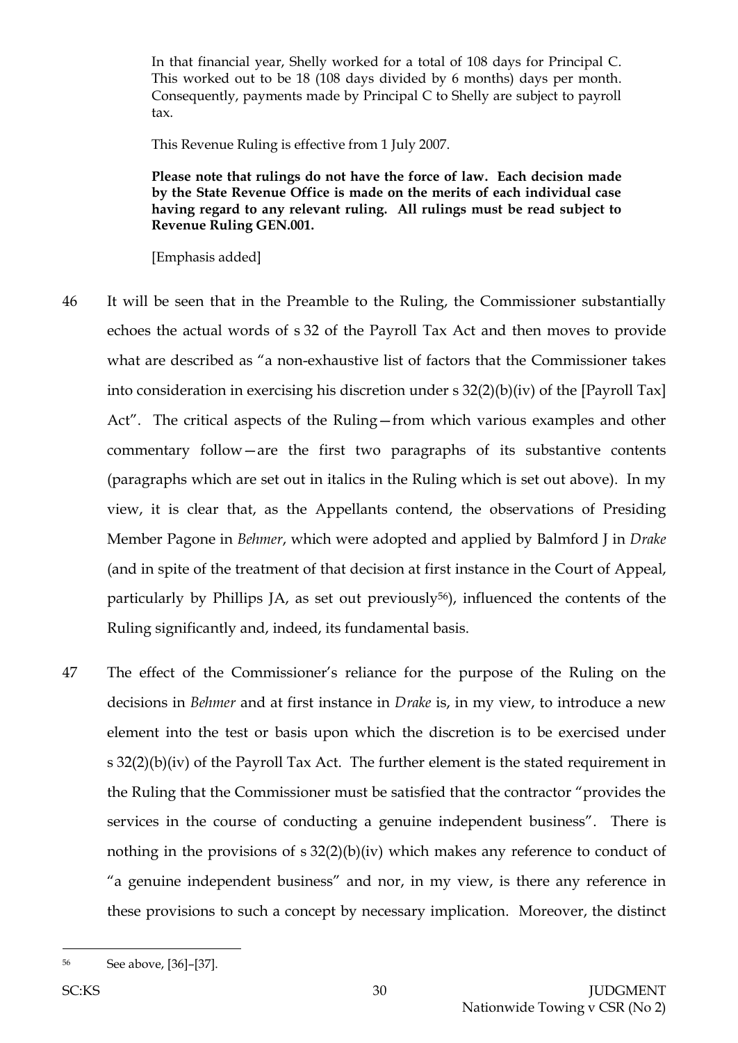> In that financial year, Shelly worked for a total of 108 days for Principal C. This worked out to be 18 (108 days divided by 6 months) days per month. Consequently, payments made by Principal C to Shelly are subject to payroll tax.
>
> This Revenue Ruling is effective from 1 July 2007.
>
> **Please note that rulings do not have the force of law. Each decision made by the State Revenue Office is made on the merits of each individual case having regard to any relevant ruling. All rulings must be read subject to Revenue Ruling GEN.001.**
>
> [Emphasis added]

46 It will be seen that in the Preamble to the Ruling, the Commissioner substantially echoes the actual words of s 32 of the Payroll Tax Act and then moves to provide what are described as "a non-exhaustive list of factors that the Commissioner takes into consideration in exercising his discretion under s 32(2)(b)(iv) of the [Payroll Tax] Act". The critical aspects of the Ruling—from which various examples and other commentary follow—are the first two paragraphs of its substantive contents (paragraphs which are set out in italics in the Ruling which is set out above). In my view, it is clear that, as the Appellants contend, the observations of Presiding Member Pagone in *Behmer*, which were adopted and applied by Balmford J in *Drake* (and in spite of the treatment of that decision at first instance in the Court of Appeal, particularly by Phillips JA, as set out previously[56]), influenced the contents of the Ruling significantly and, indeed, its fundamental basis.

47 The effect of the Commissioner's reliance for the purpose of the Ruling on the decisions in *Behmer* and at first instance in *Drake* is, in my view, to introduce a new element into the test or basis upon which the discretion is to be exercised under s 32(2)(b)(iv) of the Payroll Tax Act. The further element is the stated requirement in the Ruling that the Commissioner must be satisfied that the contractor "provides the services in the course of conducting a genuine independent business". There is nothing in the provisions of s 32(2)(b)(iv) which makes any reference to conduct of "a genuine independent business" and nor, in my view, is there any reference in these provisions to such a concept by necessary implication. Moreover, the distinct

[56] See above, [36]–[37].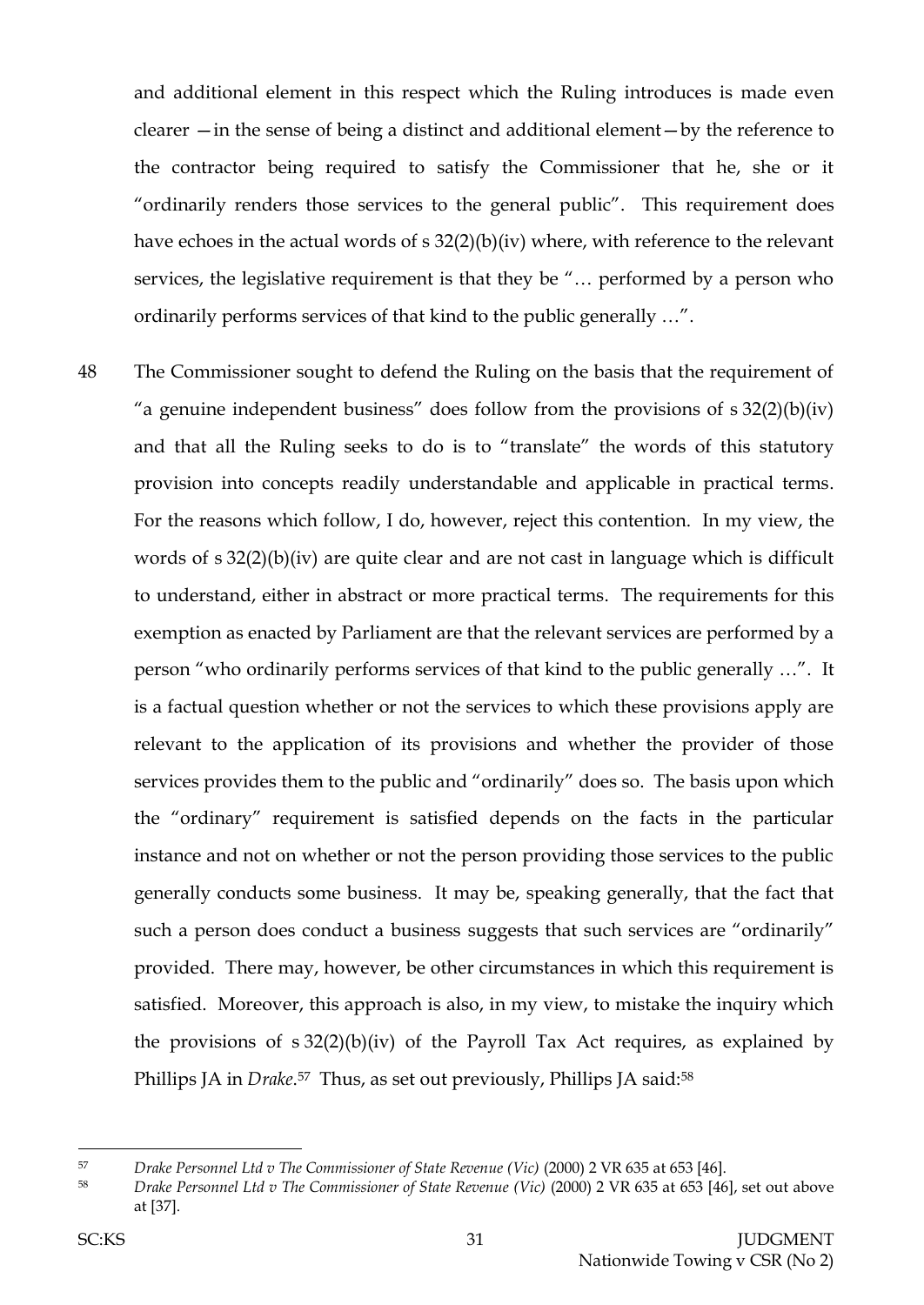and additional element in this respect which the Ruling introduces is made even clearer —in the sense of being a distinct and additional element—by the reference to the contractor being required to satisfy the Commissioner that he, she or it "ordinarily renders those services to the general public". This requirement does have echoes in the actual words of s 32(2)(b)(iv) where, with reference to the relevant services, the legislative requirement is that they be "… performed by a person who ordinarily performs services of that kind to the public generally …".

48 The Commissioner sought to defend the Ruling on the basis that the requirement of "a genuine independent business" does follow from the provisions of s 32(2)(b)(iv) and that all the Ruling seeks to do is to "translate" the words of this statutory provision into concepts readily understandable and applicable in practical terms. For the reasons which follow, I do, however, reject this contention. In my view, the words of s 32(2)(b)(iv) are quite clear and are not cast in language which is difficult to understand, either in abstract or more practical terms. The requirements for this exemption as enacted by Parliament are that the relevant services are performed by a person "who ordinarily performs services of that kind to the public generally …". It is a factual question whether or not the services to which these provisions apply are relevant to the application of its provisions and whether the provider of those services provides them to the public and "ordinarily" does so. The basis upon which the "ordinary" requirement is satisfied depends on the facts in the particular instance and not on whether or not the person providing those services to the public generally conducts some business. It may be, speaking generally, that the fact that such a person does conduct a business suggests that such services are "ordinarily" provided. There may, however, be other circumstances in which this requirement is satisfied. Moreover, this approach is also, in my view, to mistake the inquiry which the provisions of s 32(2)(b)(iv) of the Payroll Tax Act requires, as explained by Phillips JA in *Drake*.[57] Thus, as set out previously, Phillips JA said:[58]

---

[57] *Drake Personnel Ltd v The Commissioner of State Revenue (Vic)* (2000) 2 VR 635 at 653 [46].

[58] *Drake Personnel Ltd v The Commissioner of State Revenue (Vic)* (2000) 2 VR 635 at 653 [46], set out above at [37].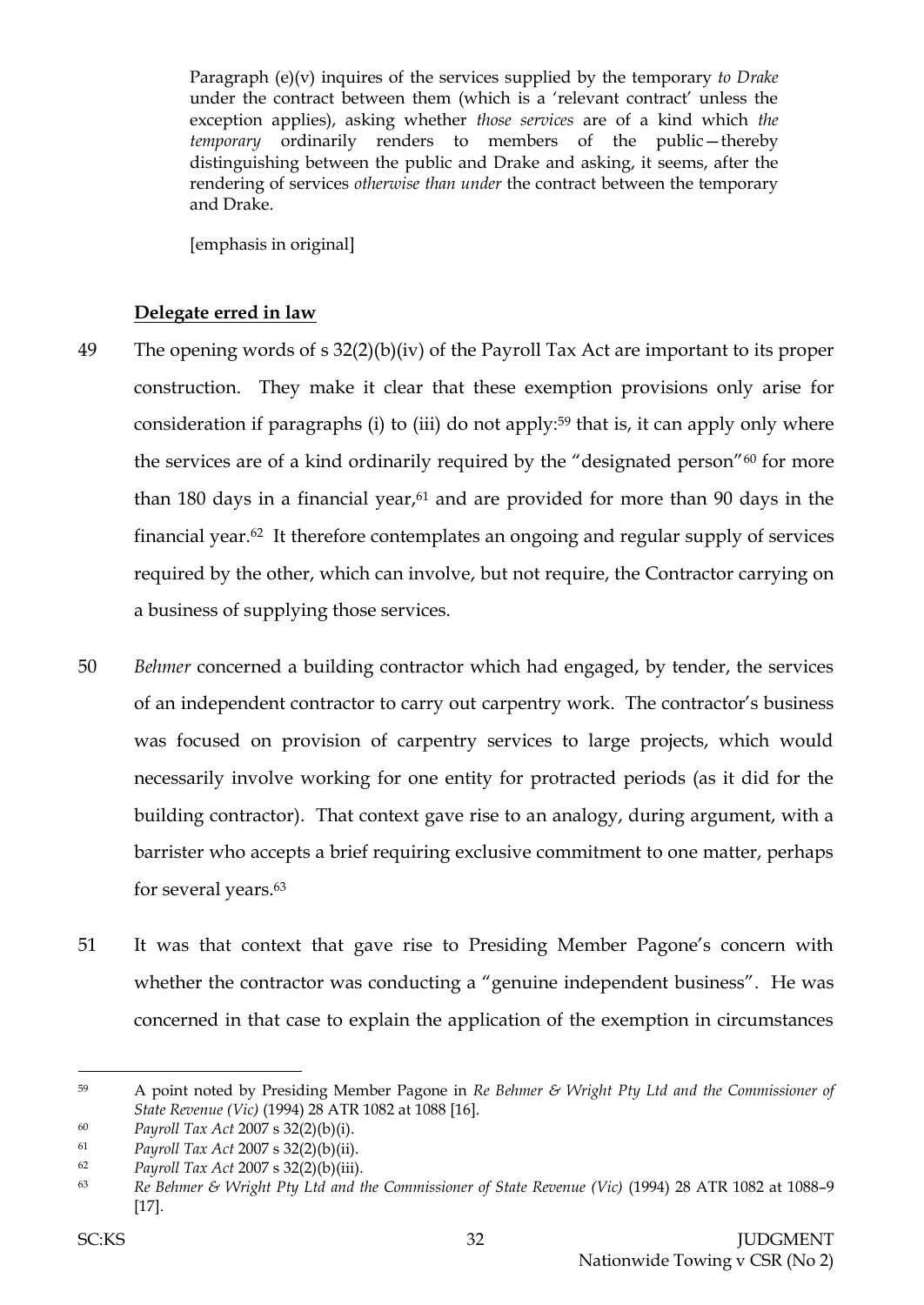> Paragraph (e)(v) inquires of the services supplied by the temporary *to Drake* under the contract between them (which is a 'relevant contract' unless the exception applies), asking whether *those services* are of a kind which *the temporary* ordinarily renders to members of the public—thereby distinguishing between the public and Drake and asking, it seems, after the rendering of services *otherwise than under* the contract between the temporary and Drake.
>
> [emphasis in original]

**Delegate erred in law**

49 The opening words of s 32(2)(b)(iv) of the Payroll Tax Act are important to its proper construction. They make it clear that these exemption provisions only arise for consideration if paragraphs (i) to (iii) do not apply:[59] that is, it can apply only where the services are of a kind ordinarily required by the "designated person"[60] for more than 180 days in a financial year,[61] and are provided for more than 90 days in the financial year.[62] It therefore contemplates an ongoing and regular supply of services required by the other, which can involve, but not require, the Contractor carrying on a business of supplying those services.

50 *Behmer* concerned a building contractor which had engaged, by tender, the services of an independent contractor to carry out carpentry work. The contractor's business was focused on provision of carpentry services to large projects, which would necessarily involve working for one entity for protracted periods (as it did for the building contractor). That context gave rise to an analogy, during argument, with a barrister who accepts a brief requiring exclusive commitment to one matter, perhaps for several years.[63]

51 It was that context that gave rise to Presiding Member Pagone's concern with whether the contractor was conducting a "genuine independent business". He was concerned in that case to explain the application of the exemption in circumstances

---

[59] A point noted by Presiding Member Pagone in *Re Behmer & Wright Pty Ltd and the Commissioner of State Revenue (Vic)* (1994) 28 ATR 1082 at 1088 [16].

[60] *Payroll Tax Act* 2007 s 32(2)(b)(i).

[61] *Payroll Tax Act* 2007 s 32(2)(b)(ii).

[62] *Payroll Tax Act* 2007 s 32(2)(b)(iii).

[63] *Re Behmer & Wright Pty Ltd and the Commissioner of State Revenue (Vic)* (1994) 28 ATR 1082 at 1088–9 [17].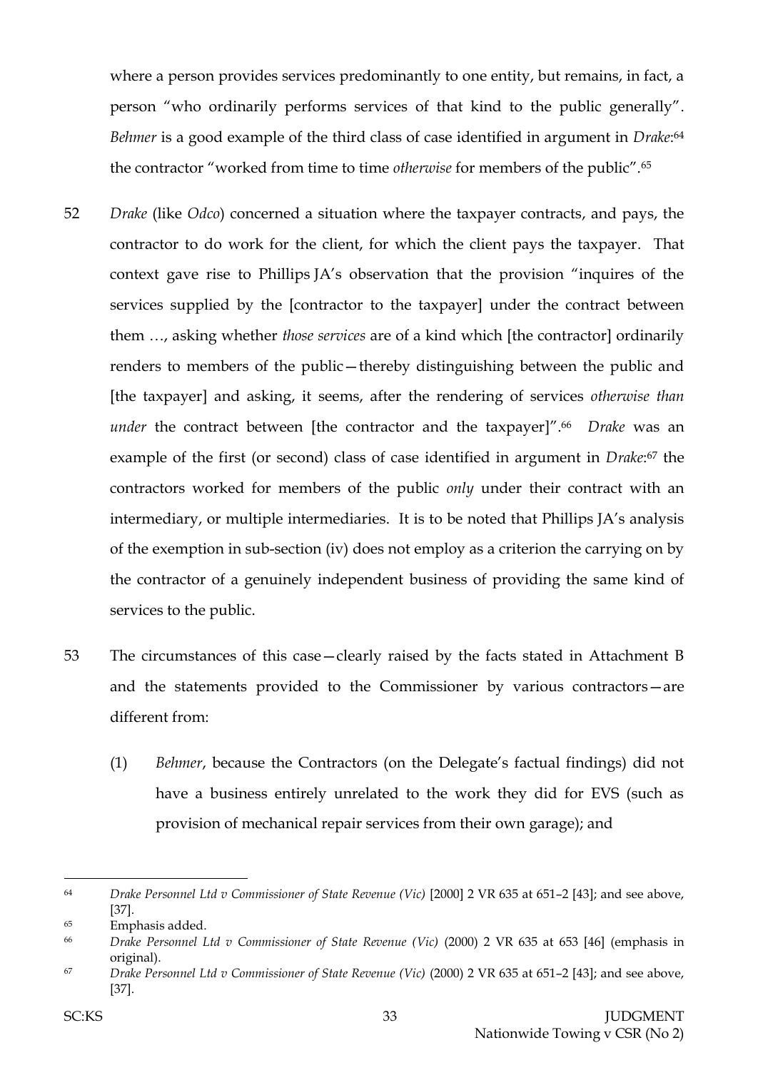where a person provides services predominantly to one entity, but remains, in fact, a person "who ordinarily performs services of that kind to the public generally". *Behmer* is a good example of the third class of case identified in argument in *Drake*:[64] the contractor "worked from time to time *otherwise* for members of the public".[65]

52 *Drake* (like *Odco*) concerned a situation where the taxpayer contracts, and pays, the contractor to do work for the client, for which the client pays the taxpayer. That context gave rise to Phillips JA's observation that the provision "inquires of the services supplied by the [contractor to the taxpayer] under the contract between them …, asking whether *those services* are of a kind which [the contractor] ordinarily renders to members of the public—thereby distinguishing between the public and [the taxpayer] and asking, it seems, after the rendering of services *otherwise than under* the contract between [the contractor and the taxpayer]".[66] *Drake* was an example of the first (or second) class of case identified in argument in *Drake*:[67] the contractors worked for members of the public *only* under their contract with an intermediary, or multiple intermediaries. It is to be noted that Phillips JA's analysis of the exemption in sub-section (iv) does not employ as a criterion the carrying on by the contractor of a genuinely independent business of providing the same kind of services to the public.

53 The circumstances of this case—clearly raised by the facts stated in Attachment B and the statements provided to the Commissioner by various contractors—are different from:

(1) *Behmer*, because the Contractors (on the Delegate's factual findings) did not have a business entirely unrelated to the work they did for EVS (such as provision of mechanical repair services from their own garage); and

---

[64] *Drake Personnel Ltd v Commissioner of State Revenue (Vic)* [2000] 2 VR 635 at 651–2 [43]; and see above, [37].

[65] Emphasis added.

[66] *Drake Personnel Ltd v Commissioner of State Revenue (Vic)* (2000) 2 VR 635 at 653 [46] (emphasis in original).

[67] *Drake Personnel Ltd v Commissioner of State Revenue (Vic)* (2000) 2 VR 635 at 651–2 [43]; and see above, [37].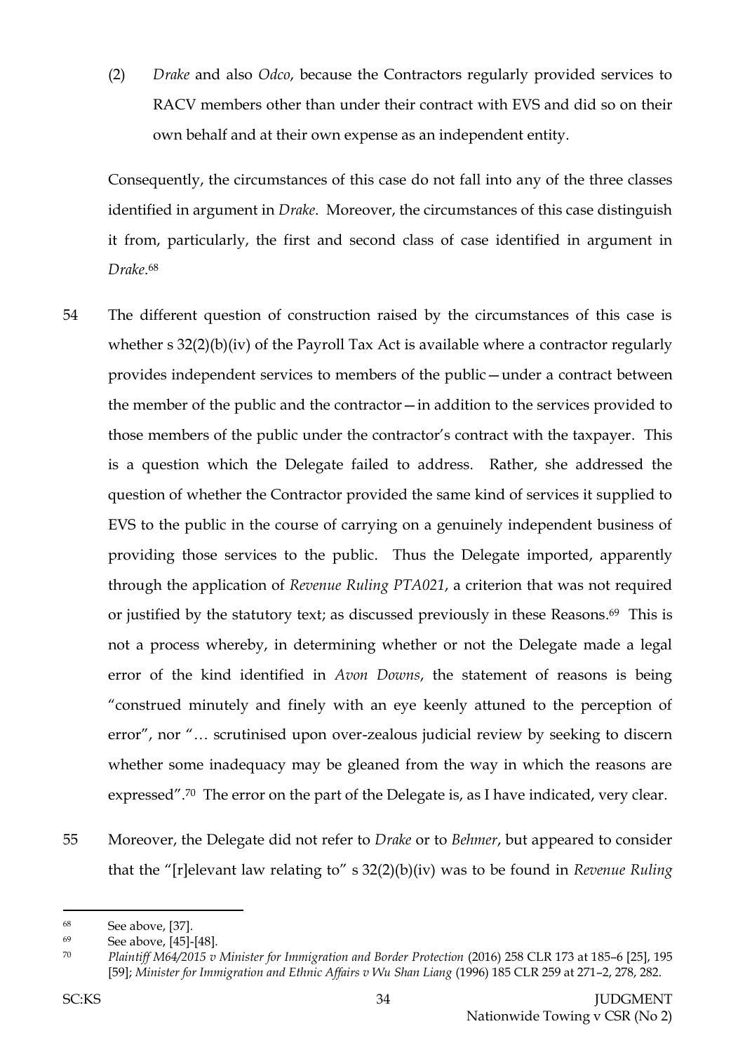(2) *Drake* and also *Odco*, because the Contractors regularly provided services to RACV members other than under their contract with EVS and did so on their own behalf and at their own expense as an independent entity.

Consequently, the circumstances of this case do not fall into any of the three classes identified in argument in *Drake*. Moreover, the circumstances of this case distinguish it from, particularly, the first and second class of case identified in argument in *Drake*.[68]

54 The different question of construction raised by the circumstances of this case is whether s 32(2)(b)(iv) of the Payroll Tax Act is available where a contractor regularly provides independent services to members of the public—under a contract between the member of the public and the contractor—in addition to the services provided to those members of the public under the contractor's contract with the taxpayer. This is a question which the Delegate failed to address. Rather, she addressed the question of whether the Contractor provided the same kind of services it supplied to EVS to the public in the course of carrying on a genuinely independent business of providing those services to the public. Thus the Delegate imported, apparently through the application of *Revenue Ruling PTA021*, a criterion that was not required or justified by the statutory text; as discussed previously in these Reasons.[69] This is not a process whereby, in determining whether or not the Delegate made a legal error of the kind identified in *Avon Downs*, the statement of reasons is being "construed minutely and finely with an eye keenly attuned to the perception of error", nor "… scrutinised upon over-zealous judicial review by seeking to discern whether some inadequacy may be gleaned from the way in which the reasons are expressed".[70] The error on the part of the Delegate is, as I have indicated, very clear.

55 Moreover, the Delegate did not refer to *Drake* or to *Behmer*, but appeared to consider that the "[r]elevant law relating to" s 32(2)(b)(iv) was to be found in *Revenue Ruling*

---

[68] See above, [37].

[69] See above, [45]-[48].

[70] *Plaintiff M64/2015 v Minister for Immigration and Border Protection* (2016) 258 CLR 173 at 185–6 [25], 195 [59]; *Minister for Immigration and Ethnic Affairs v Wu Shan Liang* (1996) 185 CLR 259 at 271–2, 278, 282.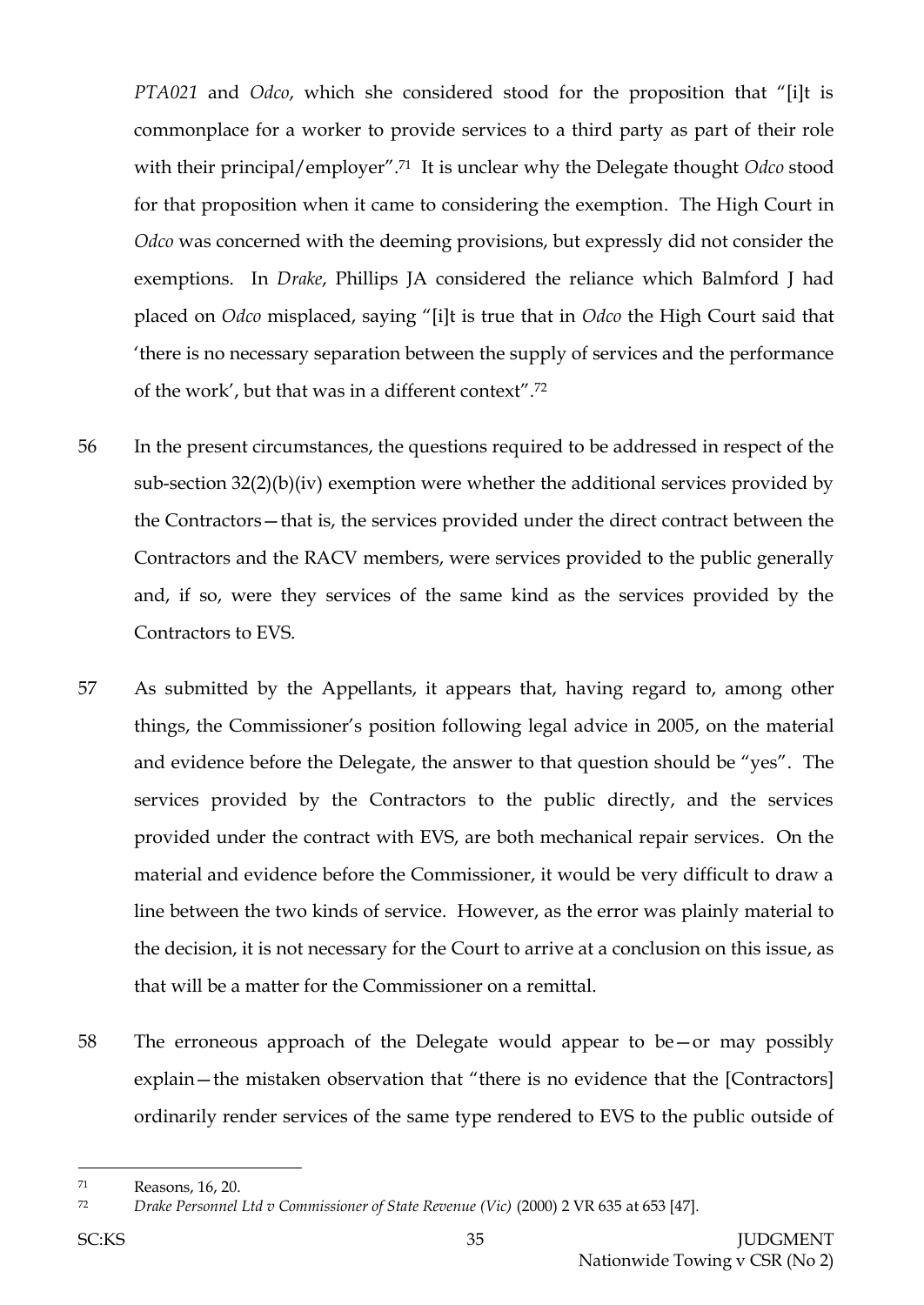*PTA021* and *Odco*, which she considered stood for the proposition that "[i]t is commonplace for a worker to provide services to a third party as part of their role with their principal/employer".[71] It is unclear why the Delegate thought *Odco* stood for that proposition when it came to considering the exemption. The High Court in *Odco* was concerned with the deeming provisions, but expressly did not consider the exemptions. In *Drake*, Phillips JA considered the reliance which Balmford J had placed on *Odco* misplaced, saying "[i]t is true that in *Odco* the High Court said that 'there is no necessary separation between the supply of services and the performance of the work', but that was in a different context".[72]

56 In the present circumstances, the questions required to be addressed in respect of the sub-section 32(2)(b)(iv) exemption were whether the additional services provided by the Contractors—that is, the services provided under the direct contract between the Contractors and the RACV members, were services provided to the public generally and, if so, were they services of the same kind as the services provided by the Contractors to EVS.

57 As submitted by the Appellants, it appears that, having regard to, among other things, the Commissioner's position following legal advice in 2005, on the material and evidence before the Delegate, the answer to that question should be "yes". The services provided by the Contractors to the public directly, and the services provided under the contract with EVS, are both mechanical repair services. On the material and evidence before the Commissioner, it would be very difficult to draw a line between the two kinds of service. However, as the error was plainly material to the decision, it is not necessary for the Court to arrive at a conclusion on this issue, as that will be a matter for the Commissioner on a remittal.

58 The erroneous approach of the Delegate would appear to be—or may possibly explain—the mistaken observation that "there is no evidence that the [Contractors] ordinarily render services of the same type rendered to EVS to the public outside of

---

[71] Reasons, 16, 20.

[72] *Drake Personnel Ltd v Commissioner of State Revenue (Vic)* (2000) 2 VR 635 at 653 [47].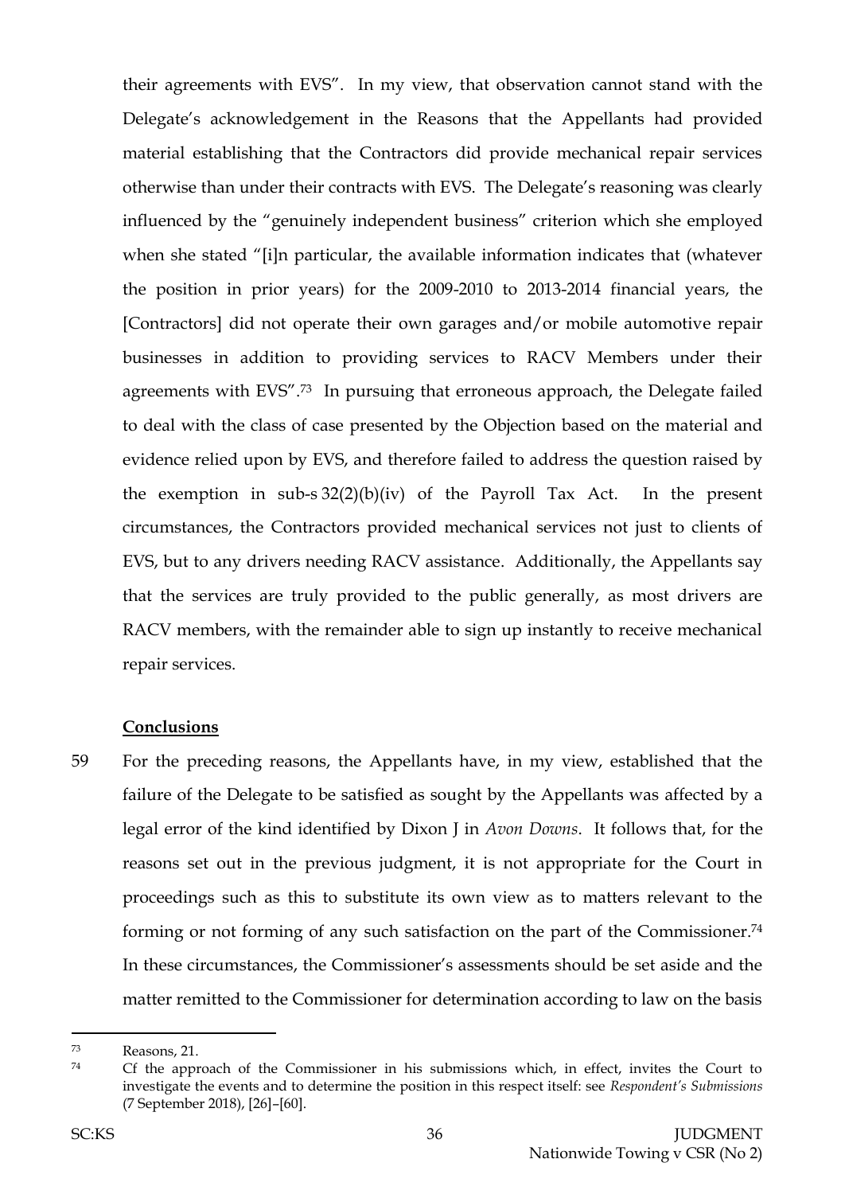their agreements with EVS". In my view, that observation cannot stand with the Delegate's acknowledgement in the Reasons that the Appellants had provided material establishing that the Contractors did provide mechanical repair services otherwise than under their contracts with EVS. The Delegate's reasoning was clearly influenced by the "genuinely independent business" criterion which she employed when she stated "[i]n particular, the available information indicates that (whatever the position in prior years) for the 2009-2010 to 2013-2014 financial years, the [Contractors] did not operate their own garages and/or mobile automotive repair businesses in addition to providing services to RACV Members under their agreements with EVS".[73] In pursuing that erroneous approach, the Delegate failed to deal with the class of case presented by the Objection based on the material and evidence relied upon by EVS, and therefore failed to address the question raised by the exemption in sub-s 32(2)(b)(iv) of the Payroll Tax Act. In the present circumstances, the Contractors provided mechanical services not just to clients of EVS, but to any drivers needing RACV assistance. Additionally, the Appellants say that the services are truly provided to the public generally, as most drivers are RACV members, with the remainder able to sign up instantly to receive mechanical repair services.

**Conclusions**

59 For the preceding reasons, the Appellants have, in my view, established that the failure of the Delegate to be satisfied as sought by the Appellants was affected by a legal error of the kind identified by Dixon J in *Avon Downs*. It follows that, for the reasons set out in the previous judgment, it is not appropriate for the Court in proceedings such as this to substitute its own view as to matters relevant to the forming or not forming of any such satisfaction on the part of the Commissioner.[74] In these circumstances, the Commissioner's assessments should be set aside and the matter remitted to the Commissioner for determination according to law on the basis

---

[73] Reasons, 21.

[74] Cf the approach of the Commissioner in his submissions which, in effect, invites the Court to investigate the events and to determine the position in this respect itself: see *Respondent's Submissions* (7 September 2018), [26]–[60].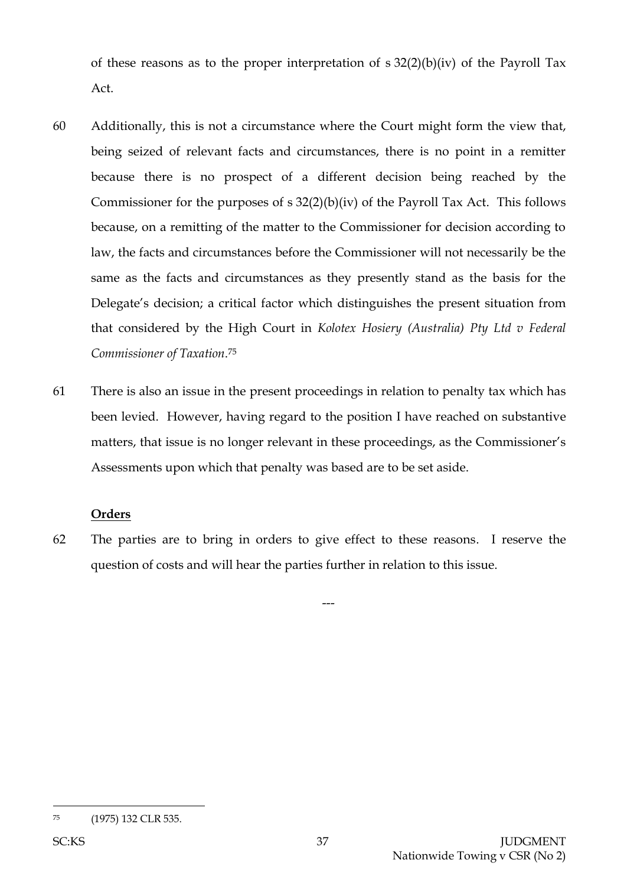of these reasons as to the proper interpretation of s 32(2)(b)(iv) of the Payroll Tax Act.

60 Additionally, this is not a circumstance where the Court might form the view that, being seized of relevant facts and circumstances, there is no point in a remitter because there is no prospect of a different decision being reached by the Commissioner for the purposes of s 32(2)(b)(iv) of the Payroll Tax Act. This follows because, on a remitting of the matter to the Commissioner for decision according to law, the facts and circumstances before the Commissioner will not necessarily be the same as the facts and circumstances as they presently stand as the basis for the Delegate's decision; a critical factor which distinguishes the present situation from that considered by the High Court in *Kolotex Hosiery (Australia) Pty Ltd v Federal Commissioner of Taxation*.[75]

61 There is also an issue in the present proceedings in relation to penalty tax which has been levied. However, having regard to the position I have reached on substantive matters, that issue is no longer relevant in these proceedings, as the Commissioner's Assessments upon which that penalty was based are to be set aside.

**Orders**

62 The parties are to bring in orders to give effect to these reasons. I reserve the question of costs and will hear the parties further in relation to this issue.

---

[75] (1975) 132 CLR 535.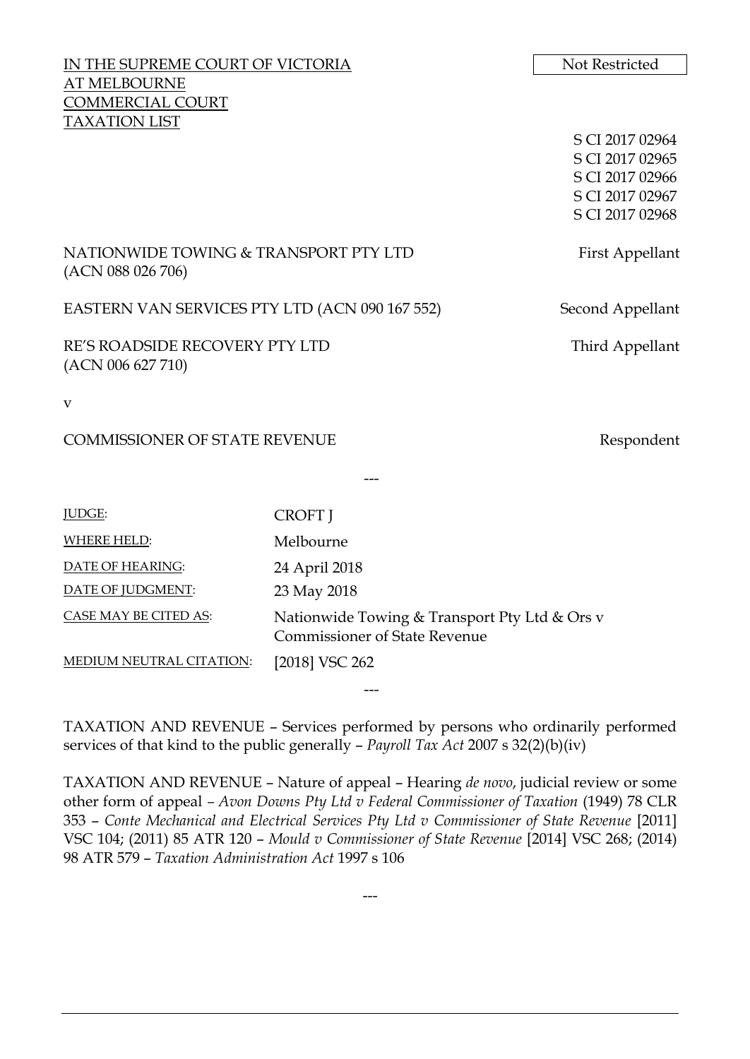IN THE SUPREME COURT OF VICTORIA
AT MELBOURNE
COMMERCIAL COURT
TAXATION LIST

Not Restricted

S CI 2017 02964
S CI 2017 02965
S CI 2017 02966
S CI 2017 02967
S CI 2017 02968

NATIONWIDE TOWING & TRANSPORT PTY LTD (ACN 088 026 706) — First Appellant

EASTERN VAN SERVICES PTY LTD (ACN 090 167 552) — Second Appellant

RE'S ROADSIDE RECOVERY PTY LTD (ACN 006 627 710) — Third Appellant

v

COMMISSIONER OF STATE REVENUE — Respondent

---

| | |
|---|---|
| JUDGE: | CROFT J |
| WHERE HELD: | Melbourne |
| DATE OF HEARING: | 24 April 2018 |
| DATE OF JUDGMENT: | 23 May 2018 |
| CASE MAY BE CITED AS: | Nationwide Towing & Transport Pty Ltd & Ors v Commissioner of State Revenue |
| MEDIUM NEUTRAL CITATION: | [2018] VSC 262 |

---

TAXATION AND REVENUE – Services performed by persons who ordinarily performed services of that kind to the public generally – *Payroll Tax Act* 2007 s 32(2)(b)(iv)

TAXATION AND REVENUE – Nature of appeal – Hearing *de novo*, judicial review or some other form of appeal – *Avon Downs Pty Ltd v Federal Commissioner of Taxation* (1949) 78 CLR 353 – *Conte Mechanical and Electrical Services Pty Ltd v Commissioner of State Revenue* [2011] VSC 104; (2011) 85 ATR 120 – *Mould v Commissioner of State Revenue* [2014] VSC 268; (2014) 98 ATR 579 – *Taxation Administration Act* 1997 s 106

---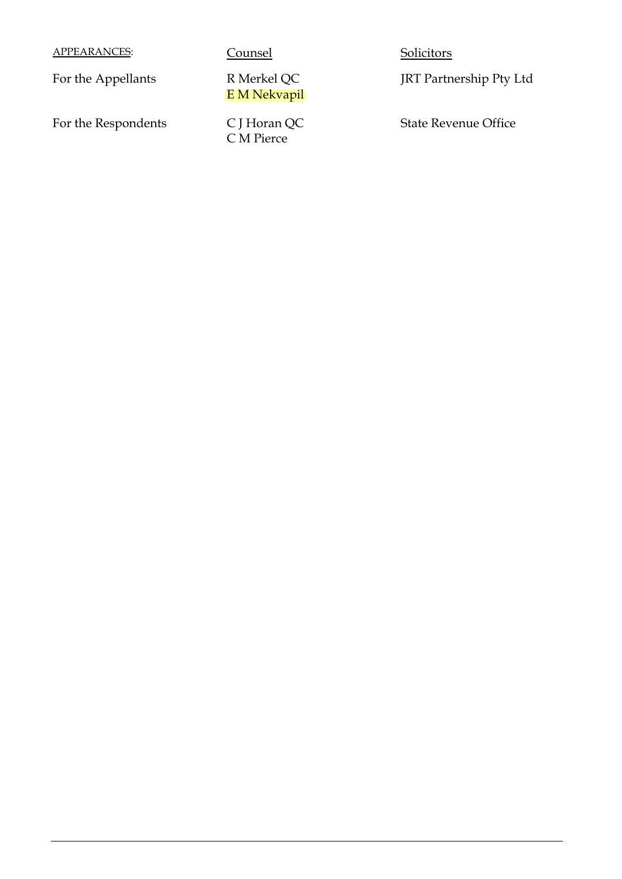| APPEARANCES: | Counsel | Solicitors |
| --- | --- | --- |
| For the Appellants | R Merkel QC<br>E M Nekvapil | JRT Partnership Pty Ltd |
| For the Respondents | C J Horan QC<br>C M Pierce | State Revenue Office |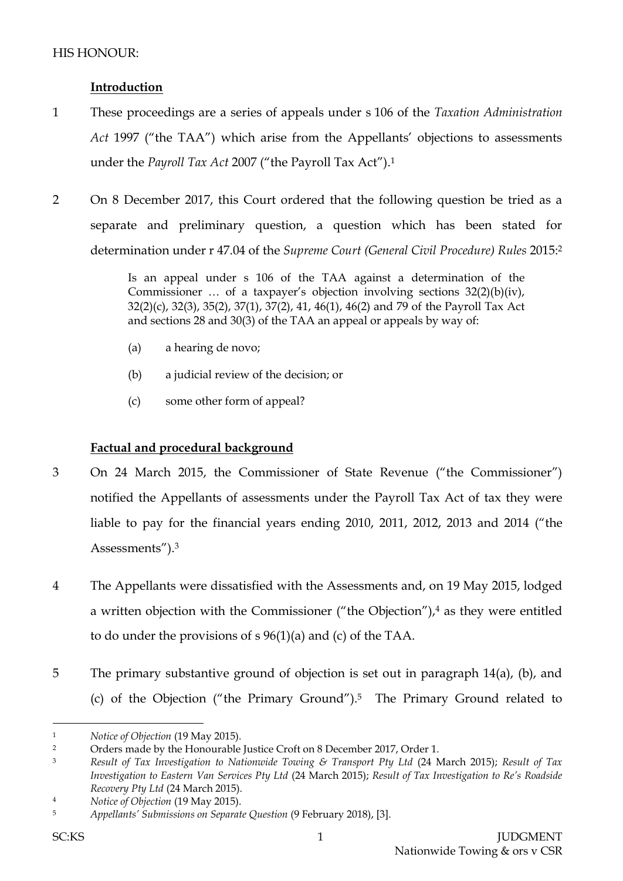HIS HONOUR:

## Introduction

1 These proceedings are a series of appeals under s 106 of the *Taxation Administration Act* 1997 ("the TAA") which arise from the Appellants' objections to assessments under the *Payroll Tax Act* 2007 ("the Payroll Tax Act").[1]

2 On 8 December 2017, this Court ordered that the following question be tried as a separate and preliminary question, a question which has been stated for determination under r 47.04 of the *Supreme Court (General Civil Procedure) Rules* 2015:[2]

> Is an appeal under s 106 of the TAA against a determination of the Commissioner … of a taxpayer's objection involving sections 32(2)(b)(iv), 32(2)(c), 32(3), 35(2), 37(1), 37(2), 41, 46(1), 46(2) and 79 of the Payroll Tax Act and sections 28 and 30(3) of the TAA an appeal or appeals by way of:
>
> (a) a hearing de novo;
>
> (b) a judicial review of the decision; or
>
> (c) some other form of appeal?

## Factual and procedural background

3 On 24 March 2015, the Commissioner of State Revenue ("the Commissioner") notified the Appellants of assessments under the Payroll Tax Act of tax they were liable to pay for the financial years ending 2010, 2011, 2012, 2013 and 2014 ("the Assessments").[3]

4 The Appellants were dissatisfied with the Assessments and, on 19 May 2015, lodged a written objection with the Commissioner ("the Objection"),[4] as they were entitled to do under the provisions of s 96(1)(a) and (c) of the TAA.

5 The primary substantive ground of objection is set out in paragraph 14(a), (b), and (c) of the Objection ("the Primary Ground").[5] The Primary Ground related to

---

[1] *Notice of Objection* (19 May 2015).

[2] Orders made by the Honourable Justice Croft on 8 December 2017, Order 1.

[3] *Result of Tax Investigation to Nationwide Towing & Transport Pty Ltd* (24 March 2015); *Result of Tax Investigation to Eastern Van Services Pty Ltd* (24 March 2015); *Result of Tax Investigation to Re's Roadside Recovery Pty Ltd* (24 March 2015).

[4] *Notice of Objection* (19 May 2015).

[5] *Appellants' Submissions on Separate Question* (9 February 2018), [3].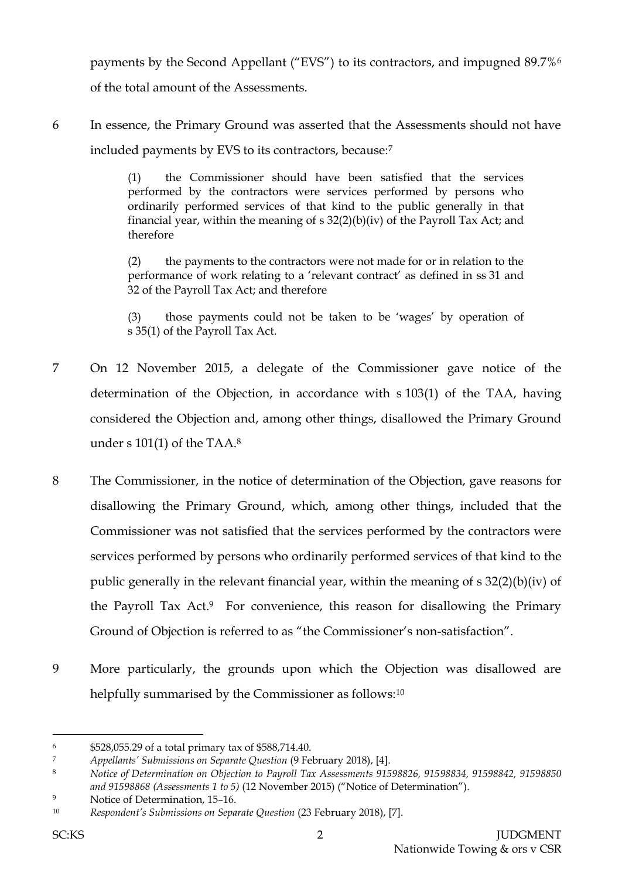payments by the Second Appellant (“EVS”) to its contractors, and impugned 89.7%[6] of the total amount of the Assessments.

6 In essence, the Primary Ground was asserted that the Assessments should not have included payments by EVS to its contractors, because:[7]

> (1) the Commissioner should have been satisfied that the services performed by the contractors were services performed by persons who ordinarily performed services of that kind to the public generally in that financial year, within the meaning of s 32(2)(b)(iv) of the Payroll Tax Act; and therefore
>
> (2) the payments to the contractors were not made for or in relation to the performance of work relating to a ‘relevant contract’ as defined in ss 31 and 32 of the Payroll Tax Act; and therefore
>
> (3) those payments could not be taken to be ‘wages’ by operation of s 35(1) of the Payroll Tax Act.

7 On 12 November 2015, a delegate of the Commissioner gave notice of the determination of the Objection, in accordance with s 103(1) of the TAA, having considered the Objection and, among other things, disallowed the Primary Ground under s 101(1) of the TAA.[8]

8 The Commissioner, in the notice of determination of the Objection, gave reasons for disallowing the Primary Ground, which, among other things, included that the Commissioner was not satisfied that the services performed by the contractors were services performed by persons who ordinarily performed services of that kind to the public generally in the relevant financial year, within the meaning of s 32(2)(b)(iv) of the Payroll Tax Act.[9] For convenience, this reason for disallowing the Primary Ground of Objection is referred to as “the Commissioner’s non-satisfaction”.

9 More particularly, the grounds upon which the Objection was disallowed are helpfully summarised by the Commissioner as follows:[10]

---

[6] $528,055.29 of a total primary tax of $588,714.40.

[7] *Appellants’ Submissions on Separate Question* (9 February 2018), [4].

[8] *Notice of Determination on Objection to Payroll Tax Assessments 91598826, 91598834, 91598842, 91598850 and 91598868 (Assessments 1 to 5)* (12 November 2015) (“Notice of Determination”).

[9] Notice of Determination, 15–16.

[10] *Respondent’s Submissions on Separate Question* (23 February 2018), [7].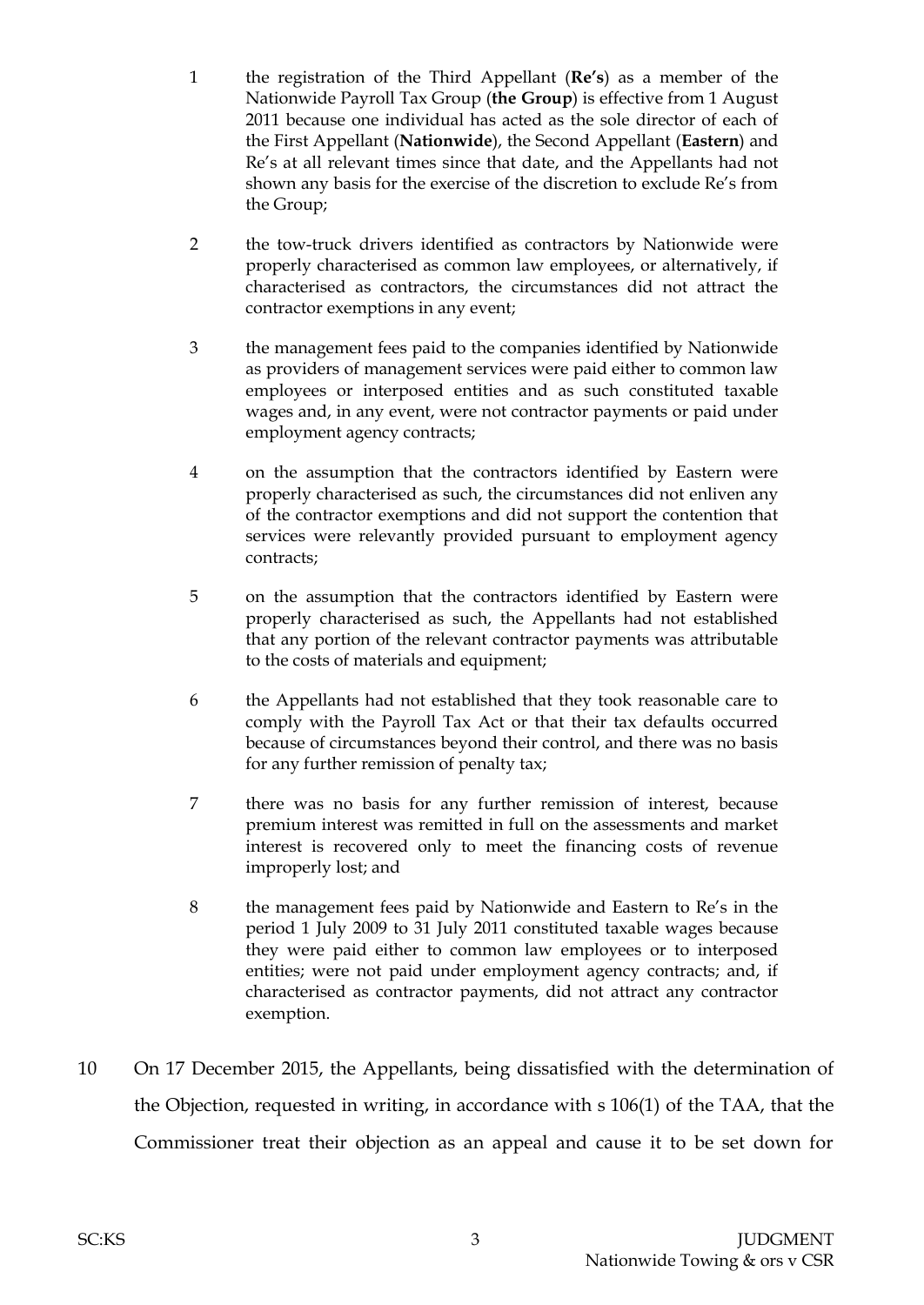1. the registration of the Third Appellant (**Re's**) as a member of the Nationwide Payroll Tax Group (**the Group**) is effective from 1 August 2011 because one individual has acted as the sole director of each of the First Appellant (**Nationwide**), the Second Appellant (**Eastern**) and Re's at all relevant times since that date, and the Appellants had not shown any basis for the exercise of the discretion to exclude Re's from the Group;

2. the tow-truck drivers identified as contractors by Nationwide were properly characterised as common law employees, or alternatively, if characterised as contractors, the circumstances did not attract the contractor exemptions in any event;

3. the management fees paid to the companies identified by Nationwide as providers of management services were paid either to common law employees or interposed entities and as such constituted taxable wages and, in any event, were not contractor payments or paid under employment agency contracts;

4. on the assumption that the contractors identified by Eastern were properly characterised as such, the circumstances did not enliven any of the contractor exemptions and did not support the contention that services were relevantly provided pursuant to employment agency contracts;

5. on the assumption that the contractors identified by Eastern were properly characterised as such, the Appellants had not established that any portion of the relevant contractor payments was attributable to the costs of materials and equipment;

6. the Appellants had not established that they took reasonable care to comply with the Payroll Tax Act or that their tax defaults occurred because of circumstances beyond their control, and there was no basis for any further remission of penalty tax;

7. there was no basis for any further remission of interest, because premium interest was remitted in full on the assessments and market interest is recovered only to meet the financing costs of revenue improperly lost; and

8. the management fees paid by Nationwide and Eastern to Re's in the period 1 July 2009 to 31 July 2011 constituted taxable wages because they were paid either to common law employees or to interposed entities; were not paid under employment agency contracts; and, if characterised as contractor payments, did not attract any contractor exemption.

10 On 17 December 2015, the Appellants, being dissatisfied with the determination of the Objection, requested in writing, in accordance with s 106(1) of the TAA, that the Commissioner treat their objection as an appeal and cause it to be set down for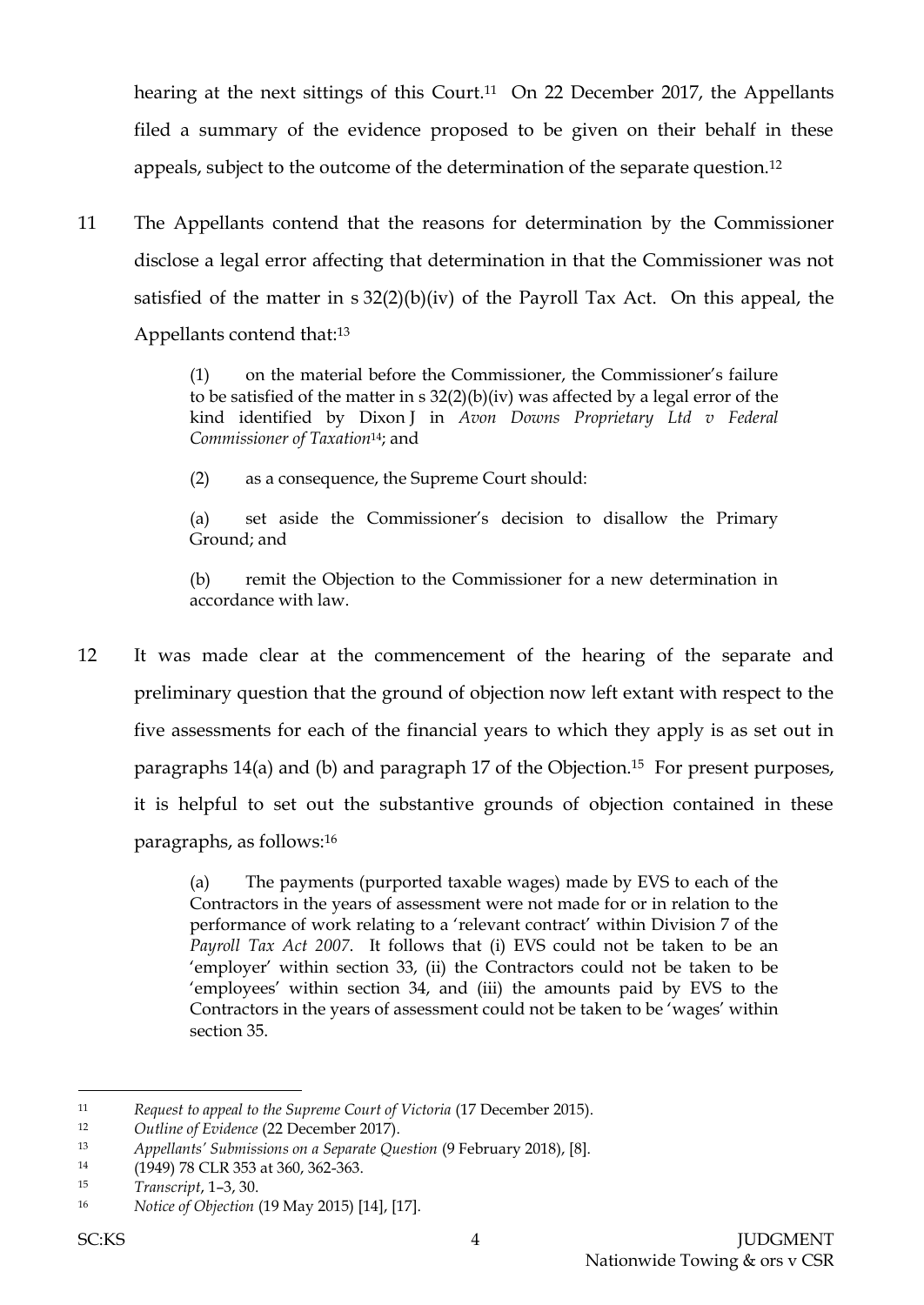hearing at the next sittings of this Court.[11] On 22 December 2017, the Appellants filed a summary of the evidence proposed to be given on their behalf in these appeals, subject to the outcome of the determination of the separate question.[12]

11 The Appellants contend that the reasons for determination by the Commissioner disclose a legal error affecting that determination in that the Commissioner was not satisfied of the matter in s 32(2)(b)(iv) of the Payroll Tax Act. On this appeal, the Appellants contend that:[13]

> (1) on the material before the Commissioner, the Commissioner's failure to be satisfied of the matter in s 32(2)(b)(iv) was affected by a legal error of the kind identified by Dixon J in *Avon Downs Proprietary Ltd v Federal Commissioner of Taxation*[14]; and
>
> (2) as a consequence, the Supreme Court should:
>
> (a) set aside the Commissioner's decision to disallow the Primary Ground; and
>
> (b) remit the Objection to the Commissioner for a new determination in accordance with law.

12 It was made clear at the commencement of the hearing of the separate and preliminary question that the ground of objection now left extant with respect to the five assessments for each of the financial years to which they apply is as set out in paragraphs 14(a) and (b) and paragraph 17 of the Objection.[15] For present purposes, it is helpful to set out the substantive grounds of objection contained in these paragraphs, as follows:[16]

> (a) The payments (purported taxable wages) made by EVS to each of the Contractors in the years of assessment were not made for or in relation to the performance of work relating to a 'relevant contract' within Division 7 of the *Payroll Tax Act 2007*. It follows that (i) EVS could not be taken to be an 'employer' within section 33, (ii) the Contractors could not be taken to be 'employees' within section 34, and (iii) the amounts paid by EVS to the Contractors in the years of assessment could not be taken to be 'wages' within section 35.

---

[11] *Request to appeal to the Supreme Court of Victoria* (17 December 2015).

[12] *Outline of Evidence* (22 December 2017).

[13] *Appellants' Submissions on a Separate Question* (9 February 2018), [8].

[14] (1949) 78 CLR 353 at 360, 362-363.

[15] *Transcript*, 1–3, 30.

[16] *Notice of Objection* (19 May 2015) [14], [17].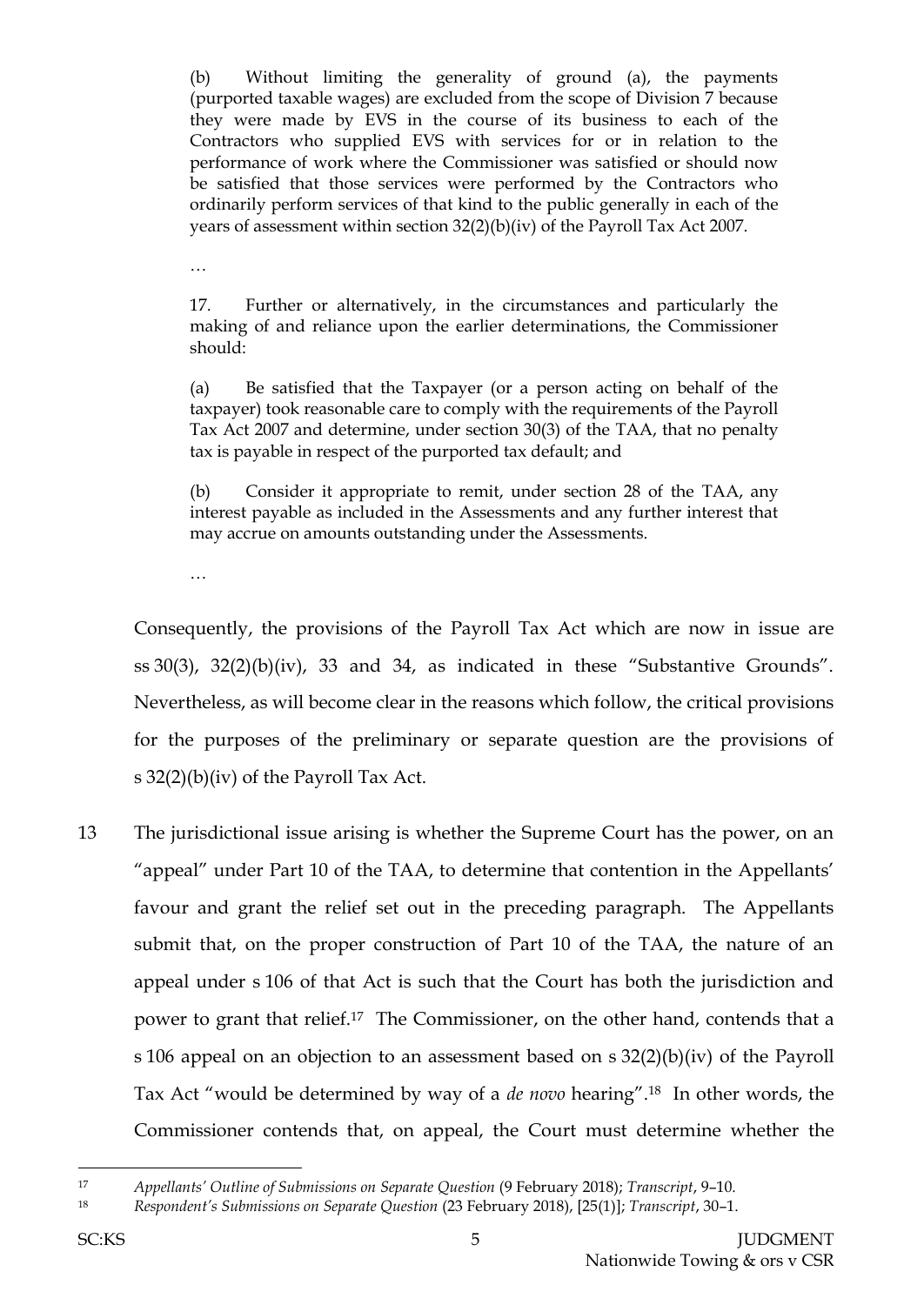> (b) Without limiting the generality of ground (a), the payments (purported taxable wages) are excluded from the scope of Division 7 because they were made by EVS in the course of its business to each of the Contractors who supplied EVS with services for or in relation to the performance of work where the Commissioner was satisfied or should now be satisfied that those services were performed by the Contractors who ordinarily perform services of that kind to the public generally in each of the years of assessment within section 32(2)(b)(iv) of the Payroll Tax Act 2007.
>
> …
>
> 17. Further or alternatively, in the circumstances and particularly the making of and reliance upon the earlier determinations, the Commissioner should:
>
> (a) Be satisfied that the Taxpayer (or a person acting on behalf of the taxpayer) took reasonable care to comply with the requirements of the Payroll Tax Act 2007 and determine, under section 30(3) of the TAA, that no penalty tax is payable in respect of the purported tax default; and
>
> (b) Consider it appropriate to remit, under section 28 of the TAA, any interest payable as included in the Assessments and any further interest that may accrue on amounts outstanding under the Assessments.
>
> …

Consequently, the provisions of the Payroll Tax Act which are now in issue are ss 30(3), 32(2)(b)(iv), 33 and 34, as indicated in these "Substantive Grounds". Nevertheless, as will become clear in the reasons which follow, the critical provisions for the purposes of the preliminary or separate question are the provisions of s 32(2)(b)(iv) of the Payroll Tax Act.

13 The jurisdictional issue arising is whether the Supreme Court has the power, on an "appeal" under Part 10 of the TAA, to determine that contention in the Appellants' favour and grant the relief set out in the preceding paragraph. The Appellants submit that, on the proper construction of Part 10 of the TAA, the nature of an appeal under s 106 of that Act is such that the Court has both the jurisdiction and power to grant that relief.[17] The Commissioner, on the other hand, contends that a s 106 appeal on an objection to an assessment based on s 32(2)(b)(iv) of the Payroll Tax Act "would be determined by way of a *de novo* hearing".[18] In other words, the Commissioner contends that, on appeal, the Court must determine whether the

---

[17] *Appellants' Outline of Submissions on Separate Question* (9 February 2018); *Transcript*, 9–10.

[18] *Respondent's Submissions on Separate Question* (23 February 2018), [25(1)]; *Transcript*, 30–1.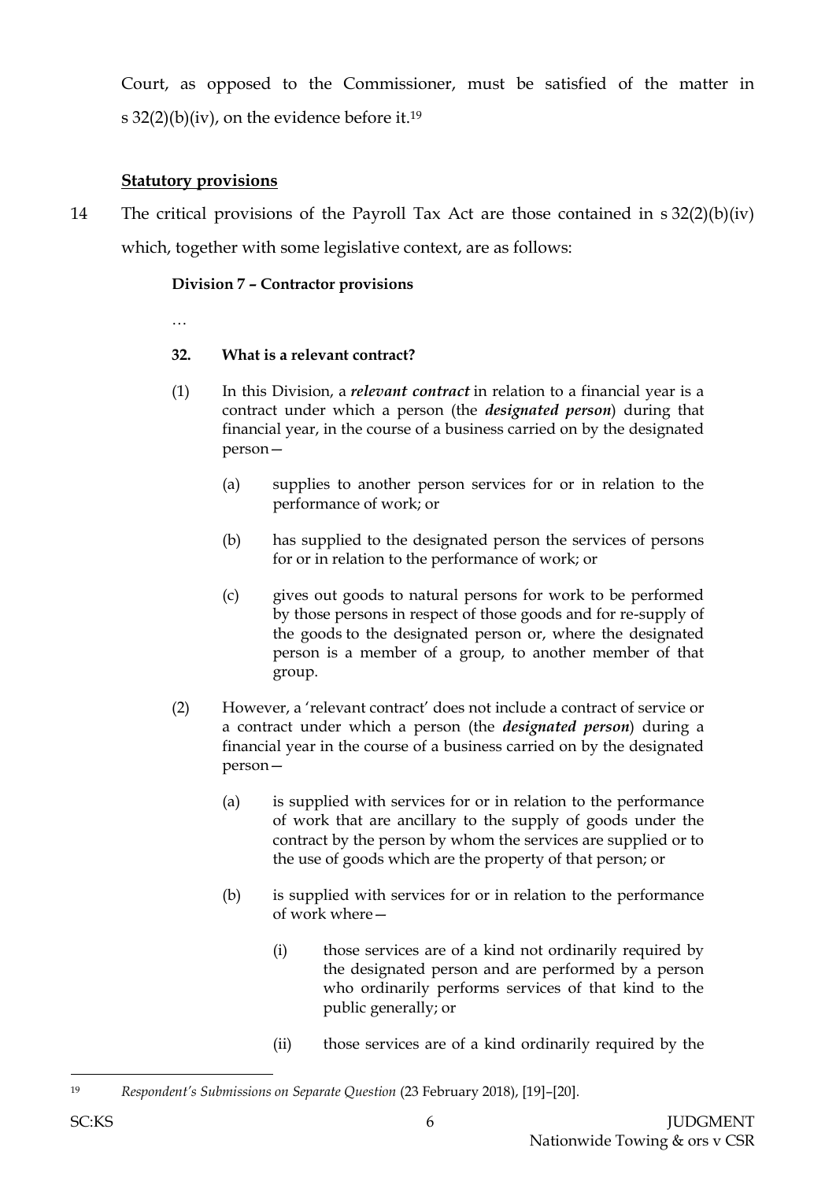Court, as opposed to the Commissioner, must be satisfied of the matter in s 32(2)(b)(iv), on the evidence before it.[19]

## Statutory provisions

14 The critical provisions of the Payroll Tax Act are those contained in s 32(2)(b)(iv) which, together with some legislative context, are as follows:

> **Division 7 – Contractor provisions**
>
> …
>
> **32. What is a relevant contract?**
>
> (1) In this Division, a ***relevant contract*** in relation to a financial year is a contract under which a person (the ***designated person***) during that financial year, in the course of a business carried on by the designated person—
>
> > (a) supplies to another person services for or in relation to the performance of work; or
> >
> > (b) has supplied to the designated person the services of persons for or in relation to the performance of work; or
> >
> > (c) gives out goods to natural persons for work to be performed by those persons in respect of those goods and for re-supply of the goods to the designated person or, where the designated person is a member of a group, to another member of that group.
>
> (2) However, a 'relevant contract' does not include a contract of service or a contract under which a person (the ***designated person***) during a financial year in the course of a business carried on by the designated person—
>
> > (a) is supplied with services for or in relation to the performance of work that are ancillary to the supply of goods under the contract by the person by whom the services are supplied or to the use of goods which are the property of that person; or
> >
> > (b) is supplied with services for or in relation to the performance of work where—
> >
> > > (i) those services are of a kind not ordinarily required by the designated person and are performed by a person who ordinarily performs services of that kind to the public generally; or
> > >
> > > (ii) those services are of a kind ordinarily required by the

---

[19] *Respondent's Submissions on Separate Question* (23 February 2018), [19]–[20].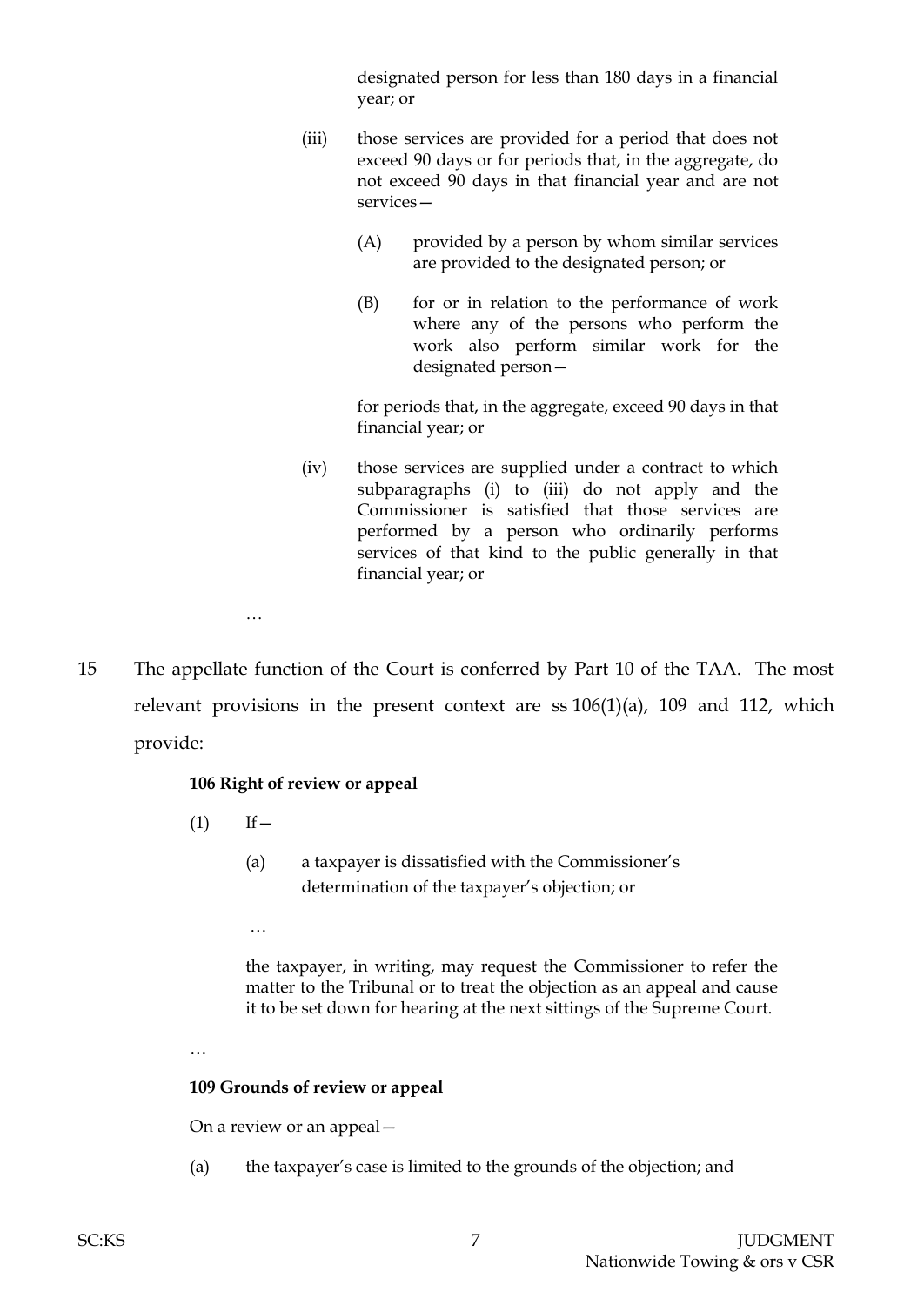designated person for less than 180 days in a financial year; or

(iii) those services are provided for a period that does not exceed 90 days or for periods that, in the aggregate, do not exceed 90 days in that financial year and are not services—

(A) provided by a person by whom similar services are provided to the designated person; or

(B) for or in relation to the performance of work where any of the persons who perform the work also perform similar work for the designated person—

for periods that, in the aggregate, exceed 90 days in that financial year; or

(iv) those services are supplied under a contract to which subparagraphs (i) to (iii) do not apply and the Commissioner is satisfied that those services are performed by a person who ordinarily performs services of that kind to the public generally in that financial year; or

…

15 The appellate function of the Court is conferred by Part 10 of the TAA. The most relevant provisions in the present context are ss 106(1)(a), 109 and 112, which provide:

**106 Right of review or appeal**

(1) If—

(a) a taxpayer is dissatisfied with the Commissioner's determination of the taxpayer's objection; or

…

the taxpayer, in writing, may request the Commissioner to refer the matter to the Tribunal or to treat the objection as an appeal and cause it to be set down for hearing at the next sittings of the Supreme Court.

…

**109 Grounds of review or appeal**

On a review or an appeal—

(a) the taxpayer's case is limited to the grounds of the objection; and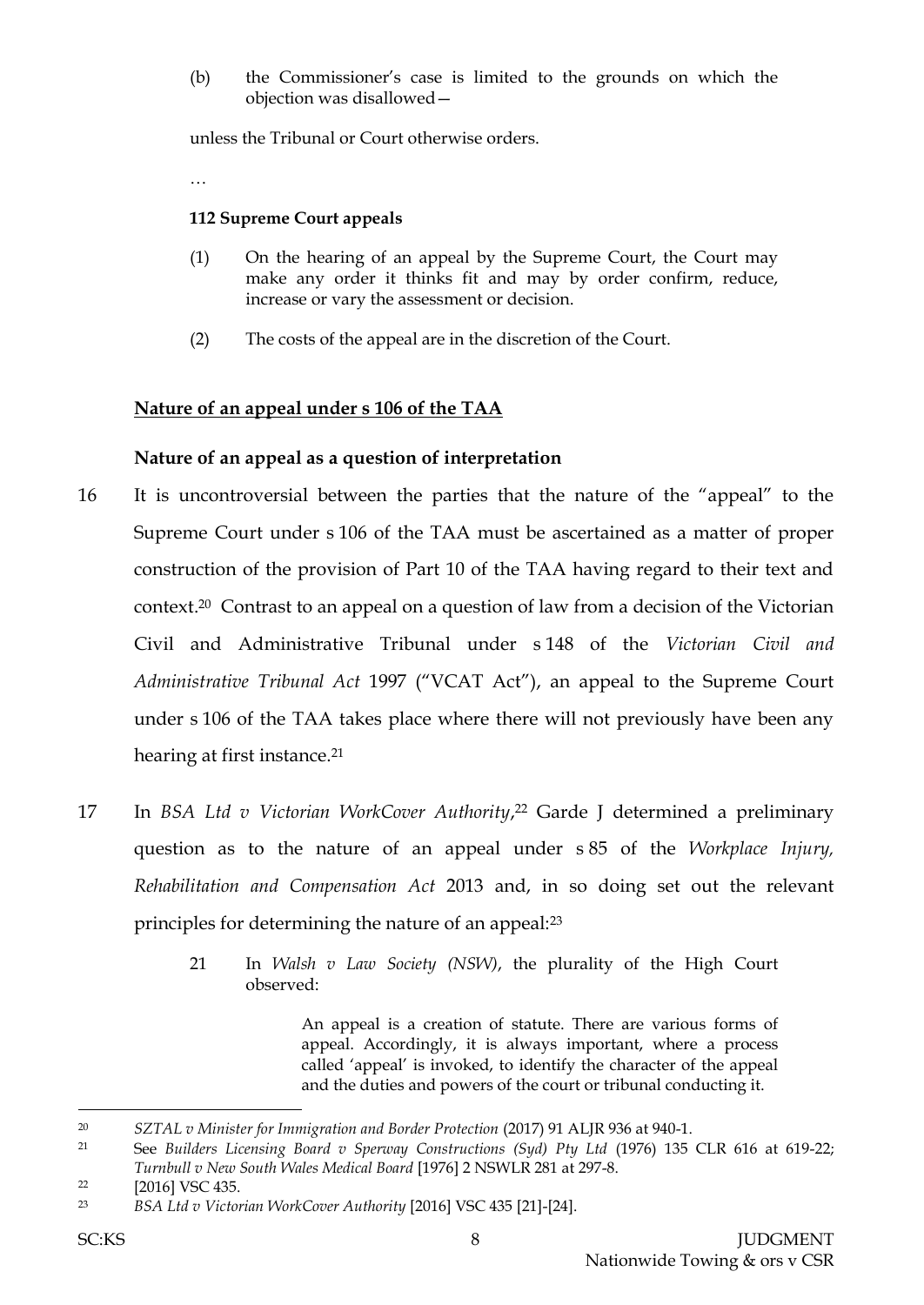(b) the Commissioner's case is limited to the grounds on which the objection was disallowed—

unless the Tribunal or Court otherwise orders.

…

**112 Supreme Court appeals**

(1) On the hearing of an appeal by the Supreme Court, the Court may make any order it thinks fit and may by order confirm, reduce, increase or vary the assessment or decision.

(2) The costs of the appeal are in the discretion of the Court.

## Nature of an appeal under s 106 of the TAA

### Nature of an appeal as a question of interpretation

16 It is uncontroversial between the parties that the nature of the "appeal" to the Supreme Court under s 106 of the TAA must be ascertained as a matter of proper construction of the provision of Part 10 of the TAA having regard to their text and context.[20] Contrast to an appeal on a question of law from a decision of the Victorian Civil and Administrative Tribunal under s 148 of the *Victorian Civil and Administrative Tribunal Act* 1997 ("VCAT Act"), an appeal to the Supreme Court under s 106 of the TAA takes place where there will not previously have been any hearing at first instance.[21]

17 In *BSA Ltd v Victorian WorkCover Authority*,[22] Garde J determined a preliminary question as to the nature of an appeal under s 85 of the *Workplace Injury, Rehabilitation and Compensation Act* 2013 and, in so doing set out the relevant principles for determining the nature of an appeal:[23]

> 21 In *Walsh v Law Society (NSW)*, the plurality of the High Court observed:
>
> > An appeal is a creation of statute. There are various forms of appeal. Accordingly, it is always important, where a process called 'appeal' is invoked, to identify the character of the appeal and the duties and powers of the court or tribunal conducting it.

---

[20] *SZTAL v Minister for Immigration and Border Protection* (2017) 91 ALJR 936 at 940-1.

[21] See *Builders Licensing Board v Sperway Constructions (Syd) Pty Ltd* (1976) 135 CLR 616 at 619-22; *Turnbull v New South Wales Medical Board* [1976] 2 NSWLR 281 at 297-8.

[22] [2016] VSC 435.

[23] *BSA Ltd v Victorian WorkCover Authority* [2016] VSC 435 [21]-[24].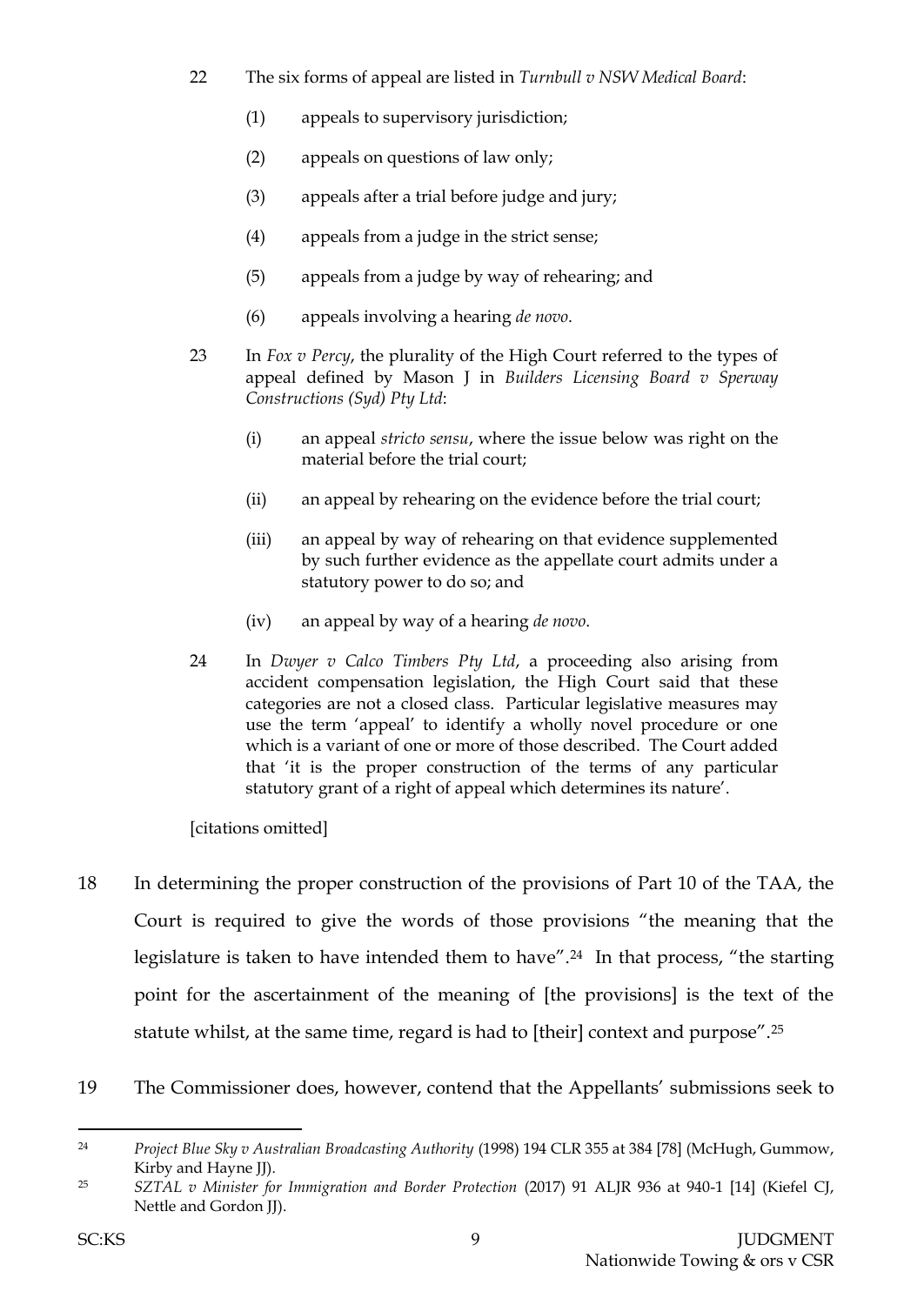22 The six forms of appeal are listed in *Turnbull v NSW Medical Board*:

(1) appeals to supervisory jurisdiction;

(2) appeals on questions of law only;

(3) appeals after a trial before judge and jury;

(4) appeals from a judge in the strict sense;

(5) appeals from a judge by way of rehearing; and

(6) appeals involving a hearing *de novo*.

23 In *Fox v Percy*, the plurality of the High Court referred to the types of appeal defined by Mason J in *Builders Licensing Board v Sperway Constructions (Syd) Pty Ltd*:

(i) an appeal *stricto sensu*, where the issue below was right on the material before the trial court;

(ii) an appeal by rehearing on the evidence before the trial court;

(iii) an appeal by way of rehearing on that evidence supplemented by such further evidence as the appellate court admits under a statutory power to do so; and

(iv) an appeal by way of a hearing *de novo*.

24 In *Dwyer v Calco Timbers Pty Ltd*, a proceeding also arising from accident compensation legislation, the High Court said that these categories are not a closed class. Particular legislative measures may use the term 'appeal' to identify a wholly novel procedure or one which is a variant of one or more of those described. The Court added that 'it is the proper construction of the terms of any particular statutory grant of a right of appeal which determines its nature'.

[citations omitted]

18 In determining the proper construction of the provisions of Part 10 of the TAA, the Court is required to give the words of those provisions "the meaning that the legislature is taken to have intended them to have".[24] In that process, "the starting point for the ascertainment of the meaning of [the provisions] is the text of the statute whilst, at the same time, regard is had to [their] context and purpose".[25]

19 The Commissioner does, however, contend that the Appellants' submissions seek to

---

[24] *Project Blue Sky v Australian Broadcasting Authority* (1998) 194 CLR 355 at 384 [78] (McHugh, Gummow, Kirby and Hayne JJ).

[25] *SZTAL v Minister for Immigration and Border Protection* (2017) 91 ALJR 936 at 940-1 [14] (Kiefel CJ, Nettle and Gordon JJ).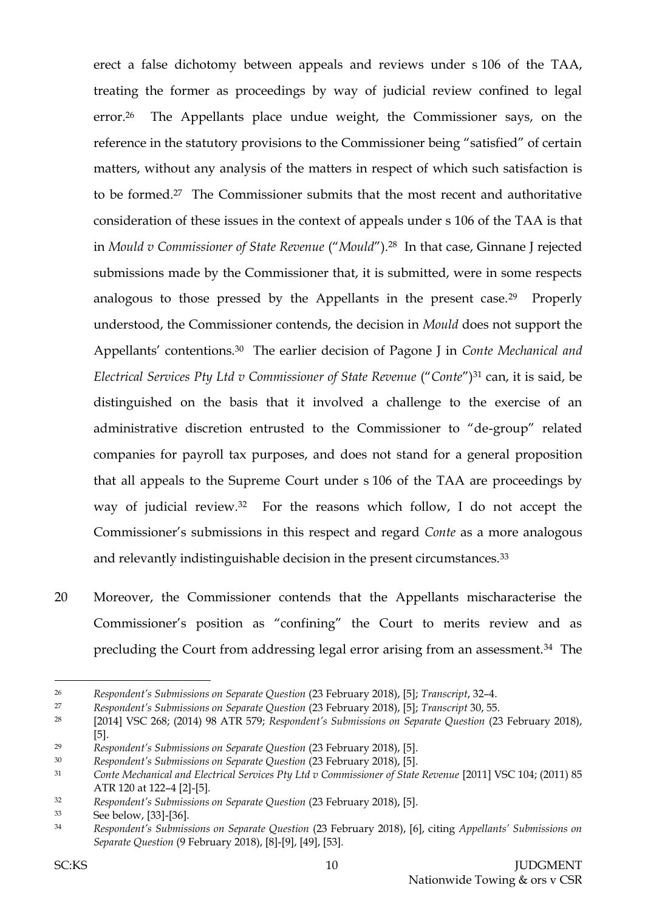erect a false dichotomy between appeals and reviews under s 106 of the TAA, treating the former as proceedings by way of judicial review confined to legal error.[26] The Appellants place undue weight, the Commissioner says, on the reference in the statutory provisions to the Commissioner being "satisfied" of certain matters, without any analysis of the matters in respect of which such satisfaction is to be formed.[27] The Commissioner submits that the most recent and authoritative consideration of these issues in the context of appeals under s 106 of the TAA is that in *Mould v Commissioner of State Revenue* ("*Mould*").[28] In that case, Ginnane J rejected submissions made by the Commissioner that, it is submitted, were in some respects analogous to those pressed by the Appellants in the present case.[29] Properly understood, the Commissioner contends, the decision in *Mould* does not support the Appellants' contentions.[30] The earlier decision of Pagone J in *Conte Mechanical and Electrical Services Pty Ltd v Commissioner of State Revenue* ("*Conte*")[31] can, it is said, be distinguished on the basis that it involved a challenge to the exercise of an administrative discretion entrusted to the Commissioner to "de-group" related companies for payroll tax purposes, and does not stand for a general proposition that all appeals to the Supreme Court under s 106 of the TAA are proceedings by way of judicial review.[32] For the reasons which follow, I do not accept the Commissioner's submissions in this respect and regard *Conte* as a more analogous and relevantly indistinguishable decision in the present circumstances.[33]

20 Moreover, the Commissioner contends that the Appellants mischaracterise the Commissioner's position as "confining" the Court to merits review and as precluding the Court from addressing legal error arising from an assessment.[34] The

---

[26] *Respondent's Submissions on Separate Question* (23 February 2018), [5]; *Transcript*, 32–4.

[27] *Respondent's Submissions on Separate Question* (23 February 2018), [5]; *Transcript* 30, 55.

[28] [2014] VSC 268; (2014) 98 ATR 579; *Respondent's Submissions on Separate Question* (23 February 2018), [5].

[29] *Respondent's Submissions on Separate Question* (23 February 2018), [5].

[30] *Respondent's Submissions on Separate Question* (23 February 2018), [5].

[31] *Conte Mechanical and Electrical Services Pty Ltd v Commissioner of State Revenue* [2011] VSC 104; (2011) 85 ATR 120 at 122–4 [2]-[5].

[32] *Respondent's Submissions on Separate Question* (23 February 2018), [5].

[33] See below, [33]-[36].

[34] *Respondent's Submissions on Separate Question* (23 February 2018), [6], citing *Appellants' Submissions on Separate Question* (9 February 2018), [8]-[9], [49], [53].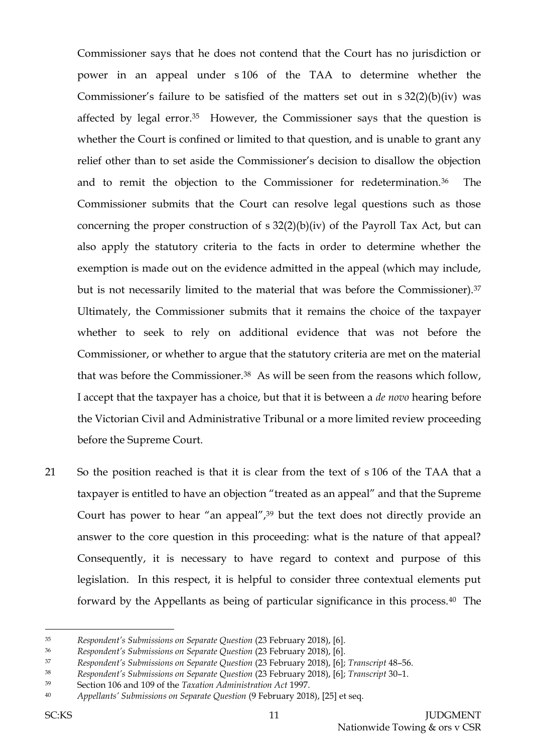Commissioner says that he does not contend that the Court has no jurisdiction or power in an appeal under s 106 of the TAA to determine whether the Commissioner's failure to be satisfied of the matters set out in s 32(2)(b)(iv) was affected by legal error.[35] However, the Commissioner says that the question is whether the Court is confined or limited to that question, and is unable to grant any relief other than to set aside the Commissioner's decision to disallow the objection and to remit the objection to the Commissioner for redetermination.[36] The Commissioner submits that the Court can resolve legal questions such as those concerning the proper construction of s 32(2)(b)(iv) of the Payroll Tax Act, but can also apply the statutory criteria to the facts in order to determine whether the exemption is made out on the evidence admitted in the appeal (which may include, but is not necessarily limited to the material that was before the Commissioner).[37] Ultimately, the Commissioner submits that it remains the choice of the taxpayer whether to seek to rely on additional evidence that was not before the Commissioner, or whether to argue that the statutory criteria are met on the material that was before the Commissioner.[38] As will be seen from the reasons which follow, I accept that the taxpayer has a choice, but that it is between a *de novo* hearing before the Victorian Civil and Administrative Tribunal or a more limited review proceeding before the Supreme Court.

21 So the position reached is that it is clear from the text of s 106 of the TAA that a taxpayer is entitled to have an objection "treated as an appeal" and that the Supreme Court has power to hear "an appeal",[39] but the text does not directly provide an answer to the core question in this proceeding: what is the nature of that appeal? Consequently, it is necessary to have regard to context and purpose of this legislation. In this respect, it is helpful to consider three contextual elements put forward by the Appellants as being of particular significance in this process.[40] The

---

[35] *Respondent's Submissions on Separate Question* (23 February 2018), [6].

[36] *Respondent's Submissions on Separate Question* (23 February 2018), [6].

[37] *Respondent's Submissions on Separate Question* (23 February 2018), [6]; *Transcript* 48–56.

[38] *Respondent's Submissions on Separate Question* (23 February 2018), [6]; *Transcript* 30–1.

[39] Section 106 and 109 of the *Taxation Administration Act* 1997.

[40] *Appellants' Submissions on Separate Question* (9 February 2018), [25] et seq.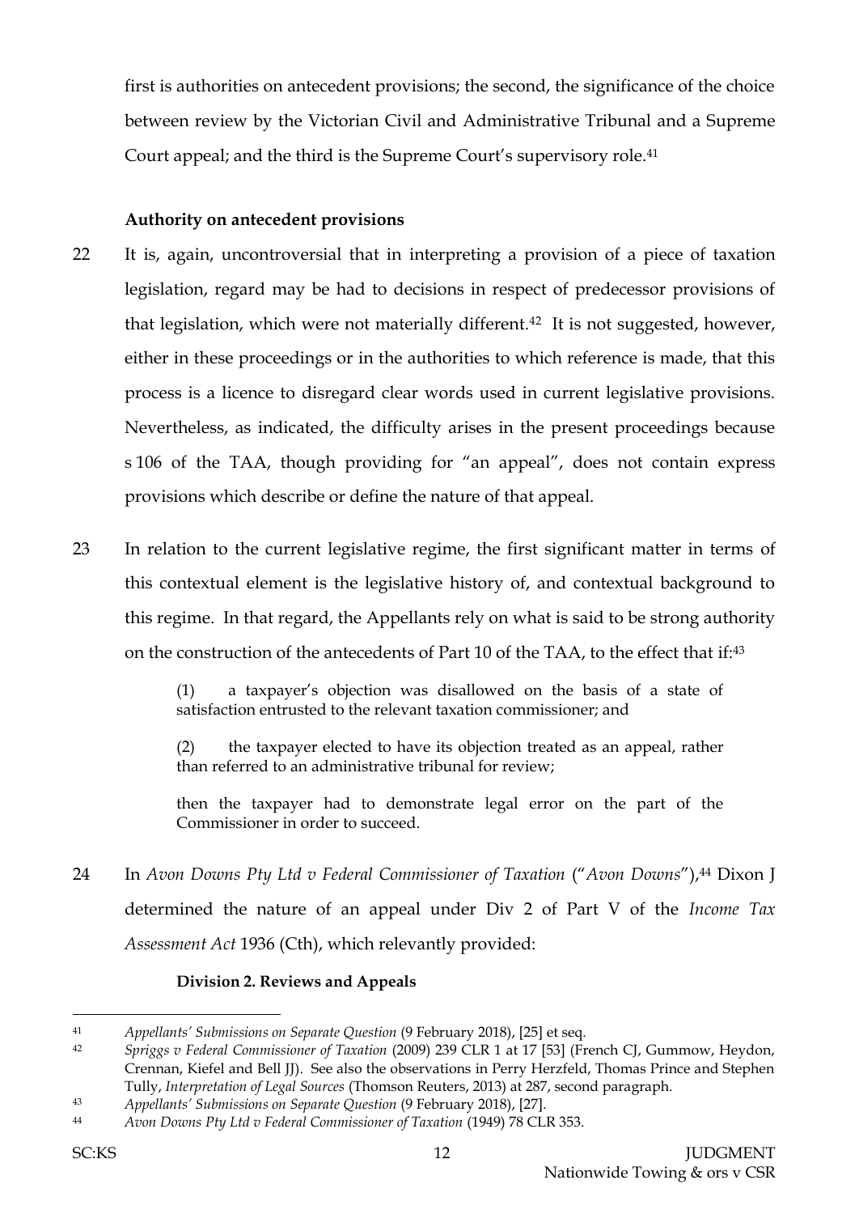first is authorities on antecedent provisions; the second, the significance of the choice between review by the Victorian Civil and Administrative Tribunal and a Supreme Court appeal; and the third is the Supreme Court's supervisory role.[41]

**Authority on antecedent provisions**

22 It is, again, uncontroversial that in interpreting a provision of a piece of taxation legislation, regard may be had to decisions in respect of predecessor provisions of that legislation, which were not materially different.[42] It is not suggested, however, either in these proceedings or in the authorities to which reference is made, that this process is a licence to disregard clear words used in current legislative provisions. Nevertheless, as indicated, the difficulty arises in the present proceedings because s 106 of the TAA, though providing for "an appeal", does not contain express provisions which describe or define the nature of that appeal.

23 In relation to the current legislative regime, the first significant matter in terms of this contextual element is the legislative history of, and contextual background to this regime. In that regard, the Appellants rely on what is said to be strong authority on the construction of the antecedents of Part 10 of the TAA, to the effect that if:[43]

> (1) a taxpayer's objection was disallowed on the basis of a state of satisfaction entrusted to the relevant taxation commissioner; and
>
> (2) the taxpayer elected to have its objection treated as an appeal, rather than referred to an administrative tribunal for review;
>
> then the taxpayer had to demonstrate legal error on the part of the Commissioner in order to succeed.

24 In *Avon Downs Pty Ltd v Federal Commissioner of Taxation* ("*Avon Downs*"),[44] Dixon J determined the nature of an appeal under Div 2 of Part V of the *Income Tax Assessment Act* 1936 (Cth), which relevantly provided:

> **Division 2. Reviews and Appeals**

---

41 *Appellants' Submissions on Separate Question* (9 February 2018), [25] et seq.

42 *Spriggs v Federal Commissioner of Taxation* (2009) 239 CLR 1 at 17 [53] (French CJ, Gummow, Heydon, Crennan, Kiefel and Bell JJ). See also the observations in Perry Herzfeld, Thomas Prince and Stephen Tully, *Interpretation of Legal Sources* (Thomson Reuters, 2013) at 287, second paragraph.

43 *Appellants' Submissions on Separate Question* (9 February 2018), [27].

44 *Avon Downs Pty Ltd v Federal Commissioner of Taxation* (1949) 78 CLR 353.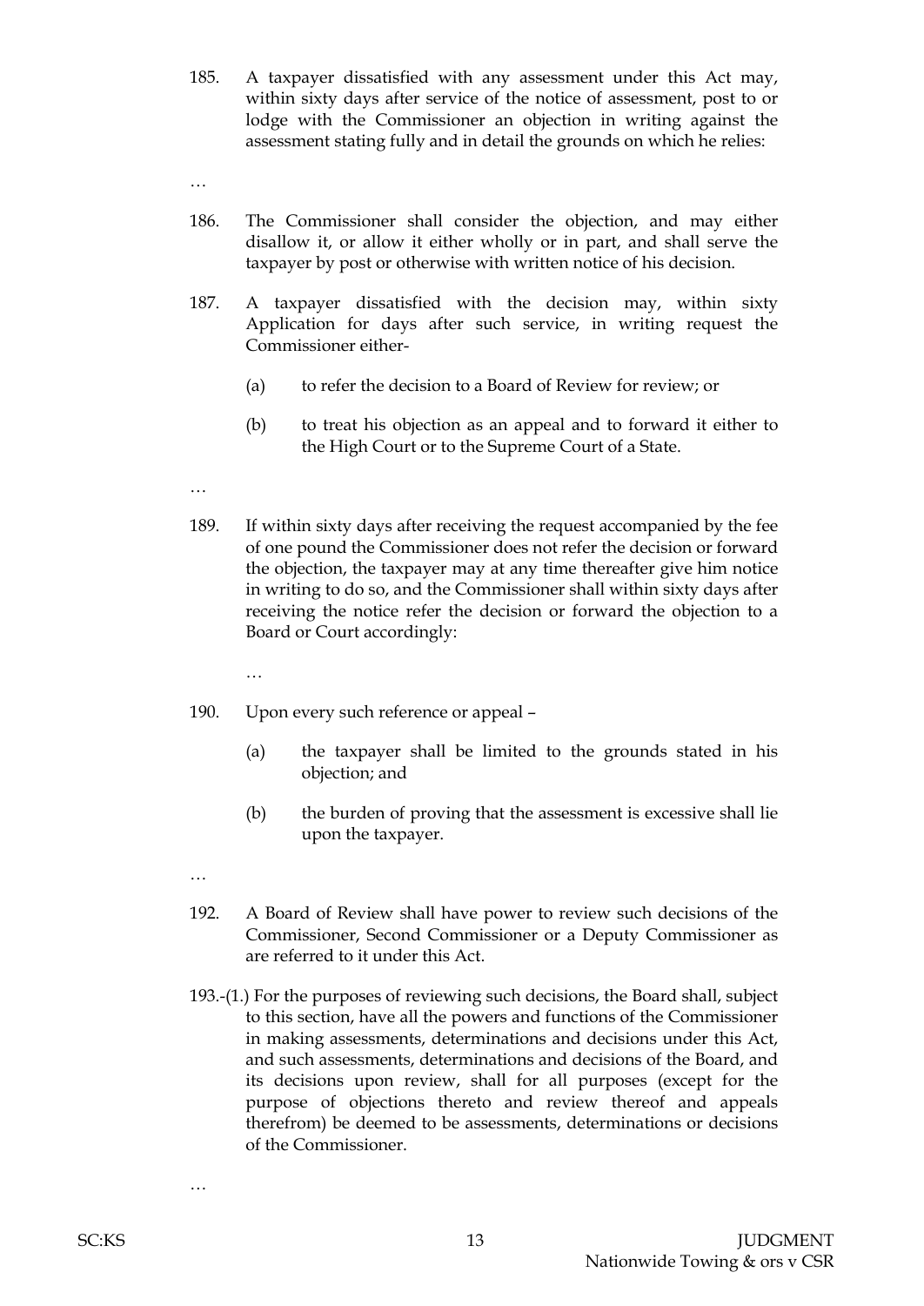185. A taxpayer dissatisfied with any assessment under this Act may, within sixty days after service of the notice of assessment, post to or lodge with the Commissioner an objection in writing against the assessment stating fully and in detail the grounds on which he relies:

…

186. The Commissioner shall consider the objection, and may either disallow it, or allow it either wholly or in part, and shall serve the taxpayer by post or otherwise with written notice of his decision.

187. A taxpayer dissatisfied with the decision may, within sixty Application for days after such service, in writing request the Commissioner either-

   (a) to refer the decision to a Board of Review for review; or

   (b) to treat his objection as an appeal and to forward it either to the High Court or to the Supreme Court of a State.

…

189. If within sixty days after receiving the request accompanied by the fee of one pound the Commissioner does not refer the decision or forward the objection, the taxpayer may at any time thereafter give him notice in writing to do so, and the Commissioner shall within sixty days after receiving the notice refer the decision or forward the objection to a Board or Court accordingly:

   …

190. Upon every such reference or appeal –

   (a) the taxpayer shall be limited to the grounds stated in his objection; and

   (b) the burden of proving that the assessment is excessive shall lie upon the taxpayer.

…

192. A Board of Review shall have power to review such decisions of the Commissioner, Second Commissioner or a Deputy Commissioner as are referred to it under this Act.

193.-(1.) For the purposes of reviewing such decisions, the Board shall, subject to this section, have all the powers and functions of the Commissioner in making assessments, determinations and decisions under this Act, and such assessments, determinations and decisions of the Board, and its decisions upon review, shall for all purposes (except for the purpose of objections thereto and review thereof and appeals therefrom) be deemed to be assessments, determinations or decisions of the Commissioner.

…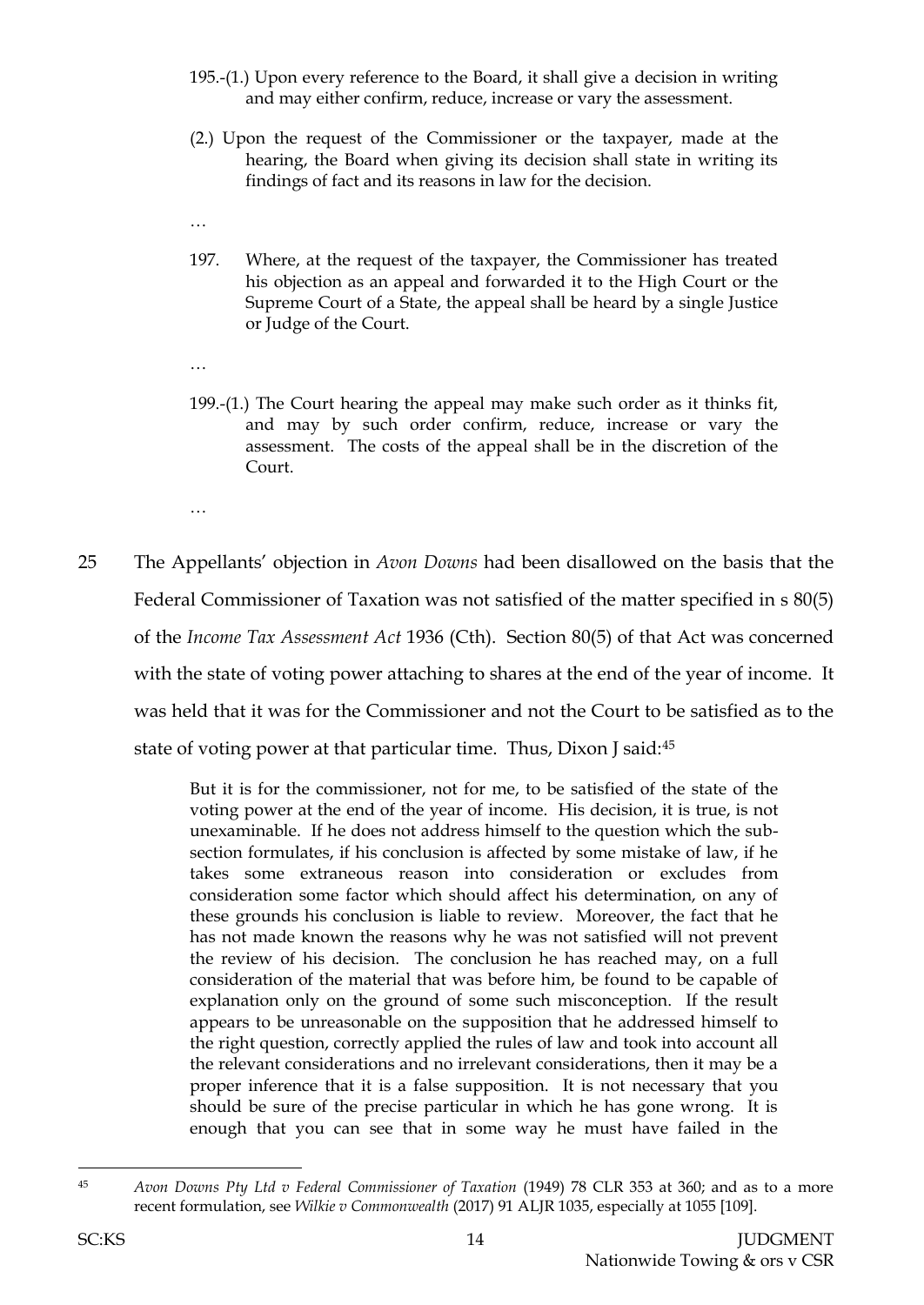> 195.-(1.) Upon every reference to the Board, it shall give a decision in writing and may either confirm, reduce, increase or vary the assessment.
>
> (2.) Upon the request of the Commissioner or the taxpayer, made at the hearing, the Board when giving its decision shall state in writing its findings of fact and its reasons in law for the decision.
>
> …
>
> 197. Where, at the request of the taxpayer, the Commissioner has treated his objection as an appeal and forwarded it to the High Court or the Supreme Court of a State, the appeal shall be heard by a single Justice or Judge of the Court.
>
> …
>
> 199.-(1.) The Court hearing the appeal may make such order as it thinks fit, and may by such order confirm, reduce, increase or vary the assessment. The costs of the appeal shall be in the discretion of the Court.
>
> …

25 The Appellants' objection in *Avon Downs* had been disallowed on the basis that the Federal Commissioner of Taxation was not satisfied of the matter specified in s 80(5) of the *Income Tax Assessment Act* 1936 (Cth). Section 80(5) of that Act was concerned with the state of voting power attaching to shares at the end of the year of income. It was held that it was for the Commissioner and not the Court to be satisfied as to the state of voting power at that particular time. Thus, Dixon J said:[45]

> But it is for the commissioner, not for me, to be satisfied of the state of the voting power at the end of the year of income. His decision, it is true, is not unexaminable. If he does not address himself to the question which the sub-section formulates, if his conclusion is affected by some mistake of law, if he takes some extraneous reason into consideration or excludes from consideration some factor which should affect his determination, on any of these grounds his conclusion is liable to review. Moreover, the fact that he has not made known the reasons why he was not satisfied will not prevent the review of his decision. The conclusion he has reached may, on a full consideration of the material that was before him, be found to be capable of explanation only on the ground of some such misconception. If the result appears to be unreasonable on the supposition that he addressed himself to the right question, correctly applied the rules of law and took into account all the relevant considerations and no irrelevant considerations, then it may be a proper inference that it is a false supposition. It is not necessary that you should be sure of the precise particular in which he has gone wrong. It is enough that you can see that in some way he must have failed in the

---

[45] *Avon Downs Pty Ltd v Federal Commissioner of Taxation* (1949) 78 CLR 353 at 360; and as to a more recent formulation, see *Wilkie v Commonwealth* (2017) 91 ALJR 1035, especially at 1055 [109].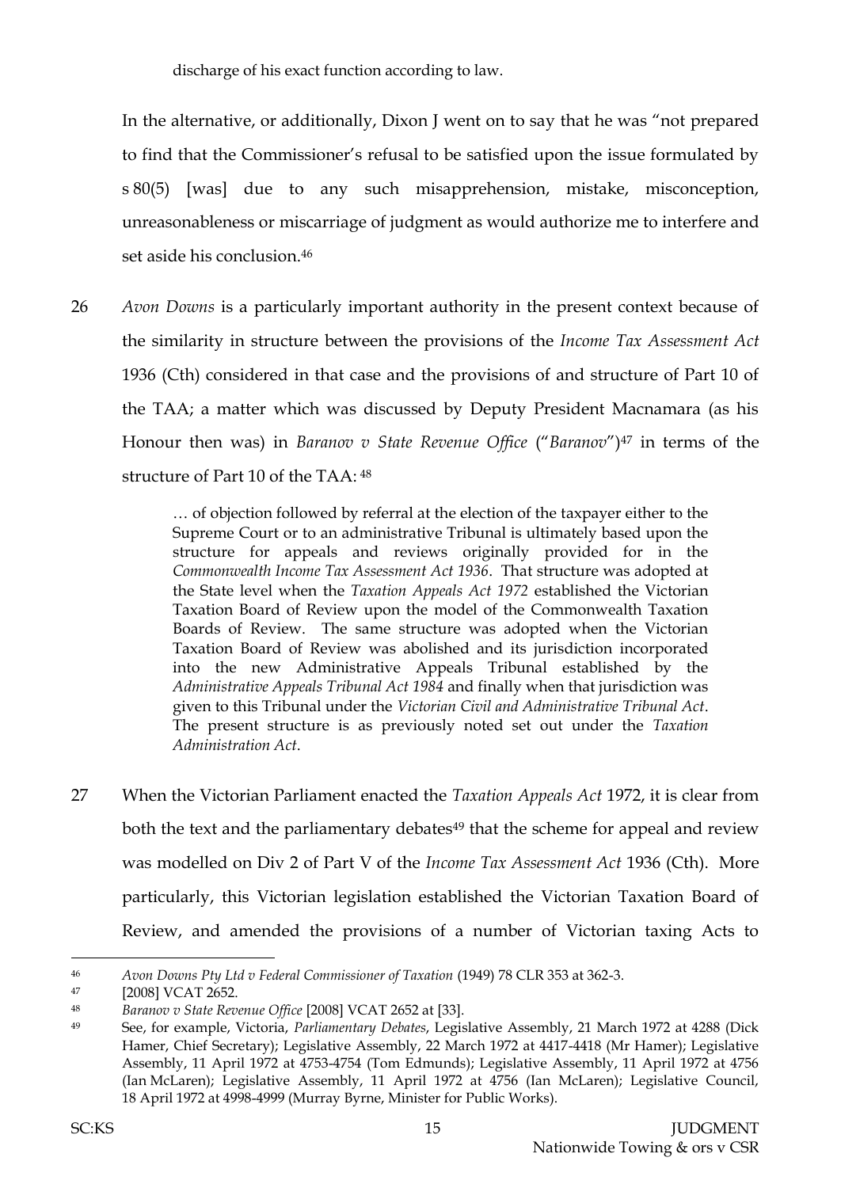> discharge of his exact function according to law.

In the alternative, or additionally, Dixon J went on to say that he was "not prepared to find that the Commissioner's refusal to be satisfied upon the issue formulated by s 80(5) [was] due to any such misapprehension, mistake, misconception, unreasonableness or miscarriage of judgment as would authorize me to interfere and set aside his conclusion.[46]

26 *Avon Downs* is a particularly important authority in the present context because of the similarity in structure between the provisions of the *Income Tax Assessment Act* 1936 (Cth) considered in that case and the provisions of and structure of Part 10 of the TAA; a matter which was discussed by Deputy President Macnamara (as his Honour then was) in *Baranov v State Revenue Office* ("*Baranov*")[47] in terms of the structure of Part 10 of the TAA: [48]

> … of objection followed by referral at the election of the taxpayer either to the Supreme Court or to an administrative Tribunal is ultimately based upon the structure for appeals and reviews originally provided for in the *Commonwealth Income Tax Assessment Act 1936*. That structure was adopted at the State level when the *Taxation Appeals Act 1972* established the Victorian Taxation Board of Review upon the model of the Commonwealth Taxation Boards of Review. The same structure was adopted when the Victorian Taxation Board of Review was abolished and its jurisdiction incorporated into the new Administrative Appeals Tribunal established by the *Administrative Appeals Tribunal Act 1984* and finally when that jurisdiction was given to this Tribunal under the *Victorian Civil and Administrative Tribunal Act*. The present structure is as previously noted set out under the *Taxation Administration Act*.

27 When the Victorian Parliament enacted the *Taxation Appeals Act* 1972, it is clear from both the text and the parliamentary debates[49] that the scheme for appeal and review was modelled on Div 2 of Part V of the *Income Tax Assessment Act* 1936 (Cth). More particularly, this Victorian legislation established the Victorian Taxation Board of Review, and amended the provisions of a number of Victorian taxing Acts to

---

[46] *Avon Downs Pty Ltd v Federal Commissioner of Taxation* (1949) 78 CLR 353 at 362-3.

[47] [2008] VCAT 2652.

[48] *Baranov v State Revenue Office* [2008] VCAT 2652 at [33].

[49] See, for example, Victoria, *Parliamentary Debates*, Legislative Assembly, 21 March 1972 at 4288 (Dick Hamer, Chief Secretary); Legislative Assembly, 22 March 1972 at 4417-4418 (Mr Hamer); Legislative Assembly, 11 April 1972 at 4753-4754 (Tom Edmunds); Legislative Assembly, 11 April 1972 at 4756 (Ian McLaren); Legislative Assembly, 11 April 1972 at 4756 (Ian McLaren); Legislative Council, 18 April 1972 at 4998-4999 (Murray Byrne, Minister for Public Works).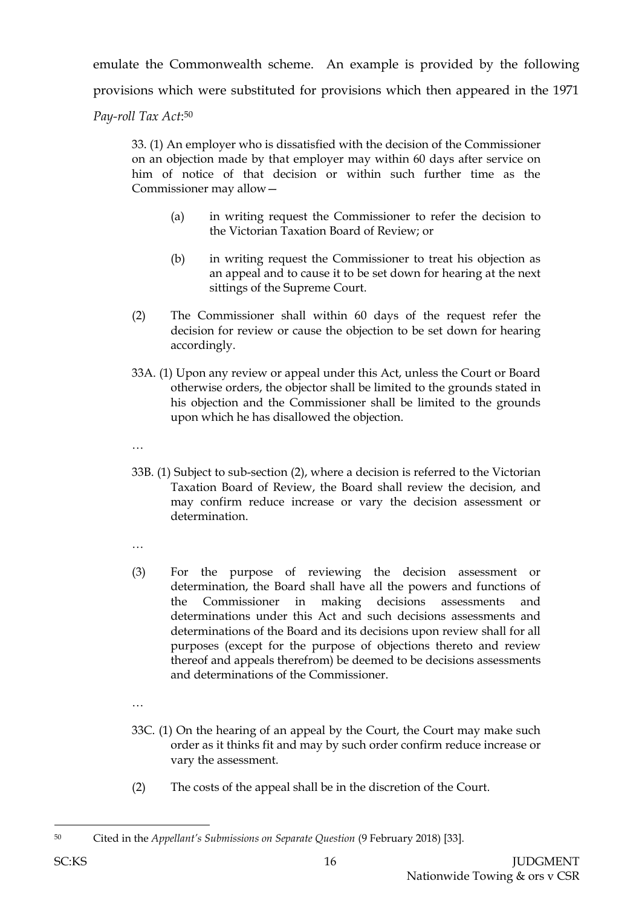emulate the Commonwealth scheme. An example is provided by the following provisions which were substituted for provisions which then appeared in the 1971 *Pay-roll Tax Act*:[50]

> 33. (1) An employer who is dissatisfied with the decision of the Commissioner on an objection made by that employer may within 60 days after service on him of notice of that decision or within such further time as the Commissioner may allow—
>
> (a) in writing request the Commissioner to refer the decision to the Victorian Taxation Board of Review; or
>
> (b) in writing request the Commissioner to treat his objection as an appeal and to cause it to be set down for hearing at the next sittings of the Supreme Court.
>
> (2) The Commissioner shall within 60 days of the request refer the decision for review or cause the objection to be set down for hearing accordingly.
>
> 33A. (1) Upon any review or appeal under this Act, unless the Court or Board otherwise orders, the objector shall be limited to the grounds stated in his objection and the Commissioner shall be limited to the grounds upon which he has disallowed the objection.
>
> …
>
> 33B. (1) Subject to sub-section (2), where a decision is referred to the Victorian Taxation Board of Review, the Board shall review the decision, and may confirm reduce increase or vary the decision assessment or determination.
>
> …
>
> (3) For the purpose of reviewing the decision assessment or determination, the Board shall have all the powers and functions of the Commissioner in making decisions assessments and determinations under this Act and such decisions assessments and determinations of the Board and its decisions upon review shall for all purposes (except for the purpose of objections thereto and review thereof and appeals therefrom) be deemed to be decisions assessments and determinations of the Commissioner.
>
> …
>
> 33C. (1) On the hearing of an appeal by the Court, the Court may make such order as it thinks fit and may by such order confirm reduce increase or vary the assessment.
>
> (2) The costs of the appeal shall be in the discretion of the Court.

---

[50] Cited in the *Appellant's Submissions on Separate Question* (9 February 2018) [33].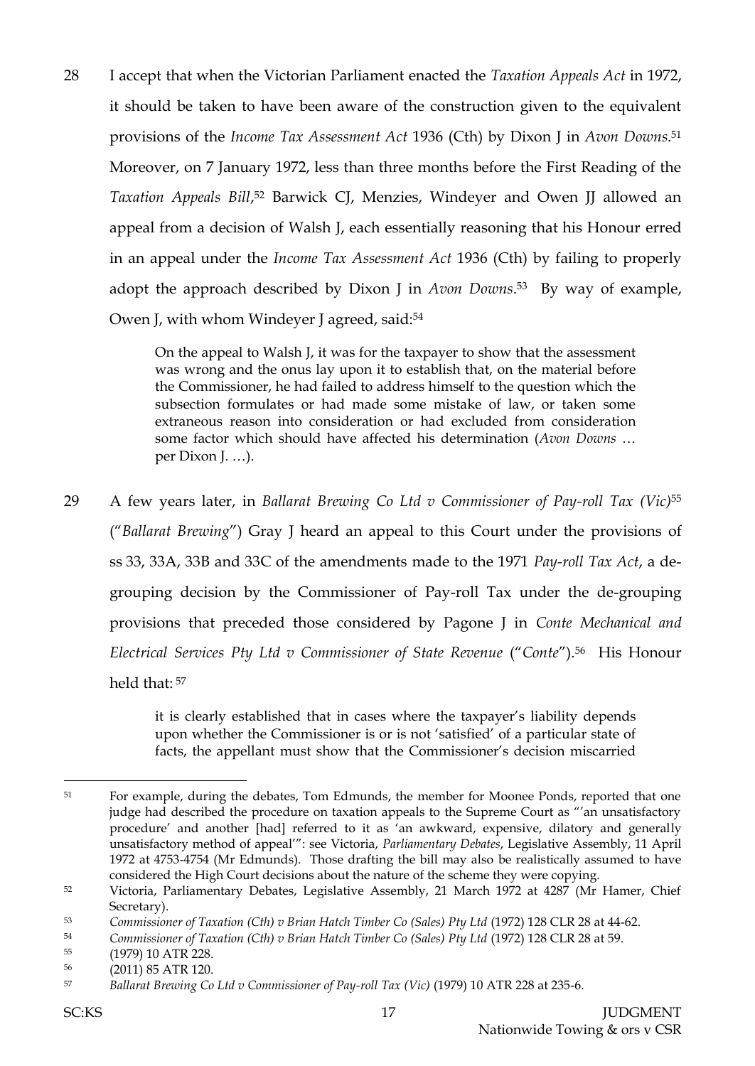28 I accept that when the Victorian Parliament enacted the *Taxation Appeals Act* in 1972, it should be taken to have been aware of the construction given to the equivalent provisions of the *Income Tax Assessment Act* 1936 (Cth) by Dixon J in *Avon Downs*.[51] Moreover, on 7 January 1972, less than three months before the First Reading of the *Taxation Appeals Bill*,[52] Barwick CJ, Menzies, Windeyer and Owen JJ allowed an appeal from a decision of Walsh J, each essentially reasoning that his Honour erred in an appeal under the *Income Tax Assessment Act* 1936 (Cth) by failing to properly adopt the approach described by Dixon J in *Avon Downs*.[53] By way of example, Owen J, with whom Windeyer J agreed, said:[54]

> On the appeal to Walsh J, it was for the taxpayer to show that the assessment was wrong and the onus lay upon it to establish that, on the material before the Commissioner, he had failed to address himself to the question which the subsection formulates or had made some mistake of law, or taken some extraneous reason into consideration or had excluded from consideration some factor which should have affected his determination (*Avon Downs* … per Dixon J. …).

29 A few years later, in *Ballarat Brewing Co Ltd v Commissioner of Pay-roll Tax (Vic)*[55] ("*Ballarat Brewing*") Gray J heard an appeal to this Court under the provisions of ss 33, 33A, 33B and 33C of the amendments made to the 1971 *Pay-roll Tax Act*, a de-grouping decision by the Commissioner of Pay-roll Tax under the de-grouping provisions that preceded those considered by Pagone J in *Conte Mechanical and Electrical Services Pty Ltd v Commissioner of State Revenue* ("*Conte*").[56] His Honour held that: [57]

> it is clearly established that in cases where the taxpayer's liability depends upon whether the Commissioner is or is not 'satisfied' of a particular state of facts, the appellant must show that the Commissioner's decision miscarried

---

[51] For example, during the debates, Tom Edmunds, the member for Moonee Ponds, reported that one judge had described the procedure on taxation appeals to the Supreme Court as "'an unsatisfactory procedure' and another [had] referred to it as 'an awkward, expensive, dilatory and generally unsatisfactory method of appeal'": see Victoria, *Parliamentary Debates*, Legislative Assembly, 11 April 1972 at 4753-4754 (Mr Edmunds). Those drafting the bill may also be realistically assumed to have considered the High Court decisions about the nature of the scheme they were copying.

[52] Victoria, Parliamentary Debates, Legislative Assembly, 21 March 1972 at 4287 (Mr Hamer, Chief Secretary).

[53] *Commissioner of Taxation (Cth) v Brian Hatch Timber Co (Sales) Pty Ltd* (1972) 128 CLR 28 at 44-62.

[54] *Commissioner of Taxation (Cth) v Brian Hatch Timber Co (Sales) Pty Ltd* (1972) 128 CLR 28 at 59.

[55] (1979) 10 ATR 228.

[56] (2011) 85 ATR 120.

[57] *Ballarat Brewing Co Ltd v Commissioner of Pay-roll Tax (Vic)* (1979) 10 ATR 228 at 235-6.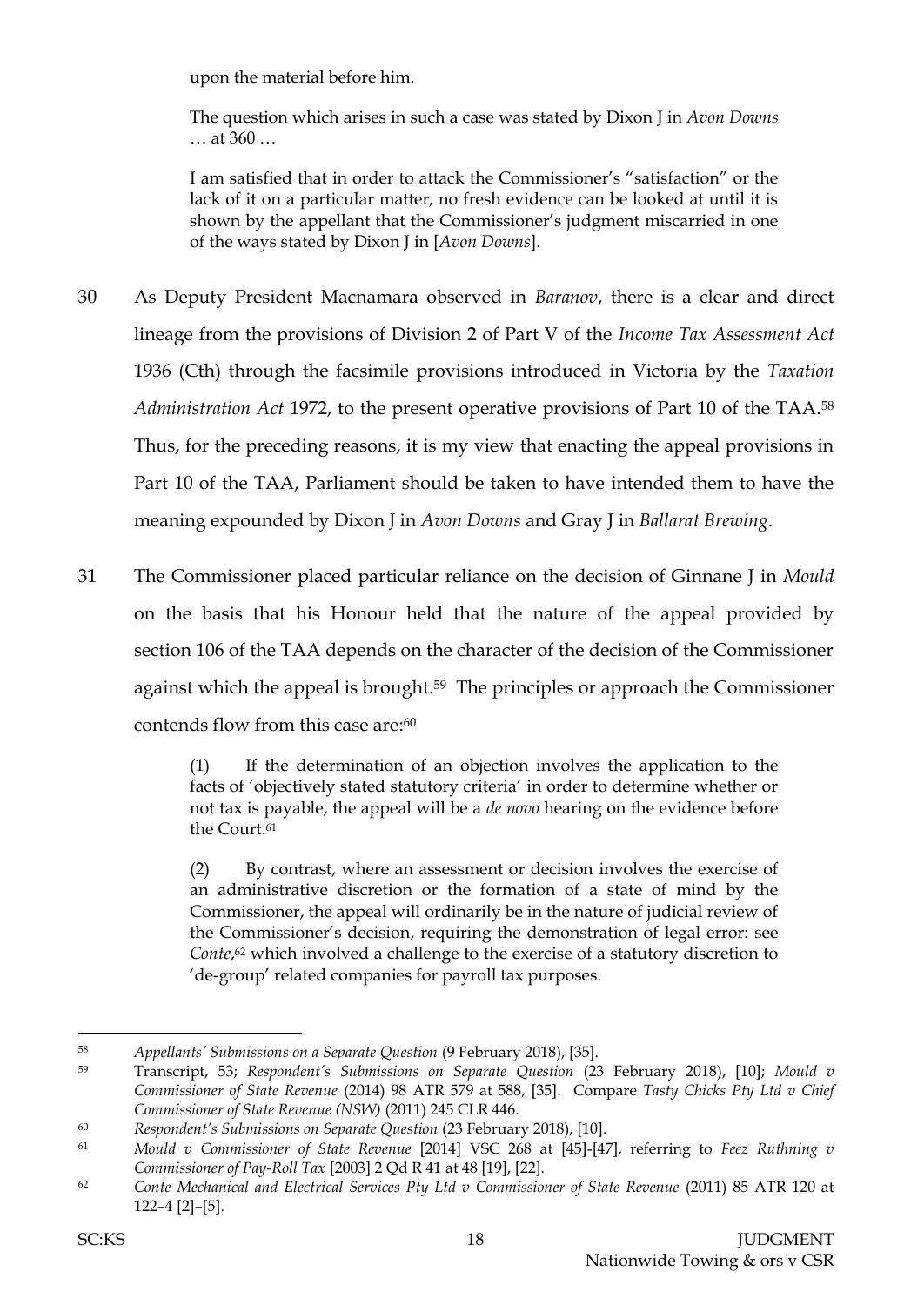> upon the material before him.
>
> The question which arises in such a case was stated by Dixon J in *Avon Downs* … at 360 …
>
> I am satisfied that in order to attack the Commissioner's "satisfaction" or the lack of it on a particular matter, no fresh evidence can be looked at until it is shown by the appellant that the Commissioner's judgment miscarried in one of the ways stated by Dixon J in [*Avon Downs*].

30 As Deputy President Macnamara observed in *Baranov*, there is a clear and direct lineage from the provisions of Division 2 of Part V of the *Income Tax Assessment Act* 1936 (Cth) through the facsimile provisions introduced in Victoria by the *Taxation Administration Act* 1972, to the present operative provisions of Part 10 of the TAA.[58] Thus, for the preceding reasons, it is my view that enacting the appeal provisions in Part 10 of the TAA, Parliament should be taken to have intended them to have the meaning expounded by Dixon J in *Avon Downs* and Gray J in *Ballarat Brewing*.

31 The Commissioner placed particular reliance on the decision of Ginnane J in *Mould* on the basis that his Honour held that the nature of the appeal provided by section 106 of the TAA depends on the character of the decision of the Commissioner against which the appeal is brought.[59] The principles or approach the Commissioner contends flow from this case are:[60]

> (1) If the determination of an objection involves the application to the facts of 'objectively stated statutory criteria' in order to determine whether or not tax is payable, the appeal will be a *de novo* hearing on the evidence before the Court.[61]
>
> (2) By contrast, where an assessment or decision involves the exercise of an administrative discretion or the formation of a state of mind by the Commissioner, the appeal will ordinarily be in the nature of judicial review of the Commissioner's decision, requiring the demonstration of legal error: see *Conte*,[62] which involved a challenge to the exercise of a statutory discretion to 'de-group' related companies for payroll tax purposes.

---

[58] *Appellants' Submissions on a Separate Question* (9 February 2018), [35].

[59] Transcript, 53; *Respondent's Submissions on Separate Question* (23 February 2018), [10]; *Mould v Commissioner of State Revenue* (2014) 98 ATR 579 at 588, [35]. Compare *Tasty Chicks Pty Ltd v Chief Commissioner of State Revenue (NSW)* (2011) 245 CLR 446.

[60] *Respondent's Submissions on Separate Question* (23 February 2018), [10].

[61] *Mould v Commissioner of State Revenue* [2014] VSC 268 at [45]-[47], referring to *Feez Ruthning v Commissioner of Pay-Roll Tax* [2003] 2 Qd R 41 at 48 [19], [22].

[62] *Conte Mechanical and Electrical Services Pty Ltd v Commissioner of State Revenue* (2011) 85 ATR 120 at 122–4 [2]–[5].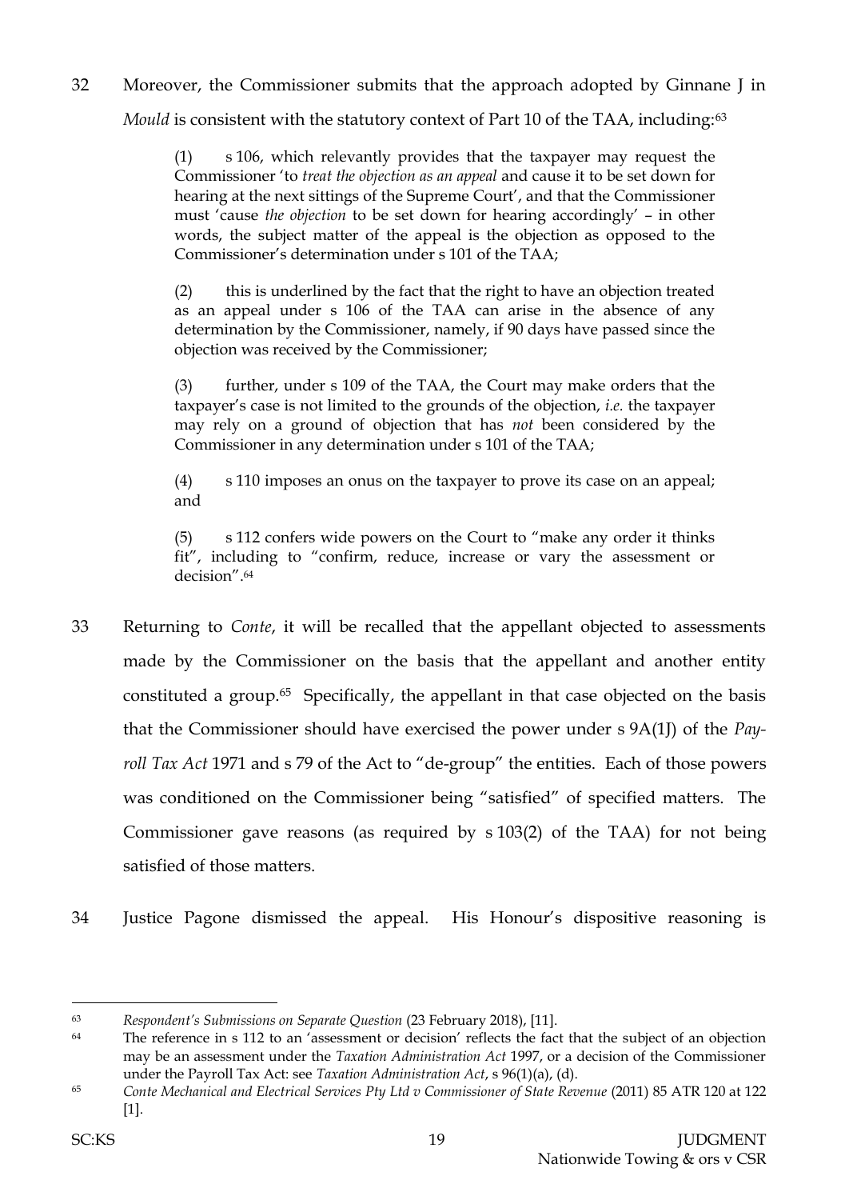32 Moreover, the Commissioner submits that the approach adopted by Ginnane J in *Mould* is consistent with the statutory context of Part 10 of the TAA, including:[63]

> (1) s 106, which relevantly provides that the taxpayer may request the Commissioner 'to *treat the objection as an appeal* and cause it to be set down for hearing at the next sittings of the Supreme Court', and that the Commissioner must 'cause *the objection* to be set down for hearing accordingly' – in other words, the subject matter of the appeal is the objection as opposed to the Commissioner's determination under s 101 of the TAA;
>
> (2) this is underlined by the fact that the right to have an objection treated as an appeal under s 106 of the TAA can arise in the absence of any determination by the Commissioner, namely, if 90 days have passed since the objection was received by the Commissioner;
>
> (3) further, under s 109 of the TAA, the Court may make orders that the taxpayer's case is not limited to the grounds of the objection, *i.e.* the taxpayer may rely on a ground of objection that has *not* been considered by the Commissioner in any determination under s 101 of the TAA;
>
> (4) s 110 imposes an onus on the taxpayer to prove its case on an appeal; and
>
> (5) s 112 confers wide powers on the Court to "make any order it thinks fit", including to "confirm, reduce, increase or vary the assessment or decision".[64]

33 Returning to *Conte*, it will be recalled that the appellant objected to assessments made by the Commissioner on the basis that the appellant and another entity constituted a group.[65] Specifically, the appellant in that case objected on the basis that the Commissioner should have exercised the power under s 9A(1J) of the *Pay-roll Tax Act* 1971 and s 79 of the Act to "de-group" the entities. Each of those powers was conditioned on the Commissioner being "satisfied" of specified matters. The Commissioner gave reasons (as required by s 103(2) of the TAA) for not being satisfied of those matters.

34 Justice Pagone dismissed the appeal. His Honour's dispositive reasoning is

---

[63] *Respondent's Submissions on Separate Question* (23 February 2018), [11].

[64] The reference in s 112 to an 'assessment or decision' reflects the fact that the subject of an objection may be an assessment under the *Taxation Administration Act* 1997, or a decision of the Commissioner under the Payroll Tax Act: see *Taxation Administration Act*, s 96(1)(a), (d).

[65] *Conte Mechanical and Electrical Services Pty Ltd v Commissioner of State Revenue* (2011) 85 ATR 120 at 122 [1].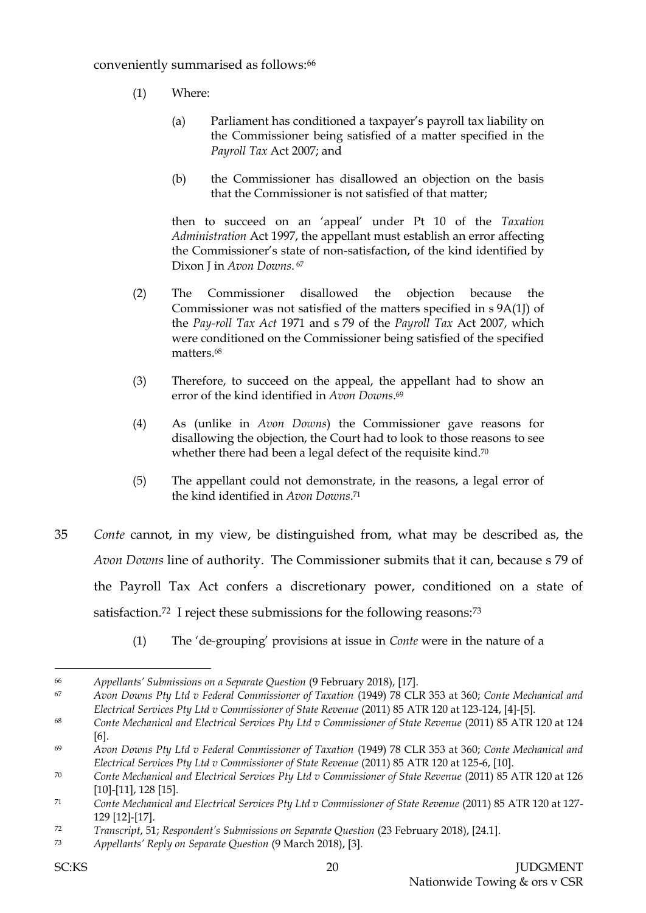conveniently summarised as follows:[66]

> (1) Where:
>
> > (a) Parliament has conditioned a taxpayer's payroll tax liability on the Commissioner being satisfied of a matter specified in the *Payroll Tax* Act 2007; and
> >
> > (b) the Commissioner has disallowed an objection on the basis that the Commissioner is not satisfied of that matter;
>
> then to succeed on an 'appeal' under Pt 10 of the *Taxation Administration* Act 1997, the appellant must establish an error affecting the Commissioner's state of non-satisfaction, of the kind identified by Dixon J in *Avon Downs*.[67]
>
> (2) The Commissioner disallowed the objection because the Commissioner was not satisfied of the matters specified in s 9A(1J) of the *Pay-roll Tax Act* 1971 and s 79 of the *Payroll Tax* Act 2007, which were conditioned on the Commissioner being satisfied of the specified matters.[68]
>
> (3) Therefore, to succeed on the appeal, the appellant had to show an error of the kind identified in *Avon Downs*.[69]
>
> (4) As (unlike in *Avon Downs*) the Commissioner gave reasons for disallowing the objection, the Court had to look to those reasons to see whether there had been a legal defect of the requisite kind.[70]
>
> (5) The appellant could not demonstrate, in the reasons, a legal error of the kind identified in *Avon Downs*.[71]

35 *Conte* cannot, in my view, be distinguished from, what may be described as, the *Avon Downs* line of authority. The Commissioner submits that it can, because s 79 of the Payroll Tax Act confers a discretionary power, conditioned on a state of satisfaction.[72] I reject these submissions for the following reasons:[73]

> (1) The 'de-grouping' provisions at issue in *Conte* were in the nature of a

---

[66] *Appellants' Submissions on a Separate Question* (9 February 2018), [17].

[67] *Avon Downs Pty Ltd v Federal Commissioner of Taxation* (1949) 78 CLR 353 at 360; *Conte Mechanical and Electrical Services Pty Ltd v Commissioner of State Revenue* (2011) 85 ATR 120 at 123-124, [4]-[5].

[68] *Conte Mechanical and Electrical Services Pty Ltd v Commissioner of State Revenue* (2011) 85 ATR 120 at 124 [6].

[69] *Avon Downs Pty Ltd v Federal Commissioner of Taxation* (1949) 78 CLR 353 at 360; *Conte Mechanical and Electrical Services Pty Ltd v Commissioner of State Revenue* (2011) 85 ATR 120 at 125-6, [10].

[70] *Conte Mechanical and Electrical Services Pty Ltd v Commissioner of State Revenue* (2011) 85 ATR 120 at 126 [10]-[11], 128 [15].

[71] *Conte Mechanical and Electrical Services Pty Ltd v Commissioner of State Revenue* (2011) 85 ATR 120 at 127-129 [12]-[17].

[72] *Transcript*, 51; *Respondent's Submissions on Separate Question* (23 February 2018), [24.1].

[73] *Appellants' Reply on Separate Question* (9 March 2018), [3].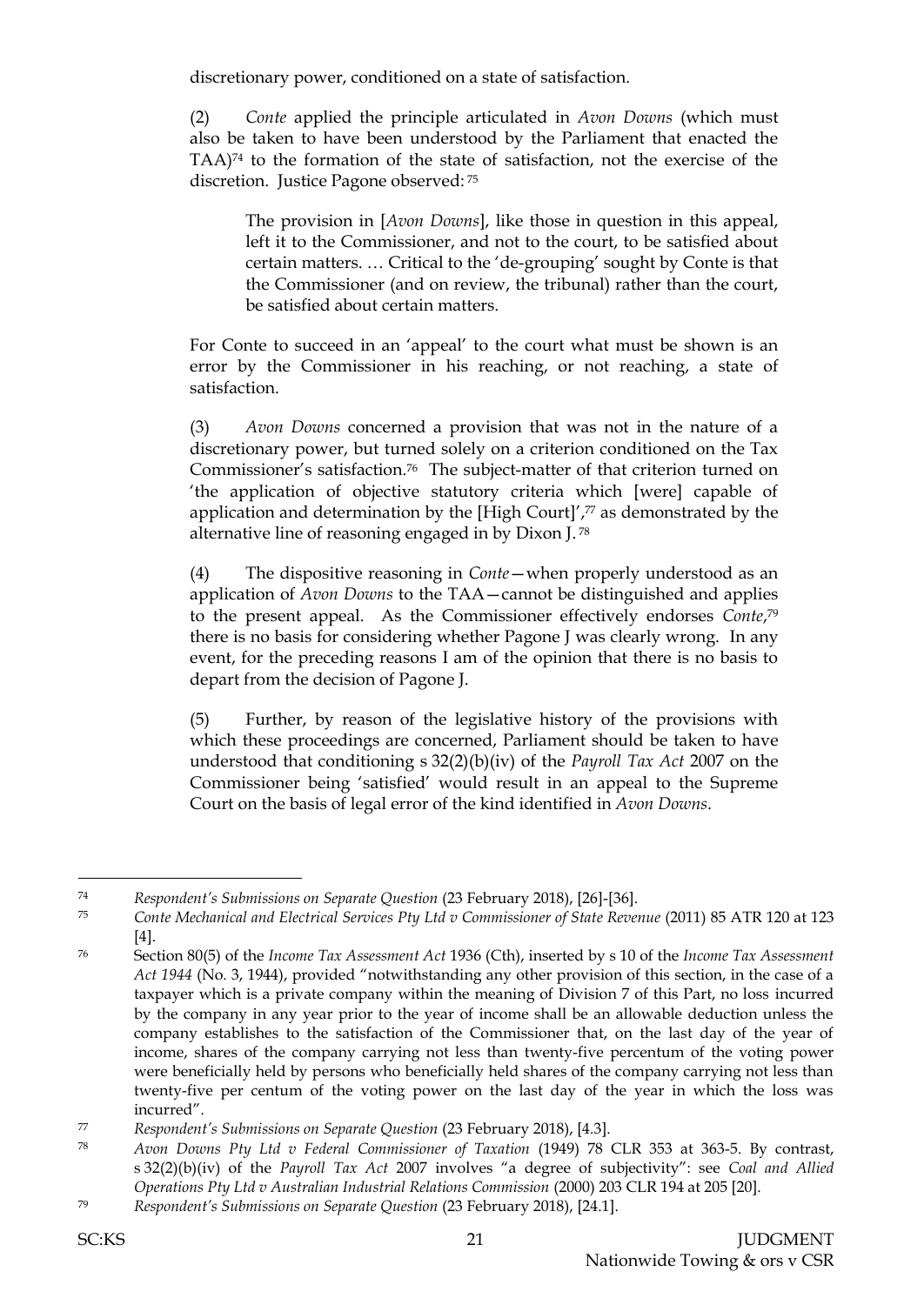discretionary power, conditioned on a state of satisfaction.

(2) *Conte* applied the principle articulated in *Avon Downs* (which must also be taken to have been understood by the Parliament that enacted the TAA)[74] to the formation of the state of satisfaction, not the exercise of the discretion. Justice Pagone observed:[75]

> The provision in [*Avon Downs*], like those in question in this appeal, left it to the Commissioner, and not to the court, to be satisfied about certain matters. … Critical to the 'de-grouping' sought by Conte is that the Commissioner (and on review, the tribunal) rather than the court, be satisfied about certain matters.

For Conte to succeed in an 'appeal' to the court what must be shown is an error by the Commissioner in his reaching, or not reaching, a state of satisfaction.

(3) *Avon Downs* concerned a provision that was not in the nature of a discretionary power, but turned solely on a criterion conditioned on the Tax Commissioner's satisfaction.[76] The subject-matter of that criterion turned on 'the application of objective statutory criteria which [were] capable of application and determination by the [High Court]',[77] as demonstrated by the alternative line of reasoning engaged in by Dixon J.[78]

(4) The dispositive reasoning in *Conte*—when properly understood as an application of *Avon Downs* to the TAA—cannot be distinguished and applies to the present appeal. As the Commissioner effectively endorses *Conte*,[79] there is no basis for considering whether Pagone J was clearly wrong. In any event, for the preceding reasons I am of the opinion that there is no basis to depart from the decision of Pagone J.

(5) Further, by reason of the legislative history of the provisions with which these proceedings are concerned, Parliament should be taken to have understood that conditioning s 32(2)(b)(iv) of the *Payroll Tax Act* 2007 on the Commissioner being 'satisfied' would result in an appeal to the Supreme Court on the basis of legal error of the kind identified in *Avon Downs*.

---

[74] *Respondent's Submissions on Separate Question* (23 February 2018), [26]-[36].

[75] *Conte Mechanical and Electrical Services Pty Ltd v Commissioner of State Revenue* (2011) 85 ATR 120 at 123 [4].

[76] Section 80(5) of the *Income Tax Assessment Act* 1936 (Cth), inserted by s 10 of the *Income Tax Assessment Act 1944* (No. 3, 1944), provided "notwithstanding any other provision of this section, in the case of a taxpayer which is a private company within the meaning of Division 7 of this Part, no loss incurred by the company in any year prior to the year of income shall be an allowable deduction unless the company establishes to the satisfaction of the Commissioner that, on the last day of the year of income, shares of the company carrying not less than twenty-five percentum of the voting power were beneficially held by persons who beneficially held shares of the company carrying not less than twenty-five per centum of the voting power on the last day of the year in which the loss was incurred".

[77] *Respondent's Submissions on Separate Question* (23 February 2018), [4.3].

[78] *Avon Downs Pty Ltd v Federal Commissioner of Taxation* (1949) 78 CLR 353 at 363-5. By contrast, s 32(2)(b)(iv) of the *Payroll Tax Act* 2007 involves "a degree of subjectivity": see *Coal and Allied Operations Pty Ltd v Australian Industrial Relations Commission* (2000) 203 CLR 194 at 205 [20].

[79] *Respondent's Submissions on Separate Question* (23 February 2018), [24.1].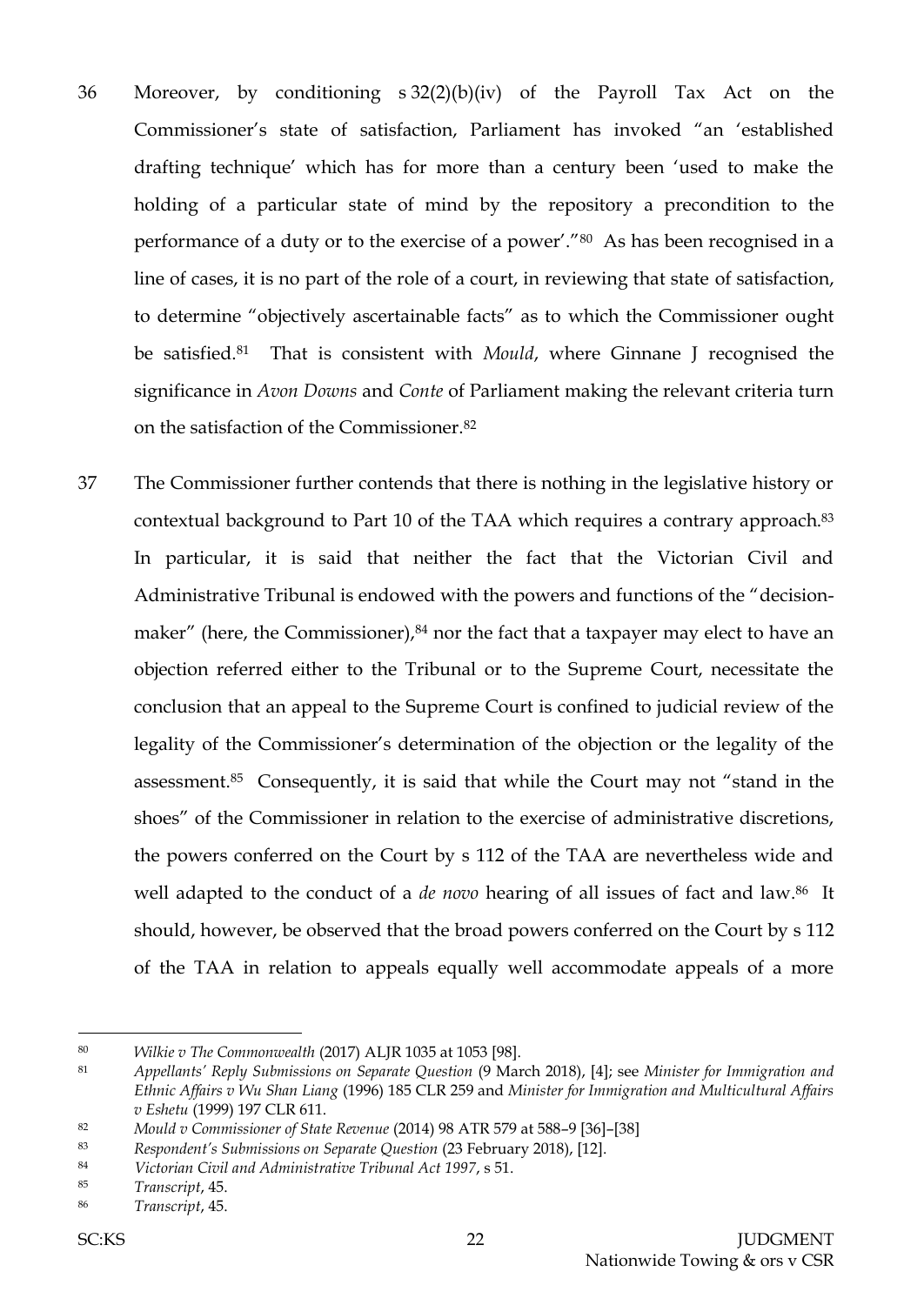36 Moreover, by conditioning s 32(2)(b)(iv) of the Payroll Tax Act on the Commissioner's state of satisfaction, Parliament has invoked "an 'established drafting technique' which has for more than a century been 'used to make the holding of a particular state of mind by the repository a precondition to the performance of a duty or to the exercise of a power'."[80] As has been recognised in a line of cases, it is no part of the role of a court, in reviewing that state of satisfaction, to determine "objectively ascertainable facts" as to which the Commissioner ought be satisfied.[81] That is consistent with *Mould*, where Ginnane J recognised the significance in *Avon Downs* and *Conte* of Parliament making the relevant criteria turn on the satisfaction of the Commissioner.[82]

37 The Commissioner further contends that there is nothing in the legislative history or contextual background to Part 10 of the TAA which requires a contrary approach.[83] In particular, it is said that neither the fact that the Victorian Civil and Administrative Tribunal is endowed with the powers and functions of the "decision-maker" (here, the Commissioner),[84] nor the fact that a taxpayer may elect to have an objection referred either to the Tribunal or to the Supreme Court, necessitate the conclusion that an appeal to the Supreme Court is confined to judicial review of the legality of the Commissioner's determination of the objection or the legality of the assessment.[85] Consequently, it is said that while the Court may not "stand in the shoes" of the Commissioner in relation to the exercise of administrative discretions, the powers conferred on the Court by s 112 of the TAA are nevertheless wide and well adapted to the conduct of a *de novo* hearing of all issues of fact and law.[86] It should, however, be observed that the broad powers conferred on the Court by s 112 of the TAA in relation to appeals equally well accommodate appeals of a more

---

[80] *Wilkie v The Commonwealth* (2017) ALJR 1035 at 1053 [98].

[81] *Appellants' Reply Submissions on Separate Question* (9 March 2018), [4]; see *Minister for Immigration and Ethnic Affairs v Wu Shan Liang* (1996) 185 CLR 259 and *Minister for Immigration and Multicultural Affairs v Eshetu* (1999) 197 CLR 611.

[82] *Mould v Commissioner of State Revenue* (2014) 98 ATR 579 at 588–9 [36]–[38]

[83] *Respondent's Submissions on Separate Question* (23 February 2018), [12].

[84] *Victorian Civil and Administrative Tribunal Act 1997*, s 51.

[85] *Transcript*, 45.

[86] *Transcript*, 45.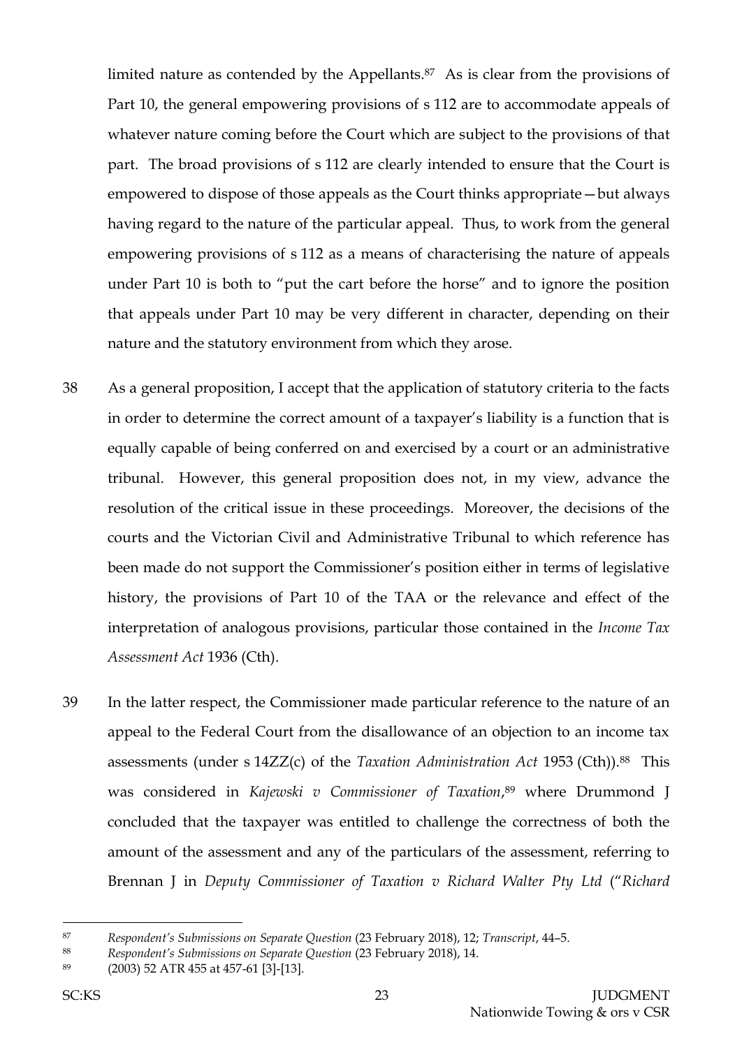limited nature as contended by the Appellants.[87] As is clear from the provisions of Part 10, the general empowering provisions of s 112 are to accommodate appeals of whatever nature coming before the Court which are subject to the provisions of that part. The broad provisions of s 112 are clearly intended to ensure that the Court is empowered to dispose of those appeals as the Court thinks appropriate—but always having regard to the nature of the particular appeal. Thus, to work from the general empowering provisions of s 112 as a means of characterising the nature of appeals under Part 10 is both to "put the cart before the horse" and to ignore the position that appeals under Part 10 may be very different in character, depending on their nature and the statutory environment from which they arose.

38 As a general proposition, I accept that the application of statutory criteria to the facts in order to determine the correct amount of a taxpayer's liability is a function that is equally capable of being conferred on and exercised by a court or an administrative tribunal. However, this general proposition does not, in my view, advance the resolution of the critical issue in these proceedings. Moreover, the decisions of the courts and the Victorian Civil and Administrative Tribunal to which reference has been made do not support the Commissioner's position either in terms of legislative history, the provisions of Part 10 of the TAA or the relevance and effect of the interpretation of analogous provisions, particular those contained in the *Income Tax Assessment Act* 1936 (Cth).

39 In the latter respect, the Commissioner made particular reference to the nature of an appeal to the Federal Court from the disallowance of an objection to an income tax assessments (under s 14ZZ(c) of the *Taxation Administration Act* 1953 (Cth)).[88] This was considered in *Kajewski v Commissioner of Taxation*,[89] where Drummond J concluded that the taxpayer was entitled to challenge the correctness of both the amount of the assessment and any of the particulars of the assessment, referring to Brennan J in *Deputy Commissioner of Taxation v Richard Walter Pty Ltd* ("*Richard*

---

87 *Respondent's Submissions on Separate Question* (23 February 2018), 12; *Transcript*, 44–5.

88 *Respondent's Submissions on Separate Question* (23 February 2018), 14.

89 (2003) 52 ATR 455 at 457-61 [3]-[13].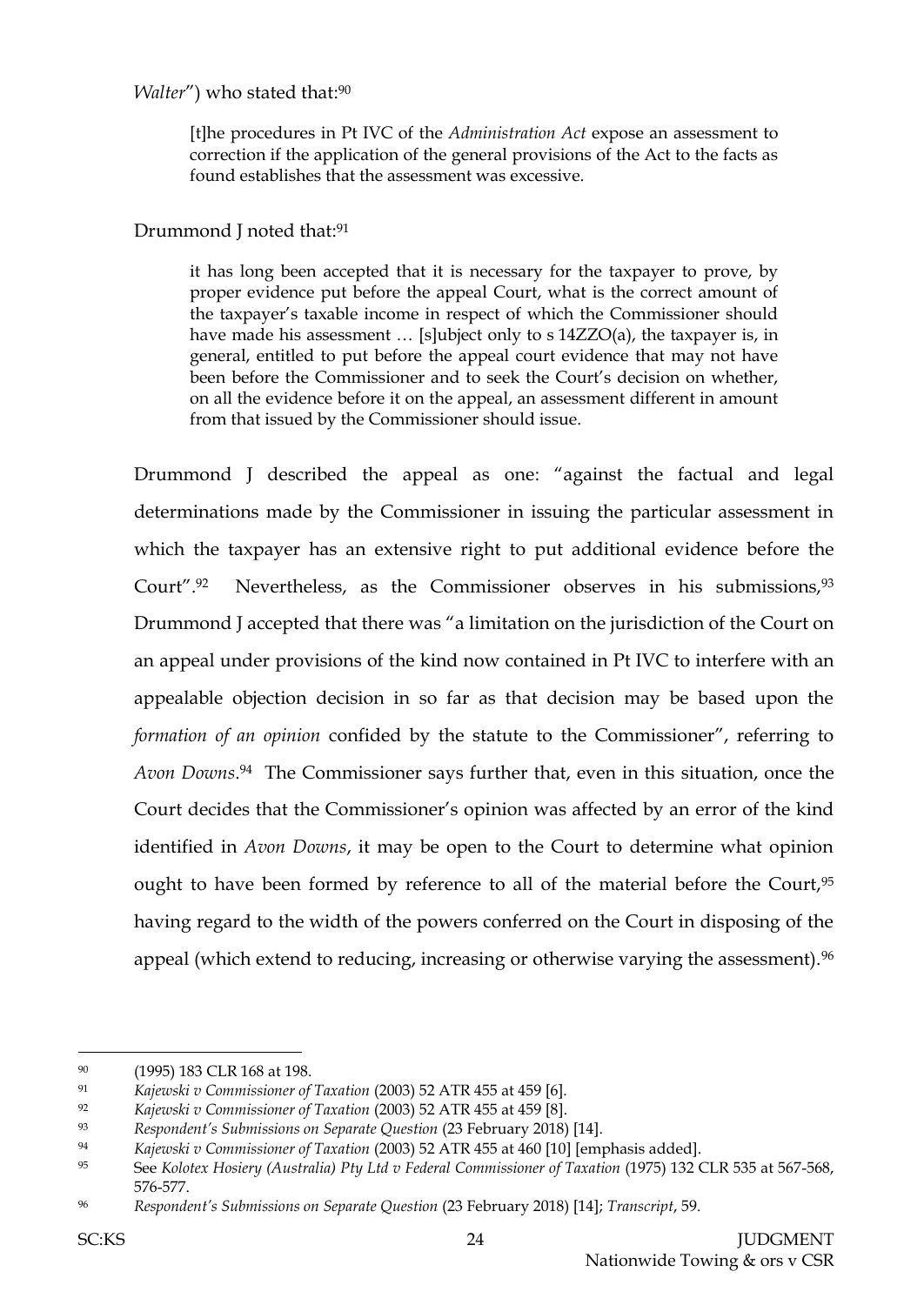*Walter*") who stated that:[90]

> [t]he procedures in Pt IVC of the *Administration Act* expose an assessment to correction if the application of the general provisions of the Act to the facts as found establishes that the assessment was excessive.

Drummond J noted that:[91]

> it has long been accepted that it is necessary for the taxpayer to prove, by proper evidence put before the appeal Court, what is the correct amount of the taxpayer's taxable income in respect of which the Commissioner should have made his assessment … [s]ubject only to s 14ZZO(a), the taxpayer is, in general, entitled to put before the appeal court evidence that may not have been before the Commissioner and to seek the Court's decision on whether, on all the evidence before it on the appeal, an assessment different in amount from that issued by the Commissioner should issue.

Drummond J described the appeal as one: "against the factual and legal determinations made by the Commissioner in issuing the particular assessment in which the taxpayer has an extensive right to put additional evidence before the Court".[92] Nevertheless, as the Commissioner observes in his submissions,[93] Drummond J accepted that there was "a limitation on the jurisdiction of the Court on an appeal under provisions of the kind now contained in Pt IVC to interfere with an appealable objection decision in so far as that decision may be based upon the *formation of an opinion* confided by the statute to the Commissioner", referring to *Avon Downs*.[94] The Commissioner says further that, even in this situation, once the Court decides that the Commissioner's opinion was affected by an error of the kind identified in *Avon Downs*, it may be open to the Court to determine what opinion ought to have been formed by reference to all of the material before the Court,[95] having regard to the width of the powers conferred on the Court in disposing of the appeal (which extend to reducing, increasing or otherwise varying the assessment).[96]

---

[90] (1995) 183 CLR 168 at 198.

[91] *Kajewski v Commissioner of Taxation* (2003) 52 ATR 455 at 459 [6].

[92] *Kajewski v Commissioner of Taxation* (2003) 52 ATR 455 at 459 [8].

[93] *Respondent's Submissions on Separate Question* (23 February 2018) [14].

[94] *Kajewski v Commissioner of Taxation* (2003) 52 ATR 455 at 460 [10] [emphasis added].

[95] See *Kolotex Hosiery (Australia) Pty Ltd v Federal Commissioner of Taxation* (1975) 132 CLR 535 at 567-568, 576-577.

[96] *Respondent's Submissions on Separate Question* (23 February 2018) [14]; *Transcript*, 59.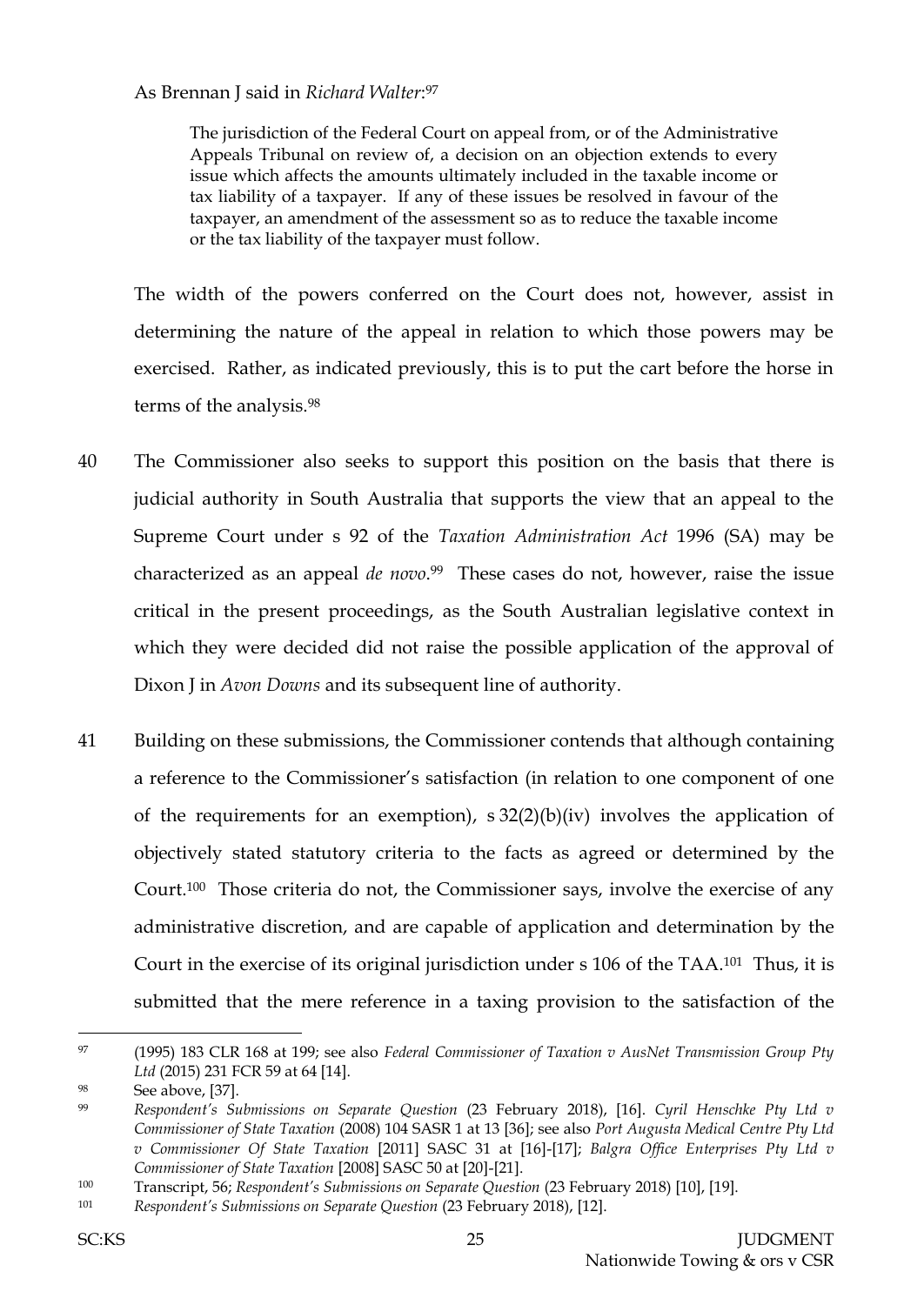As Brennan J said in *Richard Walter*:[97]

> The jurisdiction of the Federal Court on appeal from, or of the Administrative Appeals Tribunal on review of, a decision on an objection extends to every issue which affects the amounts ultimately included in the taxable income or tax liability of a taxpayer. If any of these issues be resolved in favour of the taxpayer, an amendment of the assessment so as to reduce the taxable income or the tax liability of the taxpayer must follow.

The width of the powers conferred on the Court does not, however, assist in determining the nature of the appeal in relation to which those powers may be exercised. Rather, as indicated previously, this is to put the cart before the horse in terms of the analysis.[98]

40 The Commissioner also seeks to support this position on the basis that there is judicial authority in South Australia that supports the view that an appeal to the Supreme Court under s 92 of the *Taxation Administration Act* 1996 (SA) may be characterized as an appeal *de novo*.[99] These cases do not, however, raise the issue critical in the present proceedings, as the South Australian legislative context in which they were decided did not raise the possible application of the approval of Dixon J in *Avon Downs* and its subsequent line of authority.

41 Building on these submissions, the Commissioner contends that although containing a reference to the Commissioner's satisfaction (in relation to one component of one of the requirements for an exemption), s 32(2)(b)(iv) involves the application of objectively stated statutory criteria to the facts as agreed or determined by the Court.[100] Those criteria do not, the Commissioner says, involve the exercise of any administrative discretion, and are capable of application and determination by the Court in the exercise of its original jurisdiction under s 106 of the TAA.[101] Thus, it is submitted that the mere reference in a taxing provision to the satisfaction of the

---

[97] (1995) 183 CLR 168 at 199; see also *Federal Commissioner of Taxation v AusNet Transmission Group Pty Ltd* (2015) 231 FCR 59 at 64 [14].

[98] See above, [37].

[99] *Respondent's Submissions on Separate Question* (23 February 2018), [16]. *Cyril Henschke Pty Ltd v Commissioner of State Taxation* (2008) 104 SASR 1 at 13 [36]; see also *Port Augusta Medical Centre Pty Ltd v Commissioner Of State Taxation* [2011] SASC 31 at [16]-[17]; *Balgra Office Enterprises Pty Ltd v Commissioner of State Taxation* [2008] SASC 50 at [20]-[21].

[100] Transcript, 56; *Respondent's Submissions on Separate Question* (23 February 2018) [10], [19].

[101] *Respondent's Submissions on Separate Question* (23 February 2018), [12].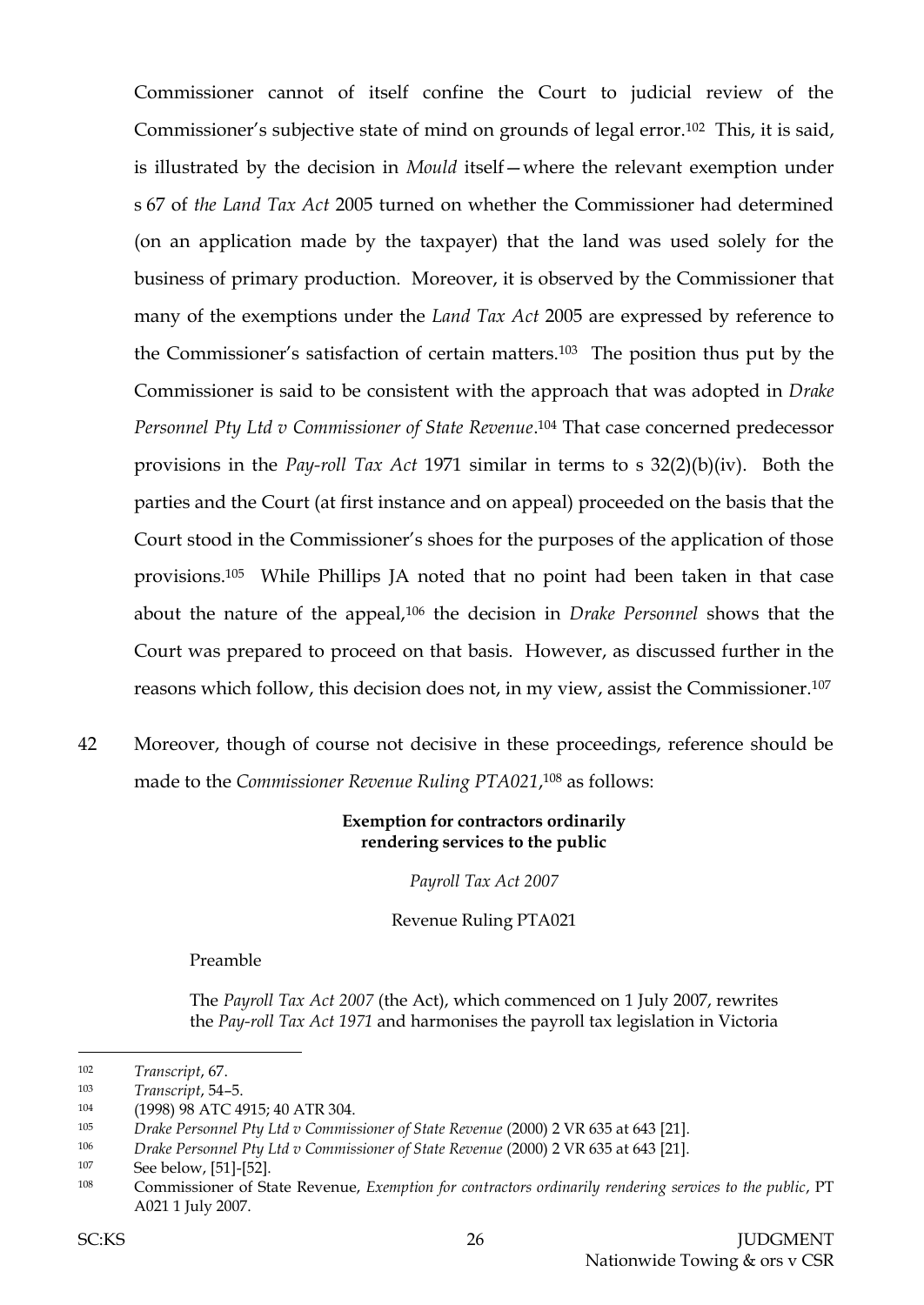Commissioner cannot of itself confine the Court to judicial review of the Commissioner's subjective state of mind on grounds of legal error.[102] This, it is said, is illustrated by the decision in *Mould* itself—where the relevant exemption under s 67 of *the Land Tax Act* 2005 turned on whether the Commissioner had determined (on an application made by the taxpayer) that the land was used solely for the business of primary production. Moreover, it is observed by the Commissioner that many of the exemptions under the *Land Tax Act* 2005 are expressed by reference to the Commissioner's satisfaction of certain matters.[103] The position thus put by the Commissioner is said to be consistent with the approach that was adopted in *Drake Personnel Pty Ltd v Commissioner of State Revenue*.[104] That case concerned predecessor provisions in the *Pay-roll Tax Act* 1971 similar in terms to s 32(2)(b)(iv). Both the parties and the Court (at first instance and on appeal) proceeded on the basis that the Court stood in the Commissioner's shoes for the purposes of the application of those provisions.[105] While Phillips JA noted that no point had been taken in that case about the nature of the appeal,[106] the decision in *Drake Personnel* shows that the Court was prepared to proceed on that basis. However, as discussed further in the reasons which follow, this decision does not, in my view, assist the Commissioner.[107]

42 Moreover, though of course not decisive in these proceedings, reference should be made to the *Commissioner Revenue Ruling PTA021*,[108] as follows:

> **Exemption for contractors ordinarily rendering services to the public**
>
> *Payroll Tax Act 2007*
>
> Revenue Ruling PTA021
>
> Preamble
>
> The *Payroll Tax Act 2007* (the Act), which commenced on 1 July 2007, rewrites the *Pay-roll Tax Act 1971* and harmonises the payroll tax legislation in Victoria

---

[102] *Transcript*, 67.

[103] *Transcript*, 54–5.

[104] (1998) 98 ATC 4915; 40 ATR 304.

[105] *Drake Personnel Pty Ltd v Commissioner of State Revenue* (2000) 2 VR 635 at 643 [21].

[106] *Drake Personnel Pty Ltd v Commissioner of State Revenue* (2000) 2 VR 635 at 643 [21].

[107] See below, [51]-[52].

[108] Commissioner of State Revenue, *Exemption for contractors ordinarily rendering services to the public*, PT A021 1 July 2007.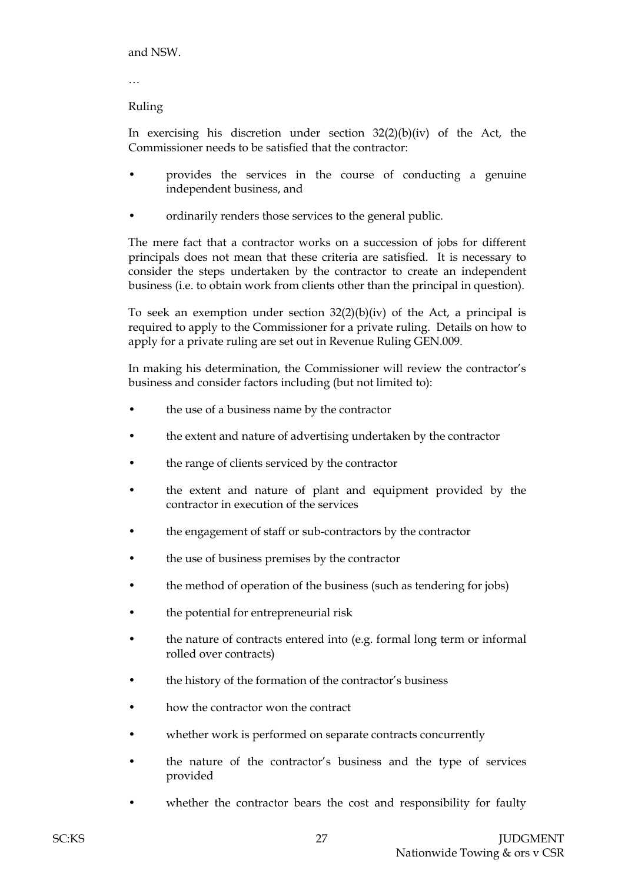and NSW.

…

Ruling

In exercising his discretion under section 32(2)(b)(iv) of the Act, the Commissioner needs to be satisfied that the contractor:

- provides the services in the course of conducting a genuine independent business, and
- ordinarily renders those services to the general public.

The mere fact that a contractor works on a succession of jobs for different principals does not mean that these criteria are satisfied. It is necessary to consider the steps undertaken by the contractor to create an independent business (i.e. to obtain work from clients other than the principal in question).

To seek an exemption under section 32(2)(b)(iv) of the Act, a principal is required to apply to the Commissioner for a private ruling. Details on how to apply for a private ruling are set out in Revenue Ruling GEN.009.

In making his determination, the Commissioner will review the contractor's business and consider factors including (but not limited to):

- the use of a business name by the contractor
- the extent and nature of advertising undertaken by the contractor
- the range of clients serviced by the contractor
- the extent and nature of plant and equipment provided by the contractor in execution of the services
- the engagement of staff or sub-contractors by the contractor
- the use of business premises by the contractor
- the method of operation of the business (such as tendering for jobs)
- the potential for entrepreneurial risk
- the nature of contracts entered into (e.g. formal long term or informal rolled over contracts)
- the history of the formation of the contractor's business
- how the contractor won the contract
- whether work is performed on separate contracts concurrently
- the nature of the contractor's business and the type of services provided
- whether the contractor bears the cost and responsibility for faulty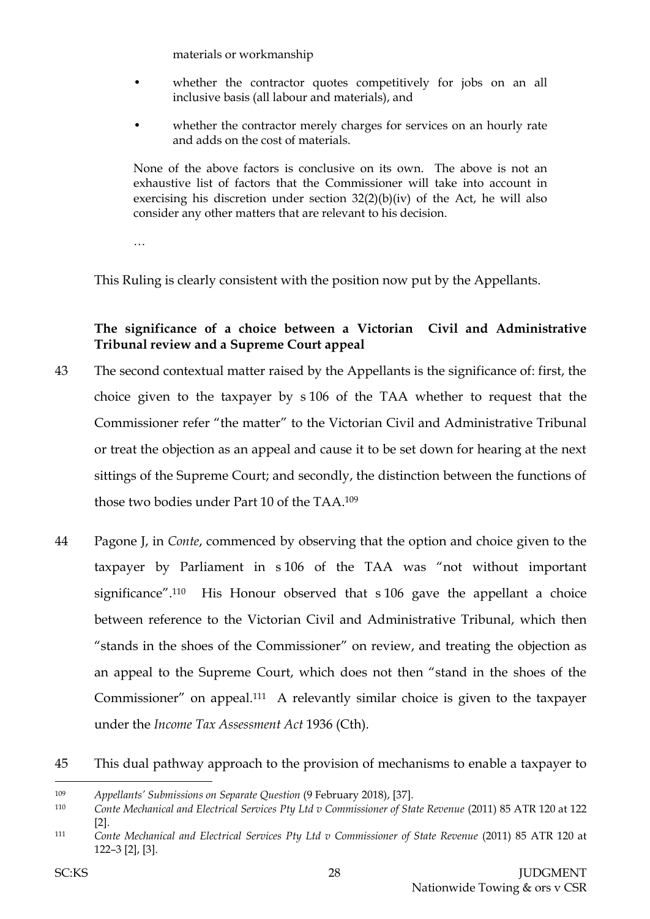materials or workmanship

- whether the contractor quotes competitively for jobs on an all inclusive basis (all labour and materials), and
- whether the contractor merely charges for services on an hourly rate and adds on the cost of materials.

> None of the above factors is conclusive on its own. The above is not an exhaustive list of factors that the Commissioner will take into account in exercising his discretion under section 32(2)(b)(iv) of the Act, he will also consider any other matters that are relevant to his decision.
>
> …

This Ruling is clearly consistent with the position now put by the Appellants.

**The significance of a choice between a Victorian Civil and Administrative Tribunal review and a Supreme Court appeal**

43 The second contextual matter raised by the Appellants is the significance of: first, the choice given to the taxpayer by s 106 of the TAA whether to request that the Commissioner refer "the matter" to the Victorian Civil and Administrative Tribunal or treat the objection as an appeal and cause it to be set down for hearing at the next sittings of the Supreme Court; and secondly, the distinction between the functions of those two bodies under Part 10 of the TAA.[109]

44 Pagone J, in *Conte*, commenced by observing that the option and choice given to the taxpayer by Parliament in s 106 of the TAA was "not without important significance".[110] His Honour observed that s 106 gave the appellant a choice between reference to the Victorian Civil and Administrative Tribunal, which then "stands in the shoes of the Commissioner" on review, and treating the objection as an appeal to the Supreme Court, which does not then "stand in the shoes of the Commissioner" on appeal.[111] A relevantly similar choice is given to the taxpayer under the *Income Tax Assessment Act* 1936 (Cth).

45 This dual pathway approach to the provision of mechanisms to enable a taxpayer to

---

[109] *Appellants' Submissions on Separate Question* (9 February 2018), [37].

[110] *Conte Mechanical and Electrical Services Pty Ltd v Commissioner of State Revenue* (2011) 85 ATR 120 at 122 [2].

[111] *Conte Mechanical and Electrical Services Pty Ltd v Commissioner of State Revenue* (2011) 85 ATR 120 at 122–3 [2], [3].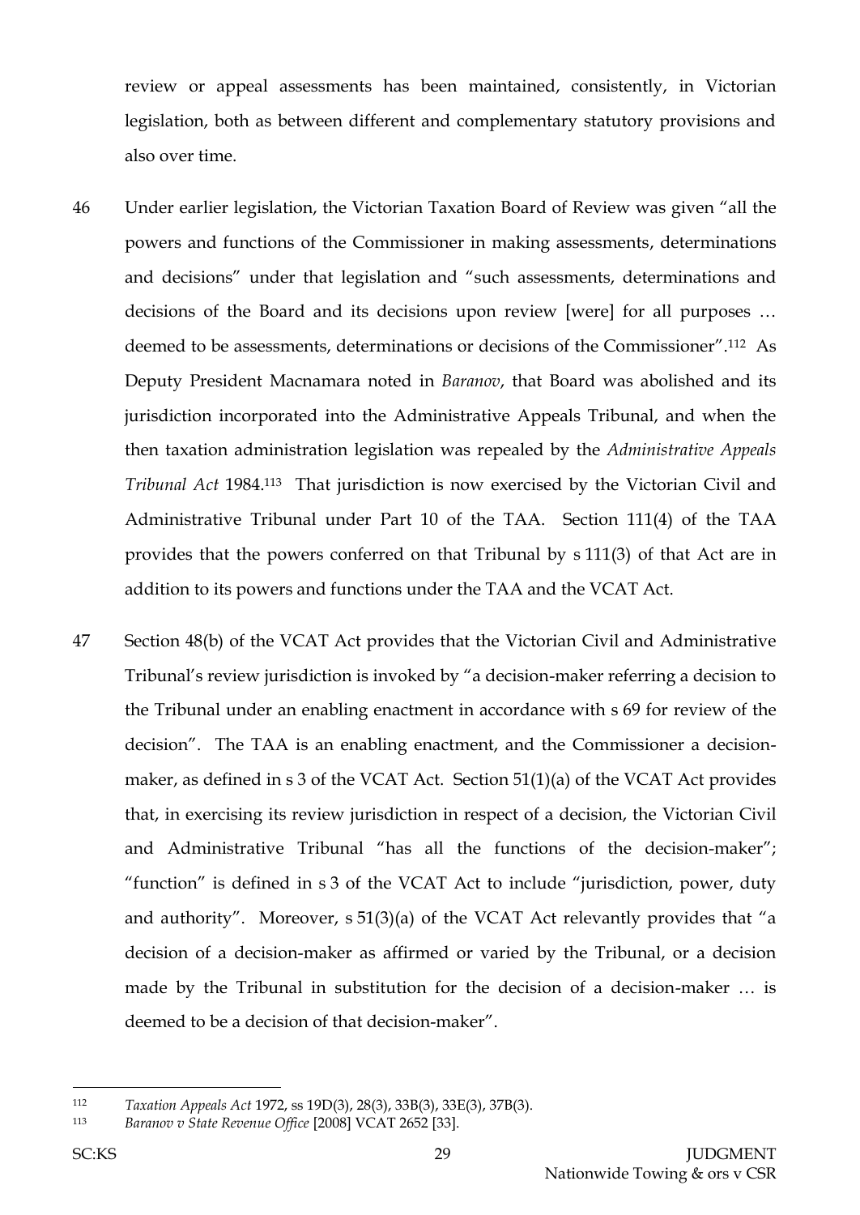review or appeal assessments has been maintained, consistently, in Victorian legislation, both as between different and complementary statutory provisions and also over time.

46 Under earlier legislation, the Victorian Taxation Board of Review was given "all the powers and functions of the Commissioner in making assessments, determinations and decisions" under that legislation and "such assessments, determinations and decisions of the Board and its decisions upon review [were] for all purposes … deemed to be assessments, determinations or decisions of the Commissioner".[112] As Deputy President Macnamara noted in *Baranov*, that Board was abolished and its jurisdiction incorporated into the Administrative Appeals Tribunal, and when the then taxation administration legislation was repealed by the *Administrative Appeals Tribunal Act* 1984.[113] That jurisdiction is now exercised by the Victorian Civil and Administrative Tribunal under Part 10 of the TAA. Section 111(4) of the TAA provides that the powers conferred on that Tribunal by s 111(3) of that Act are in addition to its powers and functions under the TAA and the VCAT Act.

47 Section 48(b) of the VCAT Act provides that the Victorian Civil and Administrative Tribunal's review jurisdiction is invoked by "a decision-maker referring a decision to the Tribunal under an enabling enactment in accordance with s 69 for review of the decision". The TAA is an enabling enactment, and the Commissioner a decision-maker, as defined in s 3 of the VCAT Act. Section 51(1)(a) of the VCAT Act provides that, in exercising its review jurisdiction in respect of a decision, the Victorian Civil and Administrative Tribunal "has all the functions of the decision-maker"; "function" is defined in s 3 of the VCAT Act to include "jurisdiction, power, duty and authority". Moreover, s 51(3)(a) of the VCAT Act relevantly provides that "a decision of a decision-maker as affirmed or varied by the Tribunal, or a decision made by the Tribunal in substitution for the decision of a decision-maker … is deemed to be a decision of that decision-maker".

---

[112] *Taxation Appeals Act* 1972, ss 19D(3), 28(3), 33B(3), 33E(3), 37B(3).

[113] *Baranov v State Revenue Office* [2008] VCAT 2652 [33].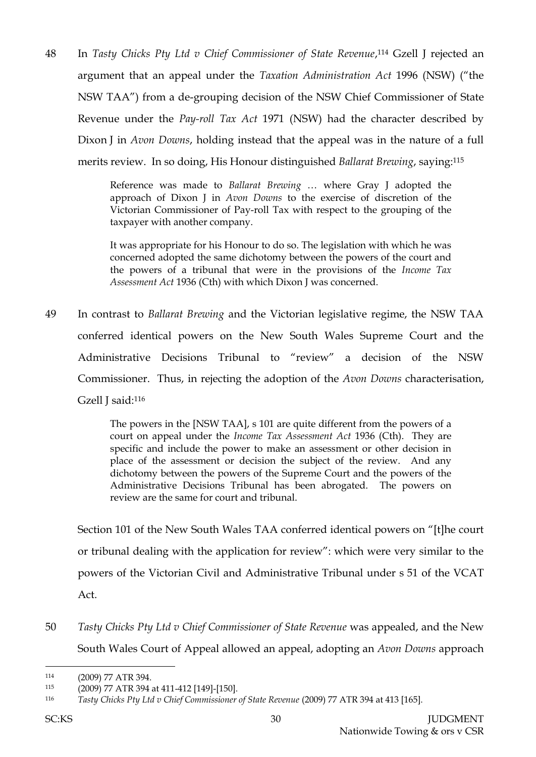48 In *Tasty Chicks Pty Ltd v Chief Commissioner of State Revenue*,[114] Gzell J rejected an argument that an appeal under the *Taxation Administration Act* 1996 (NSW) ("the NSW TAA") from a de-grouping decision of the NSW Chief Commissioner of State Revenue under the *Pay-roll Tax Act* 1971 (NSW) had the character described by Dixon J in *Avon Downs*, holding instead that the appeal was in the nature of a full merits review. In so doing, His Honour distinguished *Ballarat Brewing*, saying:[115]

> Reference was made to *Ballarat Brewing* … where Gray J adopted the approach of Dixon J in *Avon Downs* to the exercise of discretion of the Victorian Commissioner of Pay-roll Tax with respect to the grouping of the taxpayer with another company.
>
> It was appropriate for his Honour to do so. The legislation with which he was concerned adopted the same dichotomy between the powers of the court and the powers of a tribunal that were in the provisions of the *Income Tax Assessment Act* 1936 (Cth) with which Dixon J was concerned.

49 In contrast to *Ballarat Brewing* and the Victorian legislative regime, the NSW TAA conferred identical powers on the New South Wales Supreme Court and the Administrative Decisions Tribunal to "review" a decision of the NSW Commissioner. Thus, in rejecting the adoption of the *Avon Downs* characterisation, Gzell J said:[116]

> The powers in the [NSW TAA], s 101 are quite different from the powers of a court on appeal under the *Income Tax Assessment Act* 1936 (Cth). They are specific and include the power to make an assessment or other decision in place of the assessment or decision the subject of the review. And any dichotomy between the powers of the Supreme Court and the powers of the Administrative Decisions Tribunal has been abrogated. The powers on review are the same for court and tribunal.

Section 101 of the New South Wales TAA conferred identical powers on "[t]he court or tribunal dealing with the application for review": which were very similar to the powers of the Victorian Civil and Administrative Tribunal under s 51 of the VCAT Act.

50 *Tasty Chicks Pty Ltd v Chief Commissioner of State Revenue* was appealed, and the New South Wales Court of Appeal allowed an appeal, adopting an *Avon Downs* approach

---

[114] (2009) 77 ATR 394.

[115] (2009) 77 ATR 394 at 411-412 [149]-[150].

[116] *Tasty Chicks Pty Ltd v Chief Commissioner of State Revenue* (2009) 77 ATR 394 at 413 [165].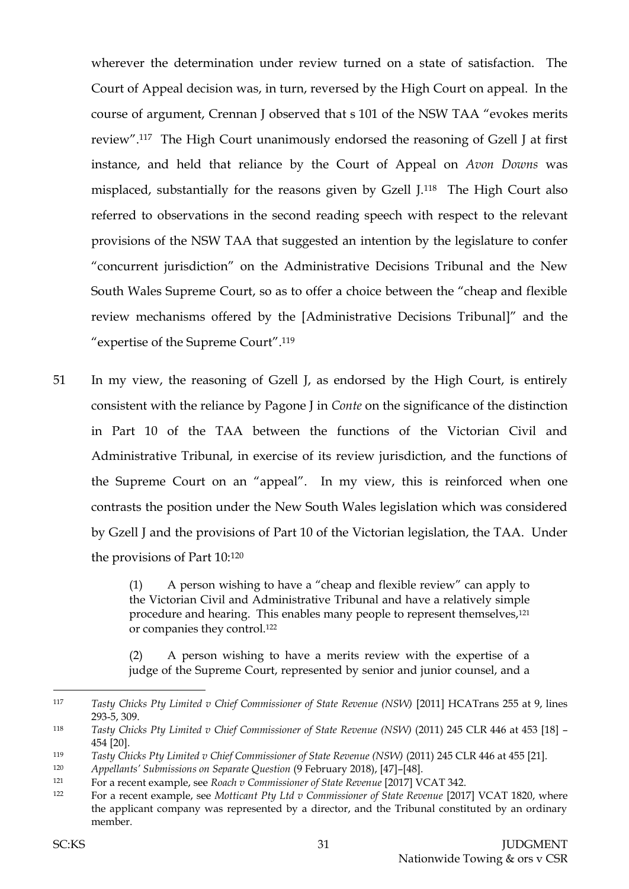wherever the determination under review turned on a state of satisfaction. The Court of Appeal decision was, in turn, reversed by the High Court on appeal. In the course of argument, Crennan J observed that s 101 of the NSW TAA "evokes merits review".[117] The High Court unanimously endorsed the reasoning of Gzell J at first instance, and held that reliance by the Court of Appeal on *Avon Downs* was misplaced, substantially for the reasons given by Gzell J.[118] The High Court also referred to observations in the second reading speech with respect to the relevant provisions of the NSW TAA that suggested an intention by the legislature to confer "concurrent jurisdiction" on the Administrative Decisions Tribunal and the New South Wales Supreme Court, so as to offer a choice between the "cheap and flexible review mechanisms offered by the [Administrative Decisions Tribunal]" and the "expertise of the Supreme Court".[119]

51 In my view, the reasoning of Gzell J, as endorsed by the High Court, is entirely consistent with the reliance by Pagone J in *Conte* on the significance of the distinction in Part 10 of the TAA between the functions of the Victorian Civil and Administrative Tribunal, in exercise of its review jurisdiction, and the functions of the Supreme Court on an "appeal". In my view, this is reinforced when one contrasts the position under the New South Wales legislation which was considered by Gzell J and the provisions of Part 10 of the Victorian legislation, the TAA. Under the provisions of Part 10:[120]

> (1) A person wishing to have a "cheap and flexible review" can apply to the Victorian Civil and Administrative Tribunal and have a relatively simple procedure and hearing. This enables many people to represent themselves,[121] or companies they control.[122]
>
> (2) A person wishing to have a merits review with the expertise of a judge of the Supreme Court, represented by senior and junior counsel, and a

---

[117] *Tasty Chicks Pty Limited v Chief Commissioner of State Revenue (NSW)* [2011] HCATrans 255 at 9, lines 293-5, 309.

[118] *Tasty Chicks Pty Limited v Chief Commissioner of State Revenue (NSW)* (2011) 245 CLR 446 at 453 [18] – 454 [20].

[119] *Tasty Chicks Pty Limited v Chief Commissioner of State Revenue (NSW)* (2011) 245 CLR 446 at 455 [21].

[120] *Appellants' Submissions on Separate Question* (9 February 2018), [47]–[48].

[121] For a recent example, see *Roach v Commissioner of State Revenue* [2017] VCAT 342.

[122] For a recent example, see *Motticant Pty Ltd v Commissioner of State Revenue* [2017] VCAT 1820, where the applicant company was represented by a director, and the Tribunal constituted by an ordinary member.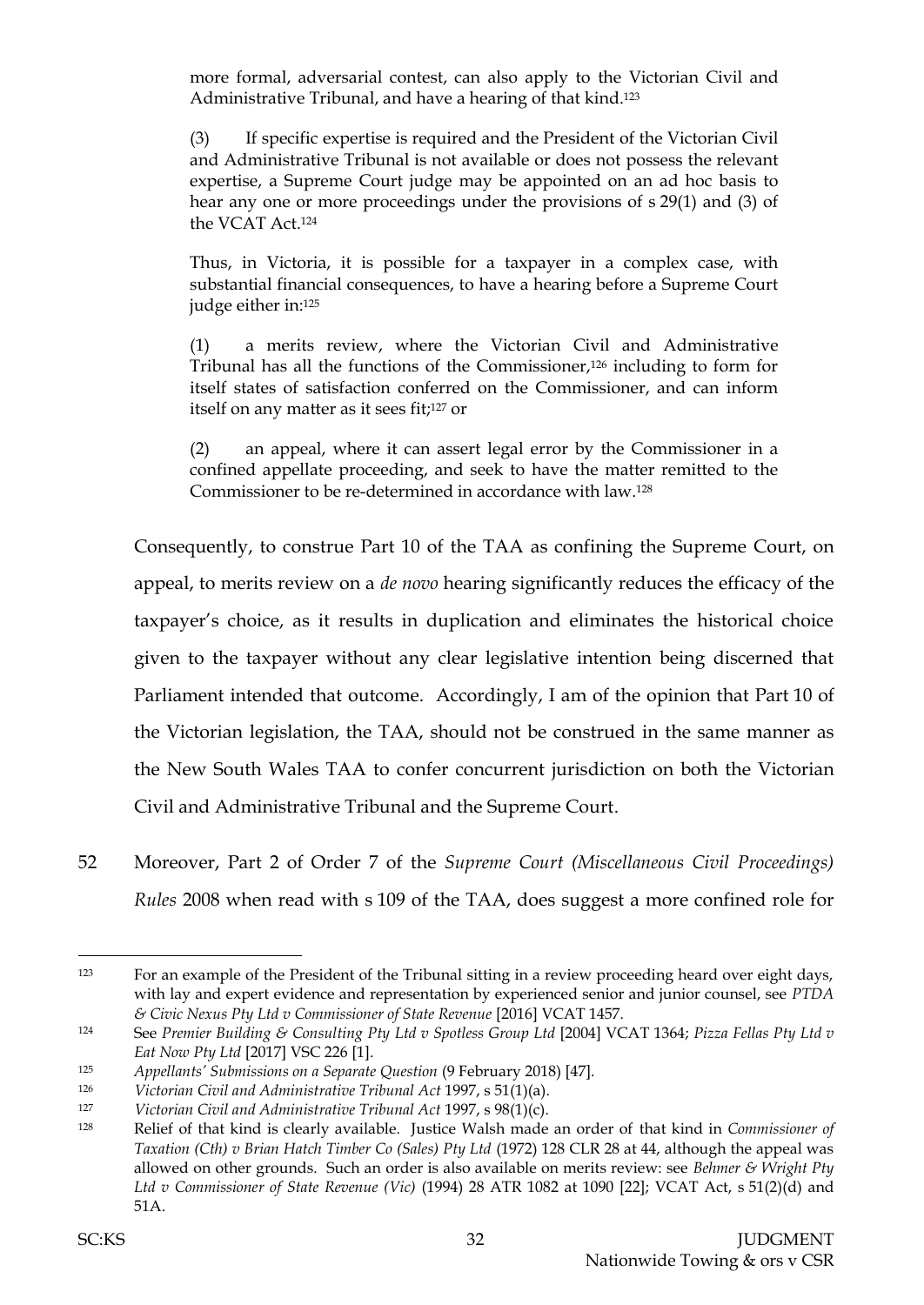> more formal, adversarial contest, can also apply to the Victorian Civil and Administrative Tribunal, and have a hearing of that kind.[123]
>
> (3) If specific expertise is required and the President of the Victorian Civil and Administrative Tribunal is not available or does not possess the relevant expertise, a Supreme Court judge may be appointed on an ad hoc basis to hear any one or more proceedings under the provisions of s 29(1) and (3) of the VCAT Act.[124]
>
> Thus, in Victoria, it is possible for a taxpayer in a complex case, with substantial financial consequences, to have a hearing before a Supreme Court judge either in:[125]
>
> (1) a merits review, where the Victorian Civil and Administrative Tribunal has all the functions of the Commissioner,[126] including to form for itself states of satisfaction conferred on the Commissioner, and can inform itself on any matter as it sees fit;[127] or
>
> (2) an appeal, where it can assert legal error by the Commissioner in a confined appellate proceeding, and seek to have the matter remitted to the Commissioner to be re-determined in accordance with law.[128]

Consequently, to construe Part 10 of the TAA as confining the Supreme Court, on appeal, to merits review on a *de novo* hearing significantly reduces the efficacy of the taxpayer's choice, as it results in duplication and eliminates the historical choice given to the taxpayer without any clear legislative intention being discerned that Parliament intended that outcome. Accordingly, I am of the opinion that Part 10 of the Victorian legislation, the TAA, should not be construed in the same manner as the New South Wales TAA to confer concurrent jurisdiction on both the Victorian Civil and Administrative Tribunal and the Supreme Court.

52 Moreover, Part 2 of Order 7 of the *Supreme Court (Miscellaneous Civil Proceedings) Rules* 2008 when read with s 109 of the TAA, does suggest a more confined role for

---

[123] For an example of the President of the Tribunal sitting in a review proceeding heard over eight days, with lay and expert evidence and representation by experienced senior and junior counsel, see *PTDA & Civic Nexus Pty Ltd v Commissioner of State Revenue* [2016] VCAT 1457.

[124] See *Premier Building & Consulting Pty Ltd v Spotless Group Ltd* [2004] VCAT 1364; *Pizza Fellas Pty Ltd v Eat Now Pty Ltd* [2017] VSC 226 [1].

[125] *Appellants' Submissions on a Separate Question* (9 February 2018) [47].

[126] *Victorian Civil and Administrative Tribunal Act* 1997, s 51(1)(a).

[127] *Victorian Civil and Administrative Tribunal Act* 1997, s 98(1)(c).

[128] Relief of that kind is clearly available. Justice Walsh made an order of that kind in *Commissioner of Taxation (Cth) v Brian Hatch Timber Co (Sales) Pty Ltd* (1972) 128 CLR 28 at 44, although the appeal was allowed on other grounds. Such an order is also available on merits review: see *Behmer & Wright Pty Ltd v Commissioner of State Revenue (Vic)* (1994) 28 ATR 1082 at 1090 [22]; VCAT Act, s 51(2)(d) and 51A.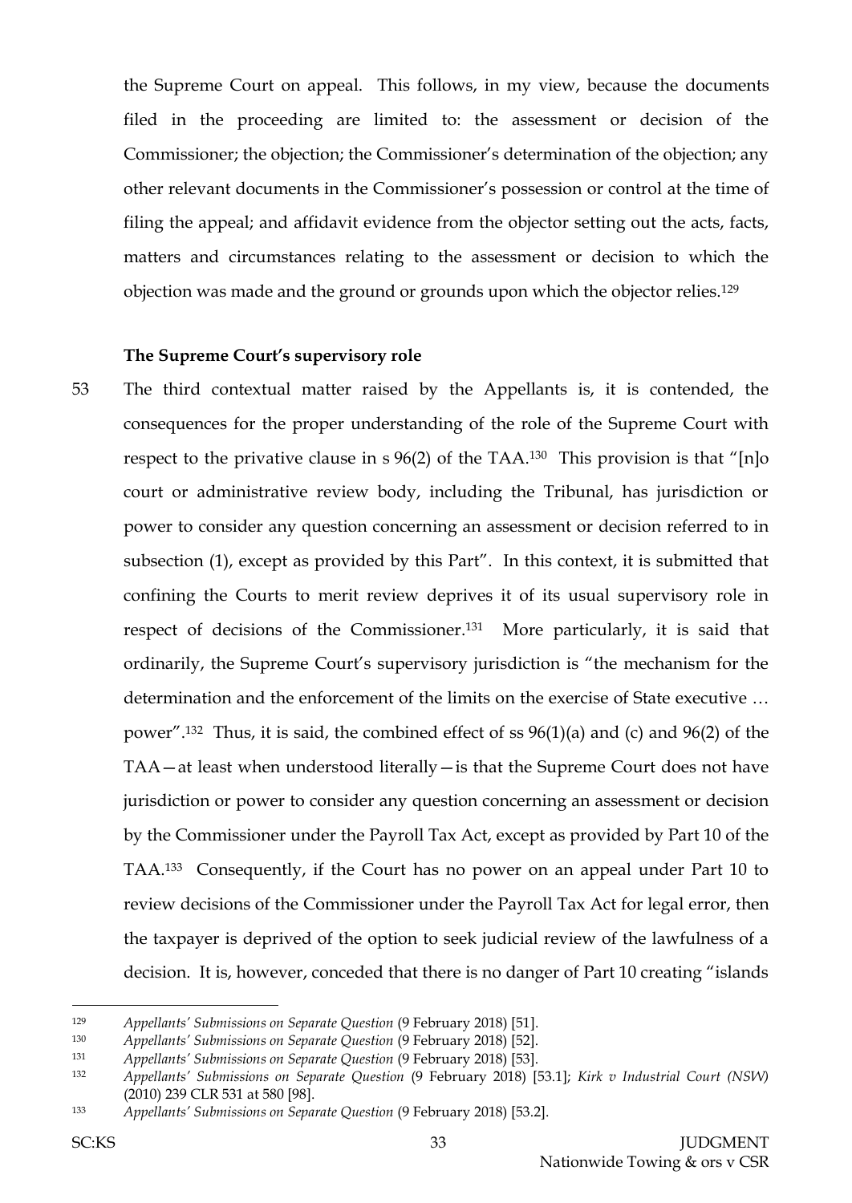the Supreme Court on appeal. This follows, in my view, because the documents filed in the proceeding are limited to: the assessment or decision of the Commissioner; the objection; the Commissioner's determination of the objection; any other relevant documents in the Commissioner's possession or control at the time of filing the appeal; and affidavit evidence from the objector setting out the acts, facts, matters and circumstances relating to the assessment or decision to which the objection was made and the ground or grounds upon which the objector relies.[129]

### The Supreme Court's supervisory role

53 The third contextual matter raised by the Appellants is, it is contended, the consequences for the proper understanding of the role of the Supreme Court with respect to the privative clause in s 96(2) of the TAA.[130] This provision is that "[n]o court or administrative review body, including the Tribunal, has jurisdiction or power to consider any question concerning an assessment or decision referred to in subsection (1), except as provided by this Part". In this context, it is submitted that confining the Courts to merit review deprives it of its usual supervisory role in respect of decisions of the Commissioner.[131] More particularly, it is said that ordinarily, the Supreme Court's supervisory jurisdiction is "the mechanism for the determination and the enforcement of the limits on the exercise of State executive … power".[132] Thus, it is said, the combined effect of ss 96(1)(a) and (c) and 96(2) of the TAA—at least when understood literally—is that the Supreme Court does not have jurisdiction or power to consider any question concerning an assessment or decision by the Commissioner under the Payroll Tax Act, except as provided by Part 10 of the TAA.[133] Consequently, if the Court has no power on an appeal under Part 10 to review decisions of the Commissioner under the Payroll Tax Act for legal error, then the taxpayer is deprived of the option to seek judicial review of the lawfulness of a decision. It is, however, conceded that there is no danger of Part 10 creating "islands

---

[129] *Appellants' Submissions on Separate Question* (9 February 2018) [51].

[130] *Appellants' Submissions on Separate Question* (9 February 2018) [52].

[131] *Appellants' Submissions on Separate Question* (9 February 2018) [53].

[132] *Appellants' Submissions on Separate Question* (9 February 2018) [53.1]; *Kirk v Industrial Court (NSW)* (2010) 239 CLR 531 at 580 [98].

[133] *Appellants' Submissions on Separate Question* (9 February 2018) [53.2].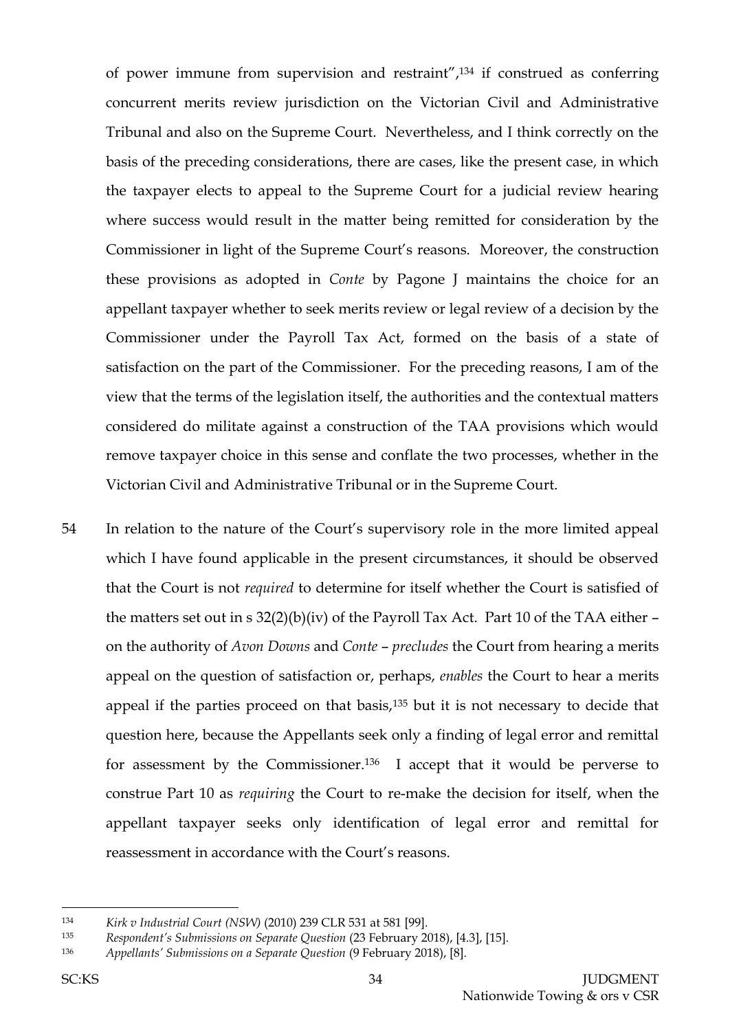of power immune from supervision and restraint",[134] if construed as conferring concurrent merits review jurisdiction on the Victorian Civil and Administrative Tribunal and also on the Supreme Court. Nevertheless, and I think correctly on the basis of the preceding considerations, there are cases, like the present case, in which the taxpayer elects to appeal to the Supreme Court for a judicial review hearing where success would result in the matter being remitted for consideration by the Commissioner in light of the Supreme Court's reasons. Moreover, the construction these provisions as adopted in *Conte* by Pagone J maintains the choice for an appellant taxpayer whether to seek merits review or legal review of a decision by the Commissioner under the Payroll Tax Act, formed on the basis of a state of satisfaction on the part of the Commissioner. For the preceding reasons, I am of the view that the terms of the legislation itself, the authorities and the contextual matters considered do militate against a construction of the TAA provisions which would remove taxpayer choice in this sense and conflate the two processes, whether in the Victorian Civil and Administrative Tribunal or in the Supreme Court.

54 In relation to the nature of the Court's supervisory role in the more limited appeal which I have found applicable in the present circumstances, it should be observed that the Court is not *required* to determine for itself whether the Court is satisfied of the matters set out in s 32(2)(b)(iv) of the Payroll Tax Act. Part 10 of the TAA either – on the authority of *Avon Downs* and *Conte* – *precludes* the Court from hearing a merits appeal on the question of satisfaction or, perhaps, *enables* the Court to hear a merits appeal if the parties proceed on that basis,[135] but it is not necessary to decide that question here, because the Appellants seek only a finding of legal error and remittal for assessment by the Commissioner.[136] I accept that it would be perverse to construe Part 10 as *requiring* the Court to re-make the decision for itself, when the appellant taxpayer seeks only identification of legal error and remittal for reassessment in accordance with the Court's reasons.

---

[134] *Kirk v Industrial Court (NSW)* (2010) 239 CLR 531 at 581 [99].

[135] *Respondent's Submissions on Separate Question* (23 February 2018), [4.3], [15].

[136] *Appellants' Submissions on a Separate Question* (9 February 2018), [8].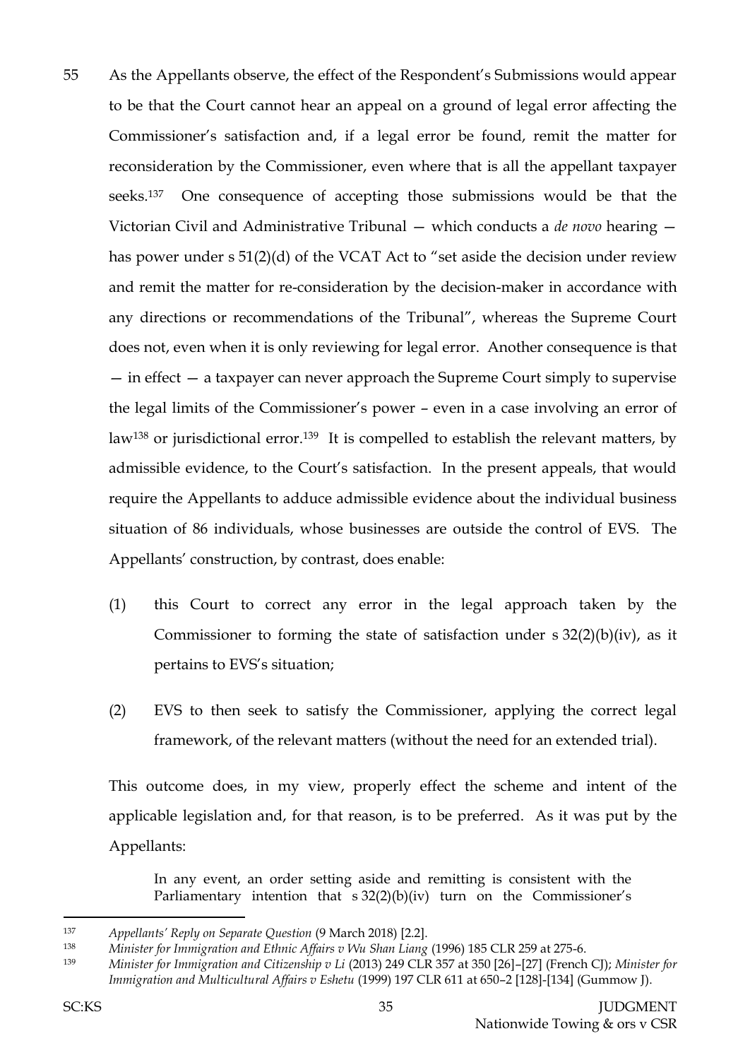55 As the Appellants observe, the effect of the Respondent's Submissions would appear to be that the Court cannot hear an appeal on a ground of legal error affecting the Commissioner's satisfaction and, if a legal error be found, remit the matter for reconsideration by the Commissioner, even where that is all the appellant taxpayer seeks.[137] One consequence of accepting those submissions would be that the Victorian Civil and Administrative Tribunal — which conducts a *de novo* hearing — has power under s 51(2)(d) of the VCAT Act to "set aside the decision under review and remit the matter for re-consideration by the decision-maker in accordance with any directions or recommendations of the Tribunal", whereas the Supreme Court does not, even when it is only reviewing for legal error. Another consequence is that — in effect — a taxpayer can never approach the Supreme Court simply to supervise the legal limits of the Commissioner's power – even in a case involving an error of law[138] or jurisdictional error.[139] It is compelled to establish the relevant matters, by admissible evidence, to the Court's satisfaction. In the present appeals, that would require the Appellants to adduce admissible evidence about the individual business situation of 86 individuals, whose businesses are outside the control of EVS. The Appellants' construction, by contrast, does enable:

(1) this Court to correct any error in the legal approach taken by the Commissioner to forming the state of satisfaction under s 32(2)(b)(iv), as it pertains to EVS's situation;

(2) EVS to then seek to satisfy the Commissioner, applying the correct legal framework, of the relevant matters (without the need for an extended trial).

This outcome does, in my view, properly effect the scheme and intent of the applicable legislation and, for that reason, is to be preferred. As it was put by the Appellants:

> In any event, an order setting aside and remitting is consistent with the Parliamentary intention that s 32(2)(b)(iv) turn on the Commissioner's

---

[137] *Appellants' Reply on Separate Question* (9 March 2018) [2.2].

[138] *Minister for Immigration and Ethnic Affairs v Wu Shan Liang* (1996) 185 CLR 259 at 275-6.

[139] *Minister for Immigration and Citizenship v Li* (2013) 249 CLR 357 at 350 [26]–[27] (French CJ); *Minister for Immigration and Multicultural Affairs v Eshetu* (1999) 197 CLR 611 at 650–2 [128]-[134] (Gummow J).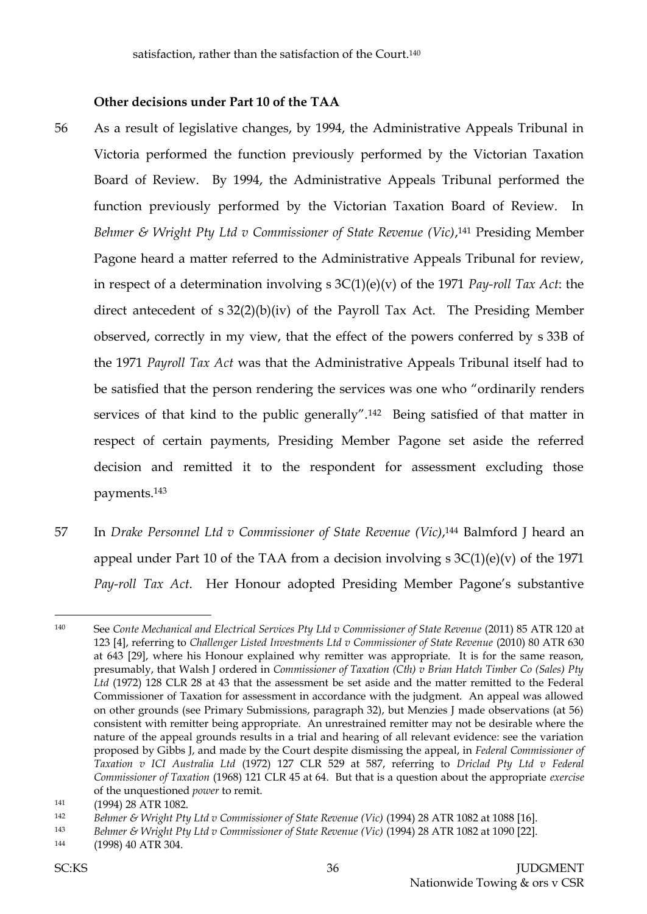satisfaction, rather than the satisfaction of the Court.[140]

**Other decisions under Part 10 of the TAA**

56 As a result of legislative changes, by 1994, the Administrative Appeals Tribunal in Victoria performed the function previously performed by the Victorian Taxation Board of Review. By 1994, the Administrative Appeals Tribunal performed the function previously performed by the Victorian Taxation Board of Review. In *Behmer & Wright Pty Ltd v Commissioner of State Revenue (Vic)*,[141] Presiding Member Pagone heard a matter referred to the Administrative Appeals Tribunal for review, in respect of a determination involving s 3C(1)(e)(v) of the 1971 *Pay-roll Tax Act*: the direct antecedent of s 32(2)(b)(iv) of the Payroll Tax Act. The Presiding Member observed, correctly in my view, that the effect of the powers conferred by s 33B of the 1971 *Payroll Tax Act* was that the Administrative Appeals Tribunal itself had to be satisfied that the person rendering the services was one who "ordinarily renders services of that kind to the public generally".[142] Being satisfied of that matter in respect of certain payments, Presiding Member Pagone set aside the referred decision and remitted it to the respondent for assessment excluding those payments.[143]

57 In *Drake Personnel Ltd v Commissioner of State Revenue (Vic)*,[144] Balmford J heard an appeal under Part 10 of the TAA from a decision involving s 3C(1)(e)(v) of the 1971 *Pay-roll Tax Act*. Her Honour adopted Presiding Member Pagone's substantive

---

[140] See *Conte Mechanical and Electrical Services Pty Ltd v Commissioner of State Revenue* (2011) 85 ATR 120 at 123 [4], referring to *Challenger Listed Investments Ltd v Commissioner of State Revenue* (2010) 80 ATR 630 at 643 [29], where his Honour explained why remitter was appropriate. It is for the same reason, presumably, that Walsh J ordered in *Commissioner of Taxation (Cth) v Brian Hatch Timber Co (Sales) Pty Ltd* (1972) 128 CLR 28 at 43 that the assessment be set aside and the matter remitted to the Federal Commissioner of Taxation for assessment in accordance with the judgment. An appeal was allowed on other grounds (see Primary Submissions, paragraph 32), but Menzies J made observations (at 56) consistent with remitter being appropriate. An unrestrained remitter may not be desirable where the nature of the appeal grounds results in a trial and hearing of all relevant evidence: see the variation proposed by Gibbs J, and made by the Court despite dismissing the appeal, in *Federal Commissioner of Taxation v ICI Australia Ltd* (1972) 127 CLR 529 at 587, referring to *Driclad Pty Ltd v Federal Commissioner of Taxation* (1968) 121 CLR 45 at 64. But that is a question about the appropriate *exercise* of the unquestioned *power* to remit.

[141] (1994) 28 ATR 1082.

[142] *Behmer & Wright Pty Ltd v Commissioner of State Revenue (Vic)* (1994) 28 ATR 1082 at 1088 [16].

[143] *Behmer & Wright Pty Ltd v Commissioner of State Revenue (Vic)* (1994) 28 ATR 1082 at 1090 [22].

[144] (1998) 40 ATR 304.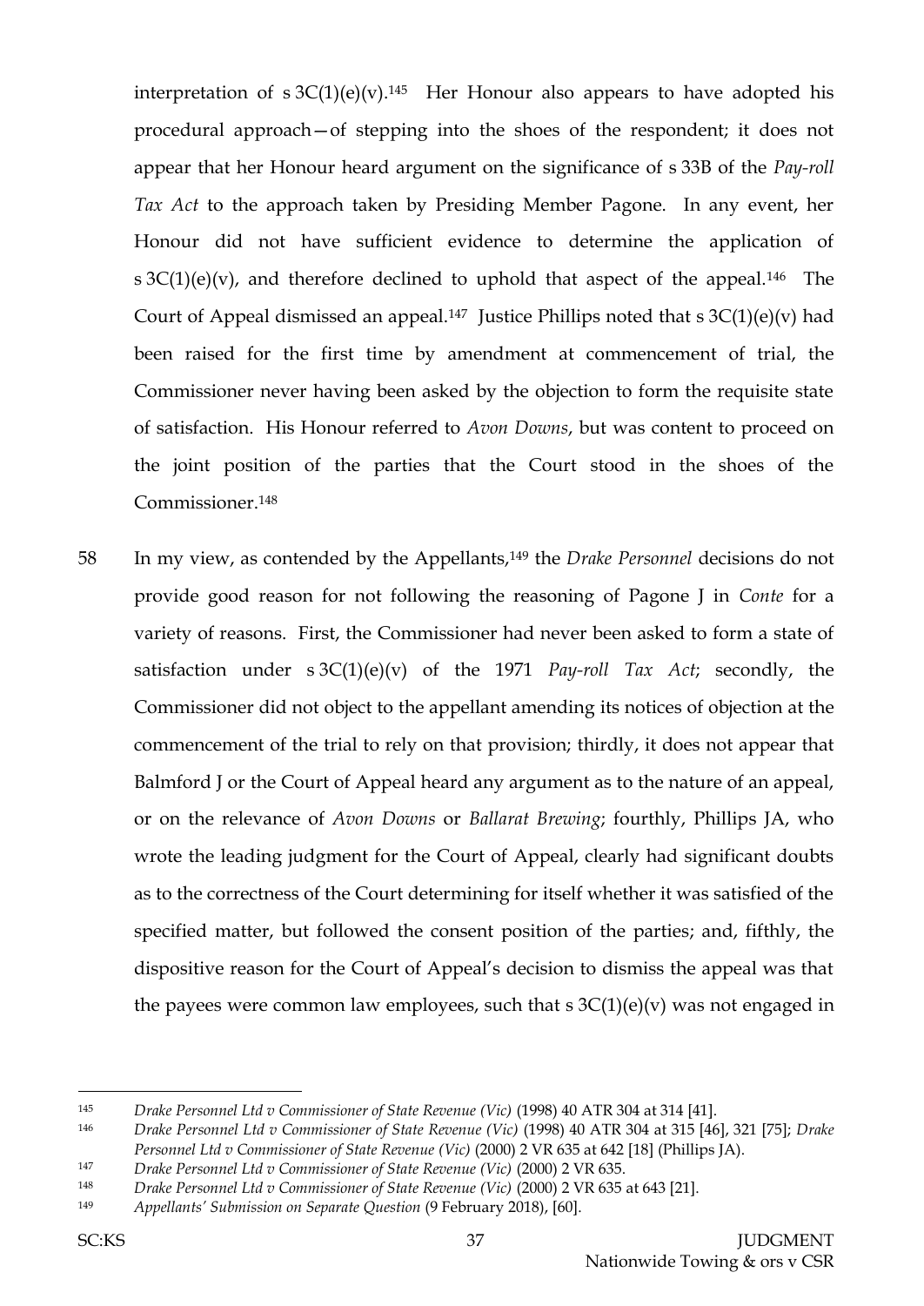interpretation of s 3C(1)(e)(v).[145] Her Honour also appears to have adopted his procedural approach—of stepping into the shoes of the respondent; it does not appear that her Honour heard argument on the significance of s 33B of the *Pay-roll Tax Act* to the approach taken by Presiding Member Pagone. In any event, her Honour did not have sufficient evidence to determine the application of s 3C(1)(e)(v), and therefore declined to uphold that aspect of the appeal.[146] The Court of Appeal dismissed an appeal.[147] Justice Phillips noted that s 3C(1)(e)(v) had been raised for the first time by amendment at commencement of trial, the Commissioner never having been asked by the objection to form the requisite state of satisfaction. His Honour referred to *Avon Downs*, but was content to proceed on the joint position of the parties that the Court stood in the shoes of the Commissioner.[148]

58 In my view, as contended by the Appellants,[149] the *Drake Personnel* decisions do not provide good reason for not following the reasoning of Pagone J in *Conte* for a variety of reasons. First, the Commissioner had never been asked to form a state of satisfaction under s 3C(1)(e)(v) of the 1971 *Pay-roll Tax Act*; secondly, the Commissioner did not object to the appellant amending its notices of objection at the commencement of the trial to rely on that provision; thirdly, it does not appear that Balmford J or the Court of Appeal heard any argument as to the nature of an appeal, or on the relevance of *Avon Downs* or *Ballarat Brewing*; fourthly, Phillips JA, who wrote the leading judgment for the Court of Appeal, clearly had significant doubts as to the correctness of the Court determining for itself whether it was satisfied of the specified matter, but followed the consent position of the parties; and, fifthly, the dispositive reason for the Court of Appeal's decision to dismiss the appeal was that the payees were common law employees, such that s 3C(1)(e)(v) was not engaged in

---

[145] *Drake Personnel Ltd v Commissioner of State Revenue (Vic)* (1998) 40 ATR 304 at 314 [41].

[146] *Drake Personnel Ltd v Commissioner of State Revenue (Vic)* (1998) 40 ATR 304 at 315 [46], 321 [75]; *Drake Personnel Ltd v Commissioner of State Revenue (Vic)* (2000) 2 VR 635 at 642 [18] (Phillips JA).

[147] *Drake Personnel Ltd v Commissioner of State Revenue (Vic)* (2000) 2 VR 635.

[148] *Drake Personnel Ltd v Commissioner of State Revenue (Vic)* (2000) 2 VR 635 at 643 [21].

[149] *Appellants' Submission on Separate Question* (9 February 2018), [60].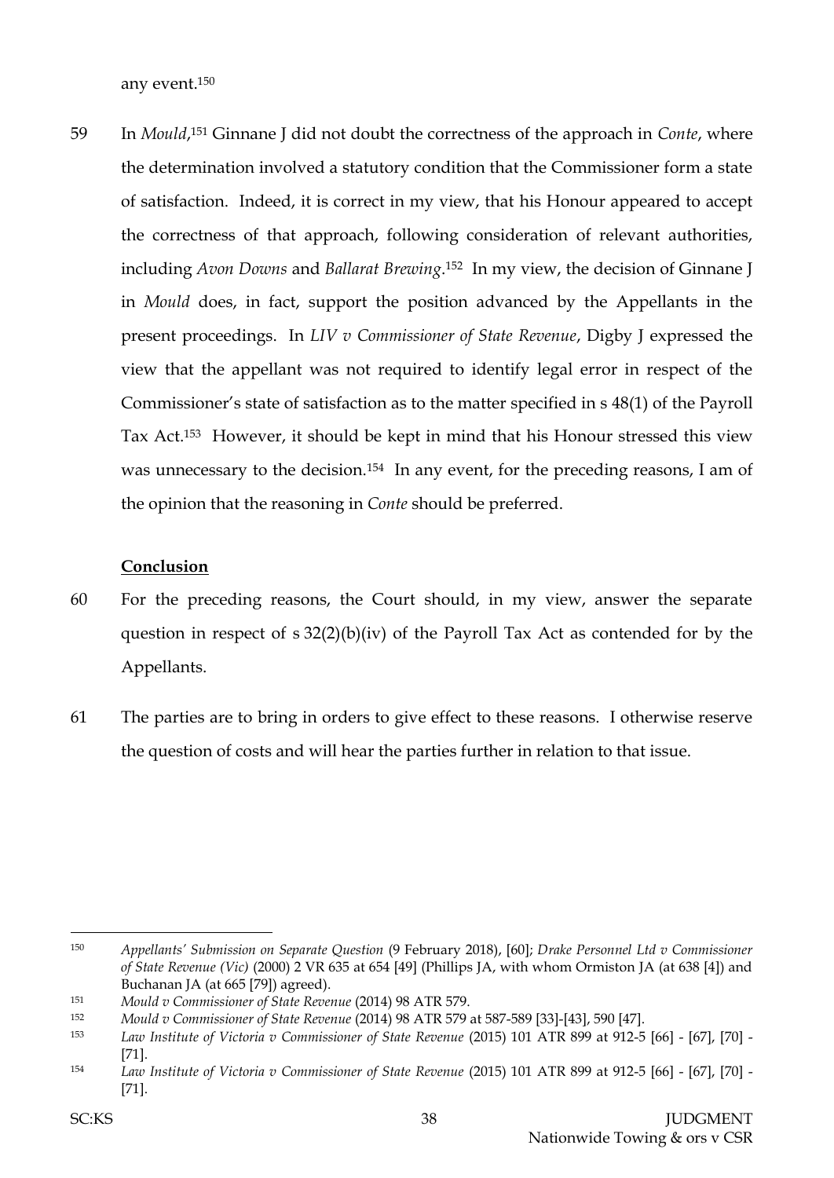any event.[150]

59 In *Mould*,[151] Ginnane J did not doubt the correctness of the approach in *Conte*, where the determination involved a statutory condition that the Commissioner form a state of satisfaction. Indeed, it is correct in my view, that his Honour appeared to accept the correctness of that approach, following consideration of relevant authorities, including *Avon Downs* and *Ballarat Brewing*.[152] In my view, the decision of Ginnane J in *Mould* does, in fact, support the position advanced by the Appellants in the present proceedings. In *LIV v Commissioner of State Revenue*, Digby J expressed the view that the appellant was not required to identify legal error in respect of the Commissioner's state of satisfaction as to the matter specified in s 48(1) of the Payroll Tax Act.[153] However, it should be kept in mind that his Honour stressed this view was unnecessary to the decision.[154] In any event, for the preceding reasons, I am of the opinion that the reasoning in *Conte* should be preferred.

**Conclusion**

60 For the preceding reasons, the Court should, in my view, answer the separate question in respect of s 32(2)(b)(iv) of the Payroll Tax Act as contended for by the Appellants.

61 The parties are to bring in orders to give effect to these reasons. I otherwise reserve the question of costs and will hear the parties further in relation to that issue.

---

[150] *Appellants' Submission on Separate Question* (9 February 2018), [60]; *Drake Personnel Ltd v Commissioner of State Revenue (Vic)* (2000) 2 VR 635 at 654 [49] (Phillips JA, with whom Ormiston JA (at 638 [4]) and Buchanan JA (at 665 [79]) agreed).

[151] *Mould v Commissioner of State Revenue* (2014) 98 ATR 579.

[152] *Mould v Commissioner of State Revenue* (2014) 98 ATR 579 at 587-589 [33]-[43], 590 [47].

[153] *Law Institute of Victoria v Commissioner of State Revenue* (2015) 101 ATR 899 at 912-5 [66] - [67], [70] - [71].

[154] *Law Institute of Victoria v Commissioner of State Revenue* (2015) 101 ATR 899 at 912-5 [66] - [67], [70] - [71].